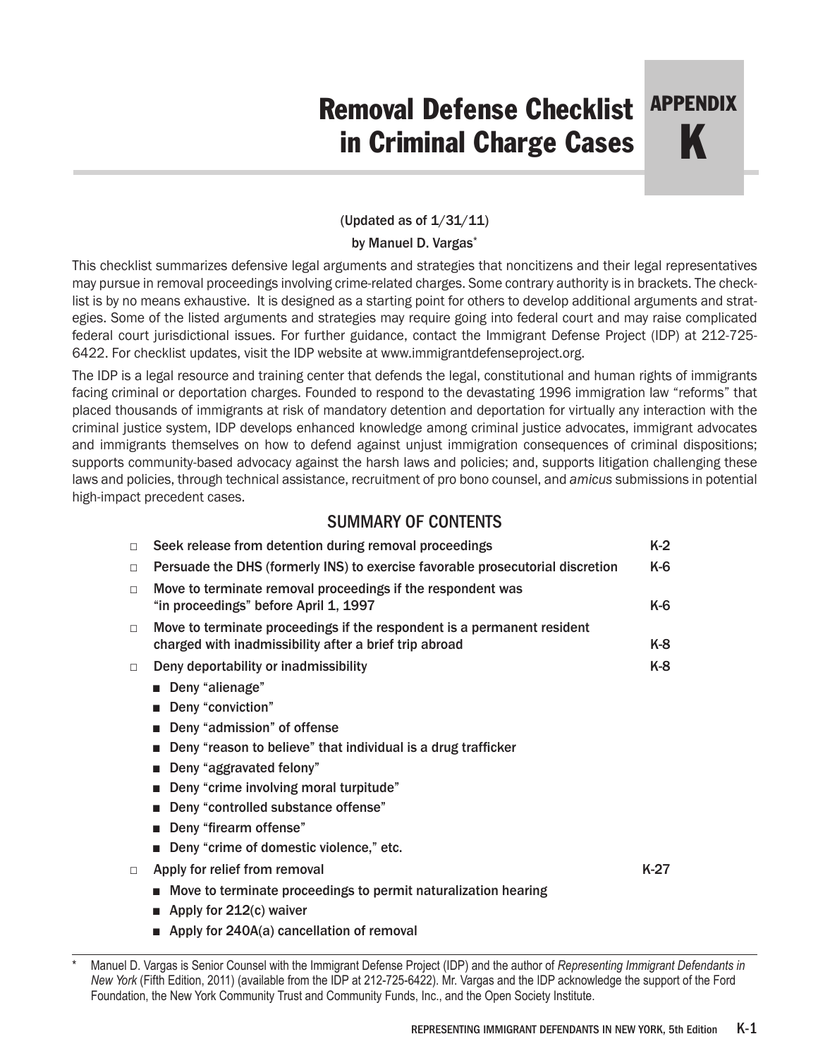# Removal Defense Checklist in Criminal Charge Cases

**APPENDIX K**

(Updated as of 1/31/11)

by Manuel D. Vargas*

This checklist summarizes defensive legal arguments and strategies that noncitizens and their legal representatives may pursue in removal proceedings involving crime-related charges. Some contrary authority is in brackets. The checklist is by no means exhaustive. It is designed as a starting point for others to develop additional arguments and strategies. Some of the listed arguments and strategies may require going into federal court and may raise complicated federal court jurisdictional issues. For further guidance, contact the Immigrant Defense Project (IDP) at 212-725-6422. For checklist updates, visit the IDP website at www.immigrantdefenseproject.org.

The IDP is a legal resource and training center that defends the legal, constitutional and human rights of immigrants facing criminal or deportation charges. Founded to respond to the devastating 1996 immigration law "reforms" that placed thousands of immigrants at risk of mandatory detention and deportation for virtually any interaction with the criminal justice system, IDP develops enhanced knowledge among criminal justice advocates, immigrant advocates and immigrants themselves on how to defend against unjust immigration consequences of criminal dispositions; supports community-based advocacy against the harsh laws and policies; and, supports litigation challenging these laws and policies, through technical assistance, recruitment of pro bono counsel, and *amicus* submissions in potential high-impact precedent cases.

## SUMMARY OF CONTENTS

- □ Seek release from detention during removal proceedings — K-2
- □ Persuade the DHS (formerly INS) to exercise favorable prosecutorial discretion — K-6
- □ Move to terminate removal proceedings if the respondent was "in proceedings" before April 1, 1997 — K-6
- □ Move to terminate proceedings if the respondent is a permanent resident charged with inadmissibility after a brief trip abroad — K-8
- □ Deny deportability or inadmissibility — K-8
  - Deny "alienage"
  - Deny "conviction"
  - Deny "admission" of offense
  - Deny "reason to believe" that individual is a drug trafficker
  - Deny "aggravated felony"
  - Deny "crime involving moral turpitude"
  - Deny "controlled substance offense"
  - Deny "firearm offense"
  - Deny "crime of domestic violence," etc.
- □ Apply for relief from removal — K-27
  - Move to terminate proceedings to permit naturalization hearing
  - Apply for 212(c) waiver
  - Apply for 240A(a) cancellation of removal

---

\* Manuel D. Vargas is Senior Counsel with the Immigrant Defense Project (IDP) and the author of *Representing Immigrant Defendants in New York* (Fifth Edition, 2011) (available from the IDP at 212-725-6422). Mr. Vargas and the IDP acknowledge the support of the Ford Foundation, the New York Community Trust and Community Funds, Inc., and the Open Society Institute.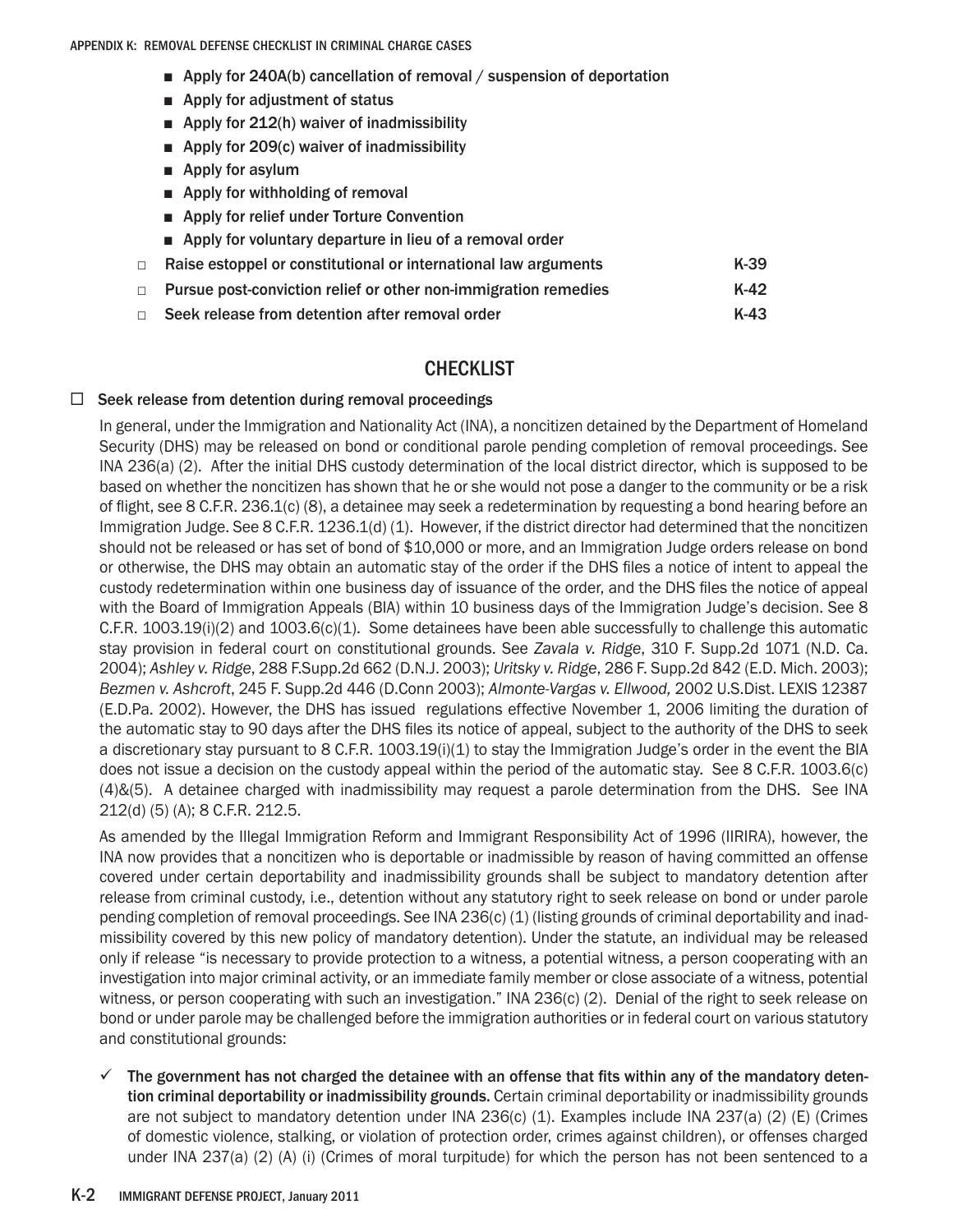- Apply for 240A(b) cancellation of removal / suspension of deportation
- Apply for adjustment of status
- Apply for 212(h) waiver of inadmissibility
- Apply for 209(c) waiver of inadmissibility
- Apply for asylum
- Apply for withholding of removal
- Apply for relief under Torture Convention
- Apply for voluntary departure in lieu of a removal order

| | | |
|---|---|---|
| □ | Raise estoppel or constitutional or international law arguments | K-39 |
| □ | Pursue post-conviction relief or other non-immigration remedies | K-42 |
| □ | Seek release from detention after removal order | K-43 |

## CHECKLIST

☐ Seek release from detention during removal proceedings

In general, under the Immigration and Nationality Act (INA), a noncitizen detained by the Department of Homeland Security (DHS) may be released on bond or conditional parole pending completion of removal proceedings. See INA 236(a) (2). After the initial DHS custody determination of the local district director, which is supposed to be based on whether the noncitizen has shown that he or she would not pose a danger to the community or be a risk of flight, see 8 C.F.R. 236.1(c) (8), a detainee may seek a redetermination by requesting a bond hearing before an Immigration Judge. See 8 C.F.R. 1236.1(d) (1). However, if the district director had determined that the noncitizen should not be released or has set of bond of $10,000 or more, and an Immigration Judge orders release on bond or otherwise, the DHS may obtain an automatic stay of the order if the DHS files a notice of intent to appeal the custody redetermination within one business day of issuance of the order, and the DHS files the notice of appeal with the Board of Immigration Appeals (BIA) within 10 business days of the Immigration Judge's decision. See 8 C.F.R. 1003.19(i)(2) and 1003.6(c)(1). Some detainees have been able successfully to challenge this automatic stay provision in federal court on constitutional grounds. See *Zavala v. Ridge*, 310 F. Supp.2d 1071 (N.D. Ca. 2004); *Ashley v. Ridge*, 288 F.Supp.2d 662 (D.N.J. 2003); *Uritsky v. Ridge*, 286 F. Supp.2d 842 (E.D. Mich. 2003); *Bezmen v. Ashcroft*, 245 F. Supp.2d 446 (D.Conn 2003); *Almonte-Vargas v. Ellwood,* 2002 U.S.Dist. LEXIS 12387 (E.D.Pa. 2002). However, the DHS has issued regulations effective November 1, 2006 limiting the duration of the automatic stay to 90 days after the DHS files its notice of appeal, subject to the authority of the DHS to seek a discretionary stay pursuant to 8 C.F.R. 1003.19(i)(1) to stay the Immigration Judge's order in the event the BIA does not issue a decision on the custody appeal within the period of the automatic stay. See 8 C.F.R. 1003.6(c)(4)&(5). A detainee charged with inadmissibility may request a parole determination from the DHS. See INA 212(d) (5) (A); 8 C.F.R. 212.5.

As amended by the Illegal Immigration Reform and Immigrant Responsibility Act of 1996 (IIRIRA), however, the INA now provides that a noncitizen who is deportable or inadmissible by reason of having committed an offense covered under certain deportability and inadmissibility grounds shall be subject to mandatory detention after release from criminal custody, i.e., detention without any statutory right to seek release on bond or under parole pending completion of removal proceedings. See INA 236(c) (1) (listing grounds of criminal deportability and inadmissibility covered by this new policy of mandatory detention). Under the statute, an individual may be released only if release "is necessary to provide protection to a witness, a potential witness, a person cooperating with an investigation into major criminal activity, or an immediate family member or close associate of a witness, potential witness, or person cooperating with such an investigation." INA 236(c) (2). Denial of the right to seek release on bond or under parole may be challenged before the immigration authorities or in federal court on various statutory and constitutional grounds:

✓ **The government has not charged the detainee with an offense that fits within any of the mandatory detention criminal deportability or inadmissibility grounds.** Certain criminal deportability or inadmissibility grounds are not subject to mandatory detention under INA 236(c) (1). Examples include INA 237(a) (2) (E) (Crimes of domestic violence, stalking, or violation of protection order, crimes against children), or offenses charged under INA 237(a) (2) (A) (i) (Crimes of moral turpitude) for which the person has not been sentenced to a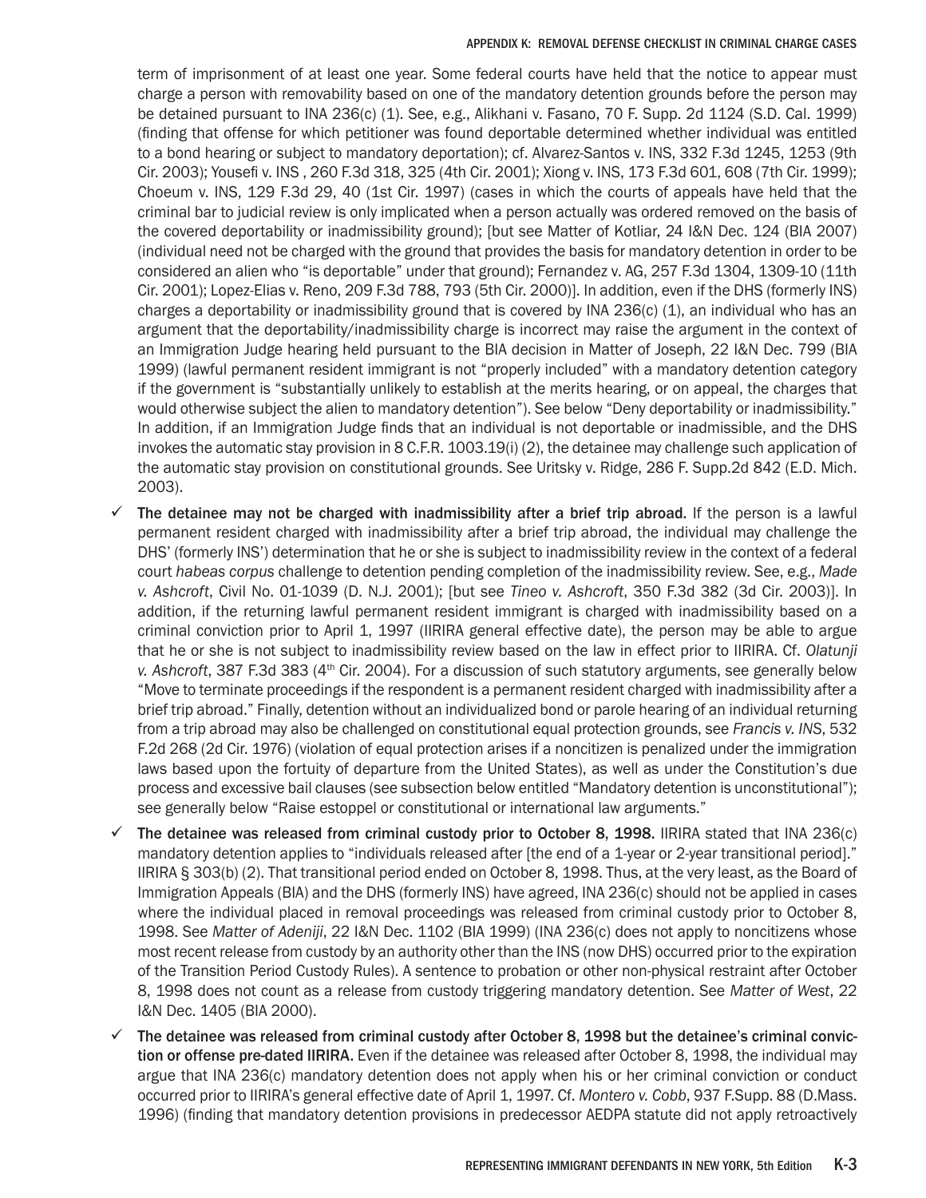term of imprisonment of at least one year. Some federal courts have held that the notice to appear must charge a person with removability based on one of the mandatory detention grounds before the person may be detained pursuant to INA 236(c) (1). See, e.g., Alikhani v. Fasano, 70 F. Supp. 2d 1124 (S.D. Cal. 1999) (finding that offense for which petitioner was found deportable determined whether individual was entitled to a bond hearing or subject to mandatory deportation); cf. Alvarez-Santos v. INS, 332 F.3d 1245, 1253 (9th Cir. 2003); Yousefi v. INS , 260 F.3d 318, 325 (4th Cir. 2001); Xiong v. INS, 173 F.3d 601, 608 (7th Cir. 1999); Choeum v. INS, 129 F.3d 29, 40 (1st Cir. 1997) (cases in which the courts of appeals have held that the criminal bar to judicial review is only implicated when a person actually was ordered removed on the basis of the covered deportability or inadmissibility ground); [but see Matter of Kotliar, 24 I&N Dec. 124 (BIA 2007) (individual need not be charged with the ground that provides the basis for mandatory detention in order to be considered an alien who "is deportable" under that ground); Fernandez v. AG, 257 F.3d 1304, 1309-10 (11th Cir. 2001); Lopez-Elias v. Reno, 209 F.3d 788, 793 (5th Cir. 2000)]. In addition, even if the DHS (formerly INS) charges a deportability or inadmissibility ground that is covered by INA 236(c) (1), an individual who has an argument that the deportability/inadmissibility charge is incorrect may raise the argument in the context of an Immigration Judge hearing held pursuant to the BIA decision in Matter of Joseph, 22 I&N Dec. 799 (BIA 1999) (lawful permanent resident immigrant is not "properly included" with a mandatory detention category if the government is "substantially unlikely to establish at the merits hearing, or on appeal, the charges that would otherwise subject the alien to mandatory detention"). See below "Deny deportability or inadmissibility." In addition, if an Immigration Judge finds that an individual is not deportable or inadmissible, and the DHS invokes the automatic stay provision in 8 C.F.R. 1003.19(i) (2), the detainee may challenge such application of the automatic stay provision on constitutional grounds. See Uritsky v. Ridge, 286 F. Supp.2d 842 (E.D. Mich. 2003).

- ✓ **The detainee may not be charged with inadmissibility after a brief trip abroad.** If the person is a lawful permanent resident charged with inadmissibility after a brief trip abroad, the individual may challenge the DHS' (formerly INS') determination that he or she is subject to inadmissibility review in the context of a federal court *habeas corpus* challenge to detention pending completion of the inadmissibility review. See, e.g., *Made v. Ashcroft*, Civil No. 01-1039 (D. N.J. 2001); [but see *Tineo v. Ashcroft*, 350 F.3d 382 (3d Cir. 2003)]. In addition, if the returning lawful permanent resident immigrant is charged with inadmissibility based on a criminal conviction prior to April 1, 1997 (IIRIRA general effective date), the person may be able to argue that he or she is not subject to inadmissibility review based on the law in effect prior to IIRIRA. Cf. *Olatunji v. Ashcroft*, 387 F.3d 383 (4th Cir. 2004). For a discussion of such statutory arguments, see generally below "Move to terminate proceedings if the respondent is a permanent resident charged with inadmissibility after a brief trip abroad." Finally, detention without an individualized bond or parole hearing of an individual returning from a trip abroad may also be challenged on constitutional equal protection grounds, see *Francis v. INS*, 532 F.2d 268 (2d Cir. 1976) (violation of equal protection arises if a noncitizen is penalized under the immigration laws based upon the fortuity of departure from the United States), as well as under the Constitution's due process and excessive bail clauses (see subsection below entitled "Mandatory detention is unconstitutional"); see generally below "Raise estoppel or constitutional or international law arguments."
- ✓ **The detainee was released from criminal custody prior to October 8, 1998.** IIRIRA stated that INA 236(c) mandatory detention applies to "individuals released after [the end of a 1-year or 2-year transitional period]." IIRIRA § 303(b) (2). That transitional period ended on October 8, 1998. Thus, at the very least, as the Board of Immigration Appeals (BIA) and the DHS (formerly INS) have agreed, INA 236(c) should not be applied in cases where the individual placed in removal proceedings was released from criminal custody prior to October 8, 1998. See *Matter of Adeniji*, 22 I&N Dec. 1102 (BIA 1999) (INA 236(c) does not apply to noncitizens whose most recent release from custody by an authority other than the INS (now DHS) occurred prior to the expiration of the Transition Period Custody Rules). A sentence to probation or other non-physical restraint after October 8, 1998 does not count as a release from custody triggering mandatory detention. See *Matter of West*, 22 I&N Dec. 1405 (BIA 2000).
- ✓ **The detainee was released from criminal custody after October 8, 1998 but the detainee's criminal conviction or offense pre-dated IIRIRA.** Even if the detainee was released after October 8, 1998, the individual may argue that INA 236(c) mandatory detention does not apply when his or her criminal conviction or conduct occurred prior to IIRIRA's general effective date of April 1, 1997. Cf. *Montero v. Cobb*, 937 F.Supp. 88 (D.Mass. 1996) (finding that mandatory detention provisions in predecessor AEDPA statute did not apply retroactively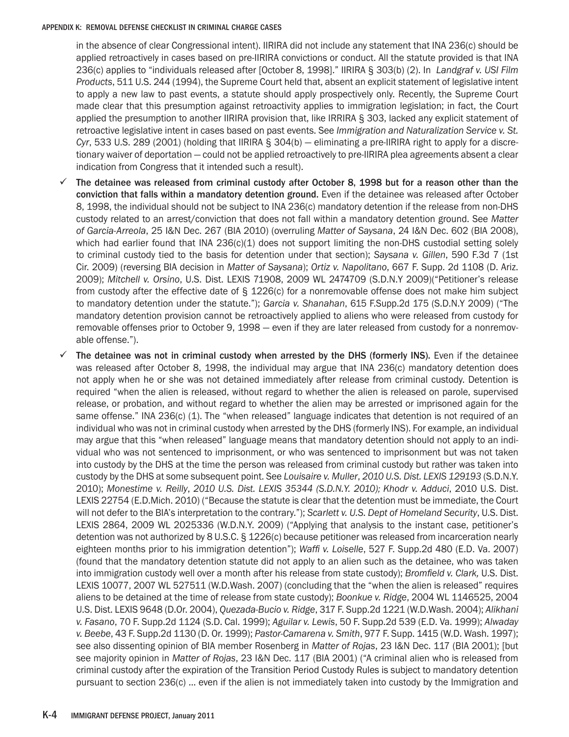in the absence of clear Congressional intent). IIRIRA did not include any statement that INA 236(c) should be applied retroactively in cases based on pre-IIRIRA convictions or conduct. All the statute provided is that INA 236(c) applies to "individuals released after [October 8, 1998]." IIRIRA § 303(b) (2). In *Landgraf v. USI Film Products*, 511 U.S. 244 (1994), the Supreme Court held that, absent an explicit statement of legislative intent to apply a new law to past events, a statute should apply prospectively only. Recently, the Supreme Court made clear that this presumption against retroactivity applies to immigration legislation; in fact, the Court applied the presumption to another IIRIRA provision that, like IRRIRA § 303, lacked any explicit statement of retroactive legislative intent in cases based on past events. See *Immigration and Naturalization Service v. St. Cyr*, 533 U.S. 289 (2001) (holding that IIRIRA § 304(b) — eliminating a pre-IIRIRA right to apply for a discretionary waiver of deportation — could not be applied retroactively to pre-IIRIRA plea agreements absent a clear indication from Congress that it intended such a result).

- ✓ **The detainee was released from criminal custody after October 8, 1998 but for a reason other than the conviction that falls within a mandatory detention ground.** Even if the detainee was released after October 8, 1998, the individual should not be subject to INA 236(c) mandatory detention if the release from non-DHS custody related to an arrest/conviction that does not fall within a mandatory detention ground. See *Matter of Garcia-Arreola*, 25 I&N Dec. 267 (BIA 2010) (overruling *Matter of Saysana*, 24 I&N Dec. 602 (BIA 2008), which had earlier found that INA 236(c)(1) does not support limiting the non-DHS custodial setting solely to criminal custody tied to the basis for detention under that section); *Saysana v. Gillen*, 590 F.3d 7 (1st Cir. 2009) (reversing BIA decision in *Matter of Saysana*); *Ortiz v. Napolitano*, 667 F. Supp. 2d 1108 (D. Ariz. 2009); *Mitchell v. Orsino*, U.S. Dist. LEXIS 71908, 2009 WL 2474709 (S.D.N.Y 2009)("Petitioner's release from custody after the effective date of § 1226(c) for a nonremovable offense does not make him subject to mandatory detention under the statute."); *Garcia v. Shanahan*, 615 F.Supp.2d 175 (S.D.N.Y 2009) ("The mandatory detention provision cannot be retroactively applied to aliens who were released from custody for removable offenses prior to October 9, 1998 — even if they are later released from custody for a nonremovable offense.").
- ✓ **The detainee was not in criminal custody when arrested by the DHS (formerly INS).** Even if the detainee was released after October 8, 1998, the individual may argue that INA 236(c) mandatory detention does not apply when he or she was not detained immediately after release from criminal custody. Detention is required "when the alien is released, without regard to whether the alien is released on parole, supervised release, or probation, and without regard to whether the alien may be arrested or imprisoned again for the same offense." INA 236(c) (1). The "when released" language indicates that detention is not required of an individual who was not in criminal custody when arrested by the DHS (formerly INS). For example, an individual may argue that this "when released" language means that mandatory detention should not apply to an individual who was not sentenced to imprisonment, or who was sentenced to imprisonment but was not taken into custody by the DHS at the time the person was released from criminal custody but rather was taken into custody by the DHS at some subsequent point. See *Louisaire v. Muller*, *2010 U.S. Dist. LEXIS 129193* (S.D.N.Y. 2010); *Monestime v. Reilly*, *2010 U.S. Dist. LEXIS 35344 (S.D.N.Y. 2010); Khodr v. Adduci*, 2010 U.S. Dist. LEXIS 22754 (E.D.Mich. 2010) ("Because the statute is clear that the detention must be immediate, the Court will not defer to the BIA's interpretation to the contrary."); *Scarlett v. U.S. Dept of Homeland Security*, U.S. Dist. LEXIS 2864, 2009 WL 2025336 (W.D.N.Y. 2009) ("Applying that analysis to the instant case, petitioner's detention was not authorized by 8 U.S.C. § 1226(c) because petitioner was released from incarceration nearly eighteen months prior to his immigration detention"); *Waffi v. Loiselle*, 527 F. Supp.2d 480 (E.D. Va. 2007) (found that the mandatory detention statute did not apply to an alien such as the detainee, who was taken into immigration custody well over a month after his release from state custody); *Bromfield v. Clark,* U.S. Dist. LEXIS 10077, 2007 WL 527511 (W.D.Wash. 2007) (concluding that the "when the alien is released" requires aliens to be detained at the time of release from state custody); *Boonkue v. Ridge*, 2004 WL 1146525, 2004 U.S. Dist. LEXIS 9648 (D.Or. 2004), *Quezada-Bucio v. Ridge*, 317 F. Supp.2d 1221 (W.D.Wash. 2004); *Alikhani v. Fasano*, 70 F. Supp.2d 1124 (S.D. Cal. 1999); *Aguilar v. Lewis*, 50 F. Supp.2d 539 (E.D. Va. 1999); *Alwaday v. Beebe*, 43 F. Supp.2d 1130 (D. Or. 1999); *Pastor-Camarena v. Smith*, 977 F. Supp. 1415 (W.D. Wash. 1997); see also dissenting opinion of BIA member Rosenberg in *Matter of Rojas*, 23 I&N Dec. 117 (BIA 2001); [but see majority opinion in *Matter of Rojas*, 23 I&N Dec. 117 (BIA 2001) ("A criminal alien who is released from criminal custody after the expiration of the Transition Period Custody Rules is subject to mandatory detention pursuant to section 236(c) ... even if the alien is not immediately taken into custody by the Immigration and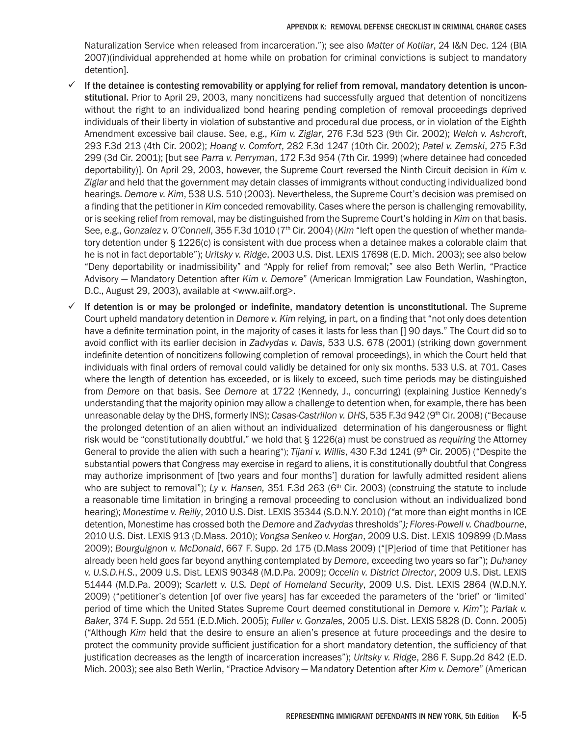Naturalization Service when released from incarceration."); see also *Matter of Kotliar*, 24 I&N Dec. 124 (BIA 2007)(individual apprehended at home while on probation for criminal convictions is subject to mandatory detention].

- ✓ **If the detainee is contesting removability or applying for relief from removal, mandatory detention is unconstitutional.** Prior to April 29, 2003, many noncitizens had successfully argued that detention of noncitizens without the right to an individualized bond hearing pending completion of removal proceedings deprived individuals of their liberty in violation of substantive and procedural due process, or in violation of the Eighth Amendment excessive bail clause. See, e.g., *Kim v. Ziglar*, 276 F.3d 523 (9th Cir. 2002); *Welch v. Ashcroft*, 293 F.3d 213 (4th Cir. 2002); *Hoang v. Comfort*, 282 F.3d 1247 (10th Cir. 2002); *Patel v. Zemski*, 275 F.3d 299 (3d Cir. 2001); [but see *Parra v. Perryman*, 172 F.3d 954 (7th Cir. 1999) (where detainee had conceded deportability)]. On April 29, 2003, however, the Supreme Court reversed the Ninth Circuit decision in *Kim v. Ziglar* and held that the government may detain classes of immigrants without conducting individualized bond hearings. *Demore v. Kim*, 538 U.S. 510 (2003). Nevertheless, the Supreme Court's decision was premised on a finding that the petitioner in *Kim* conceded removability. Cases where the person is challenging removability, or is seeking relief from removal, may be distinguished from the Supreme Court's holding in *Kim* on that basis. See, e.g., *Gonzalez v. O'Connell*, 355 F.3d 1010 (7th Cir. 2004) (*Kim* "left open the question of whether mandatory detention under § 1226(c) is consistent with due process when a detainee makes a colorable claim that he is not in fact deportable"); *Uritsky v. Ridge*, 2003 U.S. Dist. LEXIS 17698 (E.D. Mich. 2003); see also below "Deny deportability or inadmissibility" and "Apply for relief from removal;" see also Beth Werlin, "Practice Advisory — Mandatory Detention after *Kim v. Demore*" (American Immigration Law Foundation, Washington, D.C., August 29, 2003), available at <www.ailf.org>.

- ✓ **If detention is or may be prolonged or indefinite, mandatory detention is unconstitutional.** The Supreme Court upheld mandatory detention in *Demore v. Kim* relying, in part, on a finding that "not only does detention have a definite termination point, in the majority of cases it lasts for less than [] 90 days." The Court did so to avoid conflict with its earlier decision in *Zadvydas v. Davis*, 533 U.S. 678 (2001) (striking down government indefinite detention of noncitizens following completion of removal proceedings), in which the Court held that individuals with final orders of removal could validly be detained for only six months. 533 U.S. at 701. Cases where the length of detention has exceeded, or is likely to exceed, such time periods may be distinguished from *Demore* on that basis. See *Demore* at 1722 (Kennedy, J., concurring) (explaining Justice Kennedy's understanding that the majority opinion may allow a challenge to detention when, for example, there has been unreasonable delay by the DHS, formerly INS); *Casas-Castrillon v. DHS*, 535 F.3d 942 (9th Cir. 2008) ("Because the prolonged detention of an alien without an individualized determination of his dangerousness or flight risk would be "constitutionally doubtful," we hold that § 1226(a) must be construed as *requiring* the Attorney General to provide the alien with such a hearing"); *Tijani v. Willis*, 430 F.3d 1241 (9th Cir. 2005) ("Despite the substantial powers that Congress may exercise in regard to aliens, it is constitutionally doubtful that Congress may authorize imprisonment of [two years and four months'] duration for lawfully admitted resident aliens who are subject to removal"); *Ly v. Hansen,* 351 F.3d 263 (6th Cir. 2003) (construing the statute to include a reasonable time limitation in bringing a removal proceeding to conclusion without an individualized bond hearing); *Monestime v. Reilly*, 2010 U.S. Dist. LEXIS 35344 (S.D.N.Y. 2010) *("*at more than eight months in ICE detention, Monestime has crossed both the *Demore* and *Zadvydas* thresholds"*); Flores-Powell v. Chadbourne*, 2010 U.S. Dist. LEXIS 913 (D.Mass. 2010); *Vongsa Senkeo v. Horgan*, 2009 U.S. Dist. LEXIS 109899 (D.Mass 2009); *Bourguignon v. McDonald*, 667 F. Supp. 2d 175 (D.Mass 2009) ("[P]eriod of time that Petitioner has already been held goes far beyond anything contemplated by *Demore*, exceeding two years so far"); *Duhaney v. U.S.D.H.S.*, 2009 U.S. Dist. LEXIS 90348 (M.D.Pa. 2009); *Occelin v. District Director*, 2009 U.S. Dist. LEXIS 51444 (M.D.Pa. 2009); *Scarlett v. U.S. Dept of Homeland Security*, 2009 U.S. Dist. LEXIS 2864 (W.D.N.Y. 2009) ("petitioner's detention [of over five years] has far exceeded the parameters of the 'brief' or 'limited' period of time which the United States Supreme Court deemed constitutional in *Demore v. Kim*"); *Parlak v. Baker*, 374 F. Supp. 2d 551 (E.D.Mich. 2005); *Fuller v. Gonzales*, 2005 U.S. Dist. LEXIS 5828 (D. Conn. 2005) ("Although *Kim* held that the desire to ensure an alien's presence at future proceedings and the desire to protect the community provide sufficient justification for a short mandatory detention, the sufficiency of that justification decreases as the length of incarceration increases"); *Uritsky v. Ridge*, 286 F. Supp.2d 842 (E.D. Mich. 2003); see also Beth Werlin, "Practice Advisory — Mandatory Detention after *Kim v. Demore*" (American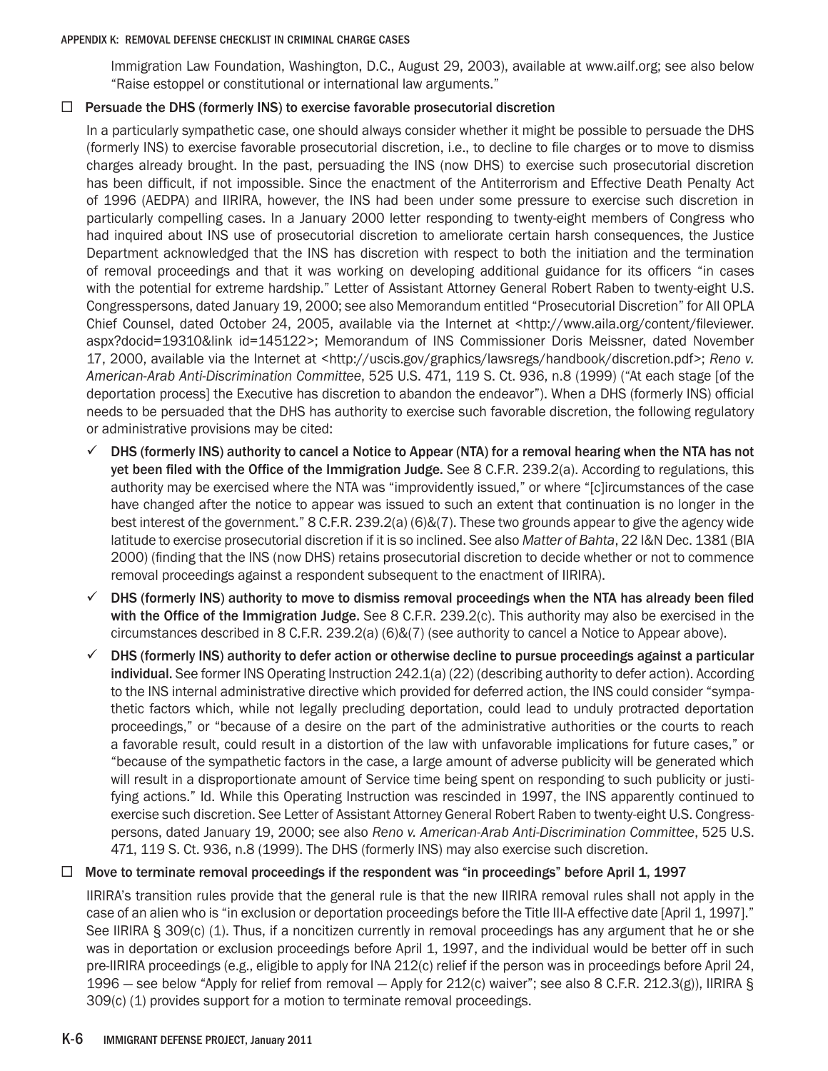Immigration Law Foundation, Washington, D.C., August 29, 2003), available at www.ailf.org; see also below "Raise estoppel or constitutional or international law arguments."

- ☐ **Persuade the DHS (formerly INS) to exercise favorable prosecutorial discretion**

  In a particularly sympathetic case, one should always consider whether it might be possible to persuade the DHS (formerly INS) to exercise favorable prosecutorial discretion, i.e., to decline to file charges or to move to dismiss charges already brought. In the past, persuading the INS (now DHS) to exercise such prosecutorial discretion has been difficult, if not impossible. Since the enactment of the Antiterrorism and Effective Death Penalty Act of 1996 (AEDPA) and IIRIRA, however, the INS had been under some pressure to exercise such discretion in particularly compelling cases. In a January 2000 letter responding to twenty-eight members of Congress who had inquired about INS use of prosecutorial discretion to ameliorate certain harsh consequences, the Justice Department acknowledged that the INS has discretion with respect to both the initiation and the termination of removal proceedings and that it was working on developing additional guidance for its officers "in cases with the potential for extreme hardship." Letter of Assistant Attorney General Robert Raben to twenty-eight U.S. Congresspersons, dated January 19, 2000; see also Memorandum entitled "Prosecutorial Discretion" for All OPLA Chief Counsel, dated October 24, 2005, available via the Internet at <http://www.aila.org/content/fileviewer.aspx?docid=19310&link id=145122>; Memorandum of INS Commissioner Doris Meissner, dated November 17, 2000, available via the Internet at <http://uscis.gov/graphics/lawsregs/handbook/discretion.pdf>; *Reno v. American-Arab Anti-Discrimination Committee*, 525 U.S. 471, 119 S. Ct. 936, n.8 (1999) ("At each stage [of the deportation process] the Executive has discretion to abandon the endeavor"). When a DHS (formerly INS) official needs to be persuaded that the DHS has authority to exercise such favorable discretion, the following regulatory or administrative provisions may be cited:

  - ✓ **DHS (formerly INS) authority to cancel a Notice to Appear (NTA) for a removal hearing when the NTA has not yet been filed with the Office of the Immigration Judge.** See 8 C.F.R. 239.2(a). According to regulations, this authority may be exercised where the NTA was "improvidently issued," or where "[c]ircumstances of the case have changed after the notice to appear was issued to such an extent that continuation is no longer in the best interest of the government." 8 C.F.R. 239.2(a) (6)&(7). These two grounds appear to give the agency wide latitude to exercise prosecutorial discretion if it is so inclined. See also *Matter of Bahta*, 22 I&N Dec. 1381 (BIA 2000) (finding that the INS (now DHS) retains prosecutorial discretion to decide whether or not to commence removal proceedings against a respondent subsequent to the enactment of IIRIRA).
  - ✓ **DHS (formerly INS) authority to move to dismiss removal proceedings when the NTA has already been filed with the Office of the Immigration Judge.** See 8 C.F.R. 239.2(c). This authority may also be exercised in the circumstances described in 8 C.F.R. 239.2(a) (6)&(7) (see authority to cancel a Notice to Appear above).
  - ✓ **DHS (formerly INS) authority to defer action or otherwise decline to pursue proceedings against a particular individual.** See former INS Operating Instruction 242.1(a) (22) (describing authority to defer action). According to the INS internal administrative directive which provided for deferred action, the INS could consider "sympathetic factors which, while not legally precluding deportation, could lead to unduly protracted deportation proceedings," or "because of a desire on the part of the administrative authorities or the courts to reach a favorable result, could result in a distortion of the law with unfavorable implications for future cases," or "because of the sympathetic factors in the case, a large amount of adverse publicity will be generated which will result in a disproportionate amount of Service time being spent on responding to such publicity or justifying actions." Id. While this Operating Instruction was rescinded in 1997, the INS apparently continued to exercise such discretion. See Letter of Assistant Attorney General Robert Raben to twenty-eight U.S. Congresspersons, dated January 19, 2000; see also *Reno v. American-Arab Anti-Discrimination Committee*, 525 U.S. 471, 119 S. Ct. 936, n.8 (1999). The DHS (formerly INS) may also exercise such discretion.

- ☐ **Move to terminate removal proceedings if the respondent was "in proceedings" before April 1, 1997**

  IIRIRA's transition rules provide that the general rule is that the new IIRIRA removal rules shall not apply in the case of an alien who is "in exclusion or deportation proceedings before the Title III-A effective date [April 1, 1997]." See IIRIRA § 309(c) (1). Thus, if a noncitizen currently in removal proceedings has any argument that he or she was in deportation or exclusion proceedings before April 1, 1997, and the individual would be better off in such pre-IIRIRA proceedings (e.g., eligible to apply for INA 212(c) relief if the person was in proceedings before April 24, 1996 — see below "Apply for relief from removal — Apply for 212(c) waiver"; see also 8 C.F.R. 212.3(g)), IIRIRA § 309(c) (1) provides support for a motion to terminate removal proceedings.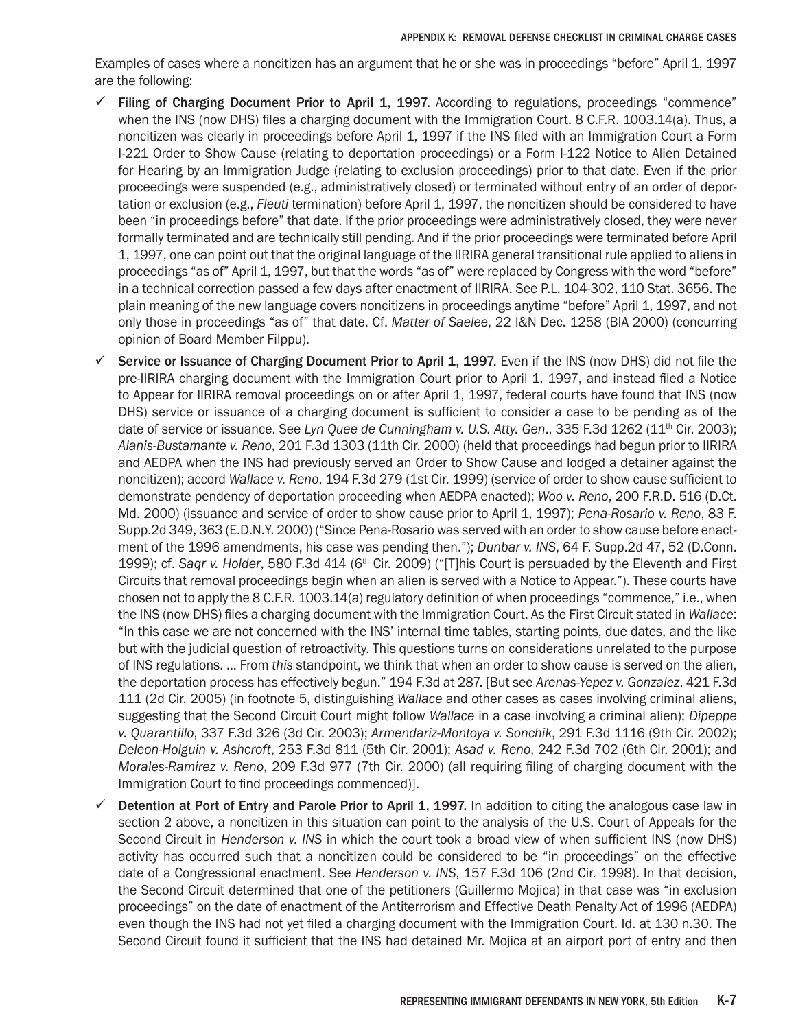Examples of cases where a noncitizen has an argument that he or she was in proceedings "before" April 1, 1997 are the following:

- ✓ **Filing of Charging Document Prior to April 1, 1997.** According to regulations, proceedings "commence" when the INS (now DHS) files a charging document with the Immigration Court. 8 C.F.R. 1003.14(a). Thus, a noncitizen was clearly in proceedings before April 1, 1997 if the INS filed with an Immigration Court a Form I-221 Order to Show Cause (relating to deportation proceedings) or a Form I-122 Notice to Alien Detained for Hearing by an Immigration Judge (relating to exclusion proceedings) prior to that date. Even if the prior proceedings were suspended (e.g., administratively closed) or terminated without entry of an order of deportation or exclusion (e.g., *Fleuti* termination) before April 1, 1997, the noncitizen should be considered to have been "in proceedings before" that date. If the prior proceedings were administratively closed, they were never formally terminated and are technically still pending. And if the prior proceedings were terminated before April 1, 1997, one can point out that the original language of the IIRIRA general transitional rule applied to aliens in proceedings "as of" April 1, 1997, but that the words "as of" were replaced by Congress with the word "before" in a technical correction passed a few days after enactment of IIRIRA. See P.L. 104-302, 110 Stat. 3656. The plain meaning of the new language covers noncitizens in proceedings anytime "before" April 1, 1997, and not only those in proceedings "as of" that date. Cf. *Matter of Saelee*, 22 I&N Dec. 1258 (BIA 2000) (concurring opinion of Board Member Filppu).

- ✓ **Service or Issuance of Charging Document Prior to April 1, 1997.** Even if the INS (now DHS) did not file the pre-IIRIRA charging document with the Immigration Court prior to April 1, 1997, and instead filed a Notice to Appear for IIRIRA removal proceedings on or after April 1, 1997, federal courts have found that INS (now DHS) service or issuance of a charging document is sufficient to consider a case to be pending as of the date of service or issuance. See *Lyn Quee de Cunningham v. U.S. Atty. Gen*., 335 F.3d 1262 (11th Cir. 2003); *Alanis-Bustamante v. Reno*, 201 F.3d 1303 (11th Cir. 2000) (held that proceedings had begun prior to IIRIRA and AEDPA when the INS had previously served an Order to Show Cause and lodged a detainer against the noncitizen); accord *Wallace v. Reno*, 194 F.3d 279 (1st Cir. 1999) (service of order to show cause sufficient to demonstrate pendency of deportation proceeding when AEDPA enacted); *Woo v. Reno*, 200 F.R.D. 516 (D.Ct. Md. 2000) (issuance and service of order to show cause prior to April 1, 1997); *Pena-Rosario v. Reno*, 83 F. Supp.2d 349, 363 (E.D.N.Y. 2000) ("Since Pena-Rosario was served with an order to show cause before enactment of the 1996 amendments, his case was pending then."); *Dunbar v. INS*, 64 F. Supp.2d 47, 52 (D.Conn. 1999); cf. *Saqr v. Holder*, 580 F.3d 414 (6th Cir. 2009) ("[T]his Court is persuaded by the Eleventh and First Circuits that removal proceedings begin when an alien is served with a Notice to Appear."). These courts have chosen not to apply the 8 C.F.R. 1003.14(a) regulatory definition of when proceedings "commence," i.e., when the INS (now DHS) files a charging document with the Immigration Court. As the First Circuit stated in *Wallace*: "In this case we are not concerned with the INS' internal time tables, starting points, due dates, and the like but with the judicial question of retroactivity. This questions turns on considerations unrelated to the purpose of INS regulations. ... From *this* standpoint, we think that when an order to show cause is served on the alien, the deportation process has effectively begun." 194 F.3d at 287. [But see *Arenas-Yepez v. Gonzalez*, 421 F.3d 111 (2d Cir. 2005) (in footnote 5, distinguishing *Wallace* and other cases as cases involving criminal aliens, suggesting that the Second Circuit Court might follow *Wallace* in a case involving a criminal alien); *Dipeppe v. Quarantillo*, 337 F.3d 326 (3d Cir. 2003); *Armendariz-Montoya v. Sonchik*, 291 F.3d 1116 (9th Cir. 2002); *Deleon-Holguin v. Ashcroft*, 253 F.3d 811 (5th Cir. 2001); *Asad v. Reno*, 242 F.3d 702 (6th Cir. 2001); and *Morales-Ramirez v. Reno*, 209 F.3d 977 (7th Cir. 2000) (all requiring filing of charging document with the Immigration Court to find proceedings commenced)].

- ✓ **Detention at Port of Entry and Parole Prior to April 1, 1997.** In addition to citing the analogous case law in section 2 above, a noncitizen in this situation can point to the analysis of the U.S. Court of Appeals for the Second Circuit in *Henderson v. INS* in which the court took a broad view of when sufficient INS (now DHS) activity has occurred such that a noncitizen could be considered to be "in proceedings" on the effective date of a Congressional enactment. See *Henderson v. INS*, 157 F.3d 106 (2nd Cir. 1998). In that decision, the Second Circuit determined that one of the petitioners (Guillermo Mojica) in that case was "in exclusion proceedings" on the date of enactment of the Antiterrorism and Effective Death Penalty Act of 1996 (AEDPA) even though the INS had not yet filed a charging document with the Immigration Court. Id. at 130 n.30. The Second Circuit found it sufficient that the INS had detained Mr. Mojica at an airport port of entry and then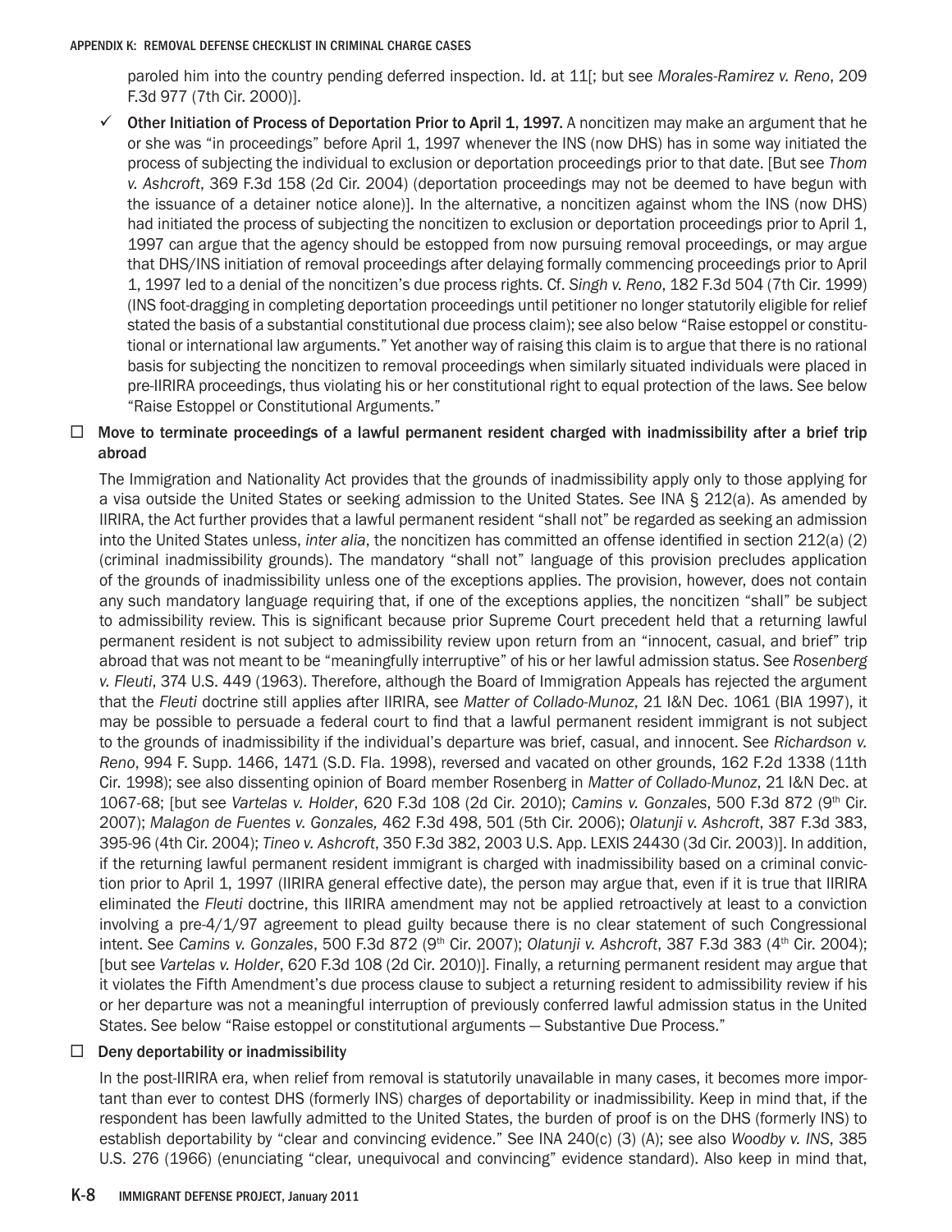paroled him into the country pending deferred inspection. Id. at 11[; but see *Morales-Ramirez v. Reno*, 209 F.3d 977 (7th Cir. 2000)].

- ✓ **Other Initiation of Process of Deportation Prior to April 1, 1997.** A noncitizen may make an argument that he or she was "in proceedings" before April 1, 1997 whenever the INS (now DHS) has in some way initiated the process of subjecting the individual to exclusion or deportation proceedings prior to that date. [But see *Thom v. Ashcroft*, 369 F.3d 158 (2d Cir. 2004) (deportation proceedings may not be deemed to have begun with the issuance of a detainer notice alone)]. In the alternative, a noncitizen against whom the INS (now DHS) had initiated the process of subjecting the noncitizen to exclusion or deportation proceedings prior to April 1, 1997 can argue that the agency should be estopped from now pursuing removal proceedings, or may argue that DHS/INS initiation of removal proceedings after delaying formally commencing proceedings prior to April 1, 1997 led to a denial of the noncitizen's due process rights. Cf. *Singh v. Reno*, 182 F.3d 504 (7th Cir. 1999) (INS foot-dragging in completing deportation proceedings until petitioner no longer statutorily eligible for relief stated the basis of a substantial constitutional due process claim); see also below "Raise estoppel or constitutional or international law arguments." Yet another way of raising this claim is to argue that there is no rational basis for subjecting the noncitizen to removal proceedings when similarly situated individuals were placed in pre-IIRIRA proceedings, thus violating his or her constitutional right to equal protection of the laws. See below "Raise Estoppel or Constitutional Arguments."

☐ **Move to terminate proceedings of a lawful permanent resident charged with inadmissibility after a brief trip abroad**

The Immigration and Nationality Act provides that the grounds of inadmissibility apply only to those applying for a visa outside the United States or seeking admission to the United States. See INA § 212(a). As amended by IIRIRA, the Act further provides that a lawful permanent resident "shall not" be regarded as seeking an admission into the United States unless, *inter alia*, the noncitizen has committed an offense identified in section 212(a) (2) (criminal inadmissibility grounds). The mandatory "shall not" language of this provision precludes application of the grounds of inadmissibility unless one of the exceptions applies. The provision, however, does not contain any such mandatory language requiring that, if one of the exceptions applies, the noncitizen "shall" be subject to admissibility review. This is significant because prior Supreme Court precedent held that a returning lawful permanent resident is not subject to admissibility review upon return from an "innocent, casual, and brief" trip abroad that was not meant to be "meaningfully interruptive" of his or her lawful admission status. See *Rosenberg v. Fleuti*, 374 U.S. 449 (1963). Therefore, although the Board of Immigration Appeals has rejected the argument that the *Fleuti* doctrine still applies after IIRIRA, see *Matter of Collado-Munoz*, 21 I&N Dec. 1061 (BIA 1997), it may be possible to persuade a federal court to find that a lawful permanent resident immigrant is not subject to the grounds of inadmissibility if the individual's departure was brief, casual, and innocent. See *Richardson v. Reno*, 994 F. Supp. 1466, 1471 (S.D. Fla. 1998), reversed and vacated on other grounds, 162 F.2d 1338 (11th Cir. 1998); see also dissenting opinion of Board member Rosenberg in *Matter of Collado-Munoz*, 21 I&N Dec. at 1067-68; [but see *Vartelas v. Holder*, 620 F.3d 108 (2d Cir. 2010); *Camins v. Gonzales*, 500 F.3d 872 (9th Cir. 2007); *Malagon de Fuentes v. Gonzales,* 462 F.3d 498, 501 (5th Cir. 2006); *Olatunji v. Ashcroft*, 387 F.3d 383, 395-96 (4th Cir. 2004); *Tineo v. Ashcroft*, 350 F.3d 382, 2003 U.S. App. LEXIS 24430 (3d Cir. 2003)]. In addition, if the returning lawful permanent resident immigrant is charged with inadmissibility based on a criminal conviction prior to April 1, 1997 (IIRIRA general effective date), the person may argue that, even if it is true that IIRIRA eliminated the *Fleuti* doctrine, this IIRIRA amendment may not be applied retroactively at least to a conviction involving a pre-4/1/97 agreement to plead guilty because there is no clear statement of such Congressional intent. See *Camins v. Gonzales*, 500 F.3d 872 (9th Cir. 2007); *Olatunji v. Ashcroft*, 387 F.3d 383 (4th Cir. 2004); [but see *Vartelas v. Holder*, 620 F.3d 108 (2d Cir. 2010)]. Finally, a returning permanent resident may argue that it violates the Fifth Amendment's due process clause to subject a returning resident to admissibility review if his or her departure was not a meaningful interruption of previously conferred lawful admission status in the United States. See below "Raise estoppel or constitutional arguments — Substantive Due Process."

☐ **Deny deportability or inadmissibility**

In the post-IIRIRA era, when relief from removal is statutorily unavailable in many cases, it becomes more important than ever to contest DHS (formerly INS) charges of deportability or inadmissibility. Keep in mind that, if the respondent has been lawfully admitted to the United States, the burden of proof is on the DHS (formerly INS) to establish deportability by "clear and convincing evidence." See INA 240(c) (3) (A); see also *Woodby v. INS*, 385 U.S. 276 (1966) (enunciating "clear, unequivocal and convincing" evidence standard). Also keep in mind that,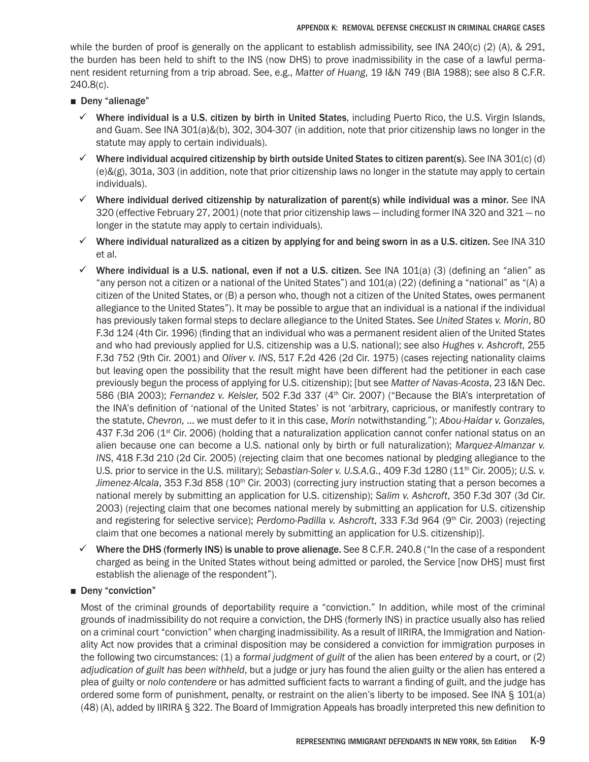while the burden of proof is generally on the applicant to establish admissibility, see INA 240(c) (2) (A), & 291, the burden has been held to shift to the INS (now DHS) to prove inadmissibility in the case of a lawful permanent resident returning from a trip abroad. See, e.g., *Matter of Huang*, 19 I&N 749 (BIA 1988); see also 8 C.F.R. 240.8(c).

- **Deny "alienage"**
  - ✓ **Where individual is a U.S. citizen by birth in United States**, including Puerto Rico, the U.S. Virgin Islands, and Guam. See INA 301(a)&(b), 302, 304-307 (in addition, note that prior citizenship laws no longer in the statute may apply to certain individuals).
  - ✓ **Where individual acquired citizenship by birth outside United States to citizen parent(s).** See INA 301(c) (d) (e)&(g), 301a, 303 (in addition, note that prior citizenship laws no longer in the statute may apply to certain individuals).
  - ✓ **Where individual derived citizenship by naturalization of parent(s) while individual was a minor.** See INA 320 (effective February 27, 2001) (note that prior citizenship laws — including former INA 320 and 321 — no longer in the statute may apply to certain individuals).
  - ✓ **Where individual naturalized as a citizen by applying for and being sworn in as a U.S. citizen.** See INA 310 et al.
  - ✓ **Where individual is a U.S. national, even if not a U.S. citizen.** See INA 101(a) (3) (defining an "alien" as "any person not a citizen or a national of the United States") and 101(a) (22) (defining a "national" as "(A) a citizen of the United States, or (B) a person who, though not a citizen of the United States, owes permanent allegiance to the United States"). It may be possible to argue that an individual is a national if the individual has previously taken formal steps to declare allegiance to the United States. See *United States v. Morin*, 80 F.3d 124 (4th Cir. 1996) (finding that an individual who was a permanent resident alien of the United States and who had previously applied for U.S. citizenship was a U.S. national); see also *Hughes v. Ashcroft*, 255 F.3d 752 (9th Cir. 2001) and *Oliver v. INS*, 517 F.2d 426 (2d Cir. 1975) (cases rejecting nationality claims but leaving open the possibility that the result might have been different had the petitioner in each case previously begun the process of applying for U.S. citizenship); [but see *Matter of Navas-Acosta*, 23 I&N Dec. 586 (BIA 2003); *Fernandez v. Keisler,* 502 F.3d 337 (4th Cir. 2007) ("Because the BIA's interpretation of the INA's definition of 'national of the United States' is not 'arbitrary, capricious, or manifestly contrary to the statute, *Chevron,* ... we must defer to it in this case, *Morin* notwithstanding."); *Abou-Haidar v. Gonzales,* 437 F.3d 206 (1st Cir. 2006) (holding that a naturalization application cannot confer national status on an alien because one can become a U.S. national only by birth or full naturalization); *Marquez-Almanzar v. INS*, 418 F.3d 210 (2d Cir. 2005) (rejecting claim that one becomes national by pledging allegiance to the U.S. prior to service in the U.S. military); *Sebastian-Soler v. U.S.A.G.*, 409 F.3d 1280 (11th Cir. 2005); *U.S. v. Jimenez-Alcala*, 353 F.3d 858 (10th Cir. 2003) (correcting jury instruction stating that a person becomes a national merely by submitting an application for U.S. citizenship); *Salim v. Ashcroft*, 350 F.3d 307 (3d Cir. 2003) (rejecting claim that one becomes national merely by submitting an application for U.S. citizenship and registering for selective service); *Perdomo-Padilla v. Ashcroft*, 333 F.3d 964 (9th Cir. 2003) (rejecting claim that one becomes a national merely by submitting an application for U.S. citizenship)].
  - ✓ **Where the DHS (formerly INS) is unable to prove alienage.** See 8 C.F.R. 240.8 ("In the case of a respondent charged as being in the United States without being admitted or paroled, the Service [now DHS] must first establish the alienage of the respondent").
- **Deny "conviction"**

  Most of the criminal grounds of deportability require a "conviction." In addition, while most of the criminal grounds of inadmissibility do not require a conviction, the DHS (formerly INS) in practice usually also has relied on a criminal court "conviction" when charging inadmissibility. As a result of IIRIRA, the Immigration and Nationality Act now provides that a criminal disposition may be considered a conviction for immigration purposes in the following two circumstances: (1) a *formal judgment of guilt* of the alien has been *entered* by a court, or (2) *adjudication of guilt has been withheld*, but a judge or jury has found the alien guilty or the alien has entered a plea of guilty or *nolo contendere* or has admitted sufficient facts to warrant a finding of guilt, and the judge has ordered some form of punishment, penalty, or restraint on the alien's liberty to be imposed. See INA § 101(a) (48) (A), added by IIRIRA § 322. The Board of Immigration Appeals has broadly interpreted this new definition to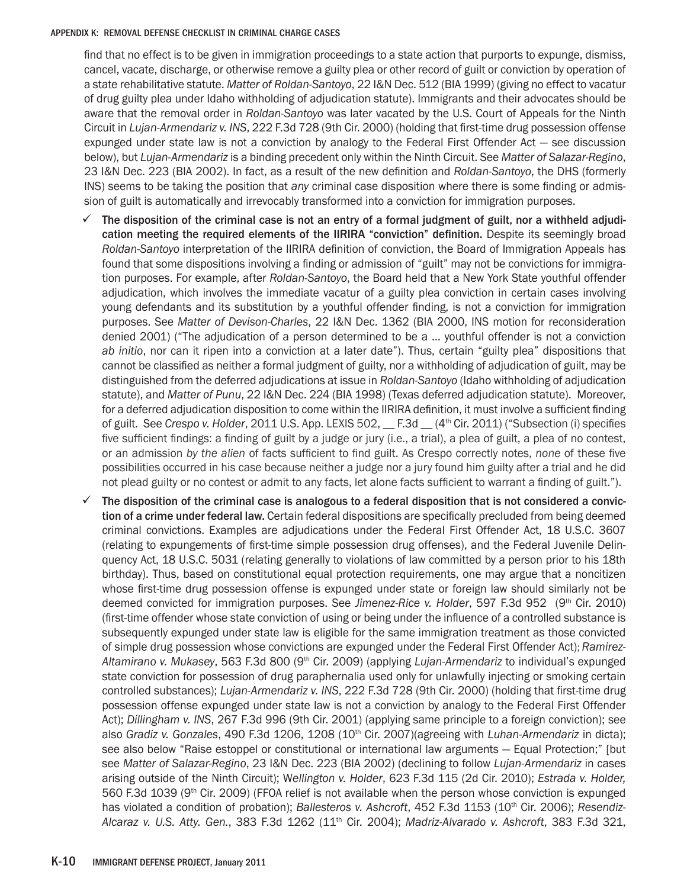find that no effect is to be given in immigration proceedings to a state action that purports to expunge, dismiss, cancel, vacate, discharge, or otherwise remove a guilty plea or other record of guilt or conviction by operation of a state rehabilitative statute. *Matter of Roldan-Santoyo*, 22 I&N Dec. 512 (BIA 1999) (giving no effect to vacatur of drug guilty plea under Idaho withholding of adjudication statute). Immigrants and their advocates should be aware that the removal order in *Roldan-Santoyo* was later vacated by the U.S. Court of Appeals for the Ninth Circuit in *Lujan-Armendariz v. INS*, 222 F.3d 728 (9th Cir. 2000) (holding that first-time drug possession offense expunged under state law is not a conviction by analogy to the Federal First Offender Act — see discussion below), but *Lujan-Armendariz* is a binding precedent only within the Ninth Circuit. See *Matter of Salazar-Regino*, 23 I&N Dec. 223 (BIA 2002). In fact, as a result of the new definition and *Roldan-Santoyo*, the DHS (formerly INS) seems to be taking the position that *any* criminal case disposition where there is some finding or admission of guilt is automatically and irrevocably transformed into a conviction for immigration purposes.

- ✓ **The disposition of the criminal case is not an entry of a formal judgment of guilt, nor a withheld adjudication meeting the required elements of the IIRIRA "conviction" definition.** Despite its seemingly broad *Roldan-Santoyo* interpretation of the IIRIRA definition of conviction, the Board of Immigration Appeals has found that some dispositions involving a finding or admission of "guilt" may not be convictions for immigration purposes. For example, after *Roldan-Santoyo*, the Board held that a New York State youthful offender adjudication, which involves the immediate vacatur of a guilty plea conviction in certain cases involving young defendants and its substitution by a youthful offender finding, is not a conviction for immigration purposes. See *Matter of Devison-Charles*, 22 I&N Dec. 1362 (BIA 2000, INS motion for reconsideration denied 2001) ("The adjudication of a person determined to be a ... youthful offender is not a conviction *ab initio*, nor can it ripen into a conviction at a later date"). Thus, certain "guilty plea" dispositions that cannot be classified as neither a formal judgment of guilty, nor a withholding of adjudication of guilt, may be distinguished from the deferred adjudications at issue in *Roldan-Santoyo* (Idaho withholding of adjudication statute), and *Matter of Punu*, 22 I&N Dec. 224 (BIA 1998) (Texas deferred adjudication statute). Moreover, for a deferred adjudication disposition to come within the IIRIRA definition, it must involve a sufficient finding of guilt. See *Crespo v. Holder*, 2011 U.S. App. LEXIS 502, __ F.3d __ (4th Cir. 2011) ("Subsection (i) specifies five sufficient findings: a finding of guilt by a judge or jury (i.e., a trial), a plea of guilt, a plea of no contest, or an admission *by the alien* of facts sufficient to find guilt. As Crespo correctly notes, *none* of these five possibilities occurred in his case because neither a judge nor a jury found him guilty after a trial and he did not plead guilty or no contest or admit to any facts, let alone facts sufficient to warrant a finding of guilt.").

- ✓ **The disposition of the criminal case is analogous to a federal disposition that is not considered a conviction of a crime under federal law.** Certain federal dispositions are specifically precluded from being deemed criminal convictions. Examples are adjudications under the Federal First Offender Act, 18 U.S.C. 3607 (relating to expungements of first-time simple possession drug offenses), and the Federal Juvenile Delinquency Act, 18 U.S.C. 5031 (relating generally to violations of law committed by a person prior to his 18th birthday). Thus, based on constitutional equal protection requirements, one may argue that a noncitizen whose first-time drug possession offense is expunged under state or foreign law should similarly not be deemed convicted for immigration purposes. See *Jimenez-Rice v. Holder*, 597 F.3d 952 (9th Cir. 2010) (first-time offender whose state conviction of using or being under the influence of a controlled substance is subsequently expunged under state law is eligible for the same immigration treatment as those convicted of simple drug possession whose convictions are expunged under the Federal First Offender Act); *Ramirez-Altamirano v. Mukasey*, 563 F.3d 800 (9th Cir. 2009) (applying *Lujan-Armendariz* to individual's expunged state conviction for possession of drug paraphernalia used only for unlawfully injecting or smoking certain controlled substances); *Lujan-Armendariz v. INS*, 222 F.3d 728 (9th Cir. 2000) (holding that first-time drug possession offense expunged under state law is not a conviction by analogy to the Federal First Offender Act); *Dillingham v. INS*, 267 F.3d 996 (9th Cir. 2001) (applying same principle to a foreign conviction); see also *Gradiz v. Gonzales*, 490 F.3d 1206, 1208 (10th Cir. 2007)(agreeing with *Luhan-Armendariz* in dicta); see also below "Raise estoppel or constitutional or international law arguments — Equal Protection;" [but see *Matter of Salazar-Regino*, 23 I&N Dec. 223 (BIA 2002) (declining to follow *Lujan-Armendariz* in cases arising outside of the Ninth Circuit); *Wellington v. Holder*, 623 F.3d 115 (2d Cir. 2010); *Estrada v. Holder,* 560 F.3d 1039 (9th Cir. 2009) (FFOA relief is not available when the person whose conviction is expunged has violated a condition of probation); *Ballesteros v. Ashcroft*, 452 F.3d 1153 (10th Cir. 2006); *Resendiz-Alcaraz v. U.S. Atty. Gen.*, 383 F.3d 1262 (11th Cir. 2004); *Madriz-Alvarado v. Ashcroft*, 383 F.3d 321,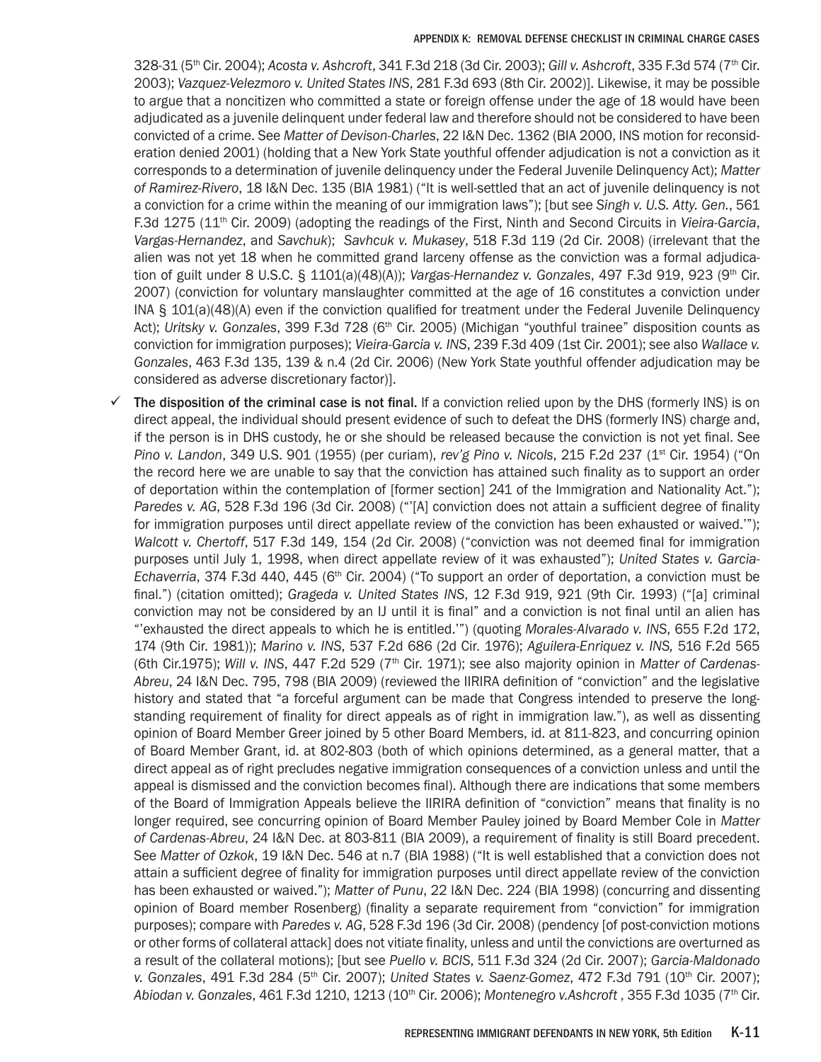328-31 (5th Cir. 2004); *Acosta v. Ashcroft*, 341 F.3d 218 (3d Cir. 2003); *Gill v. Ashcroft*, 335 F.3d 574 (7th Cir. 2003); *Vazquez-Velezmoro v. United States INS*, 281 F.3d 693 (8th Cir. 2002)]. Likewise, it may be possible to argue that a noncitizen who committed a state or foreign offense under the age of 18 would have been adjudicated as a juvenile delinquent under federal law and therefore should not be considered to have been convicted of a crime. See *Matter of Devison-Charles*, 22 I&N Dec. 1362 (BIA 2000, INS motion for reconsideration denied 2001) (holding that a New York State youthful offender adjudication is not a conviction as it corresponds to a determination of juvenile delinquency under the Federal Juvenile Delinquency Act); *Matter of Ramirez-Rivero*, 18 I&N Dec. 135 (BIA 1981) ("It is well-settled that an act of juvenile delinquency is not a conviction for a crime within the meaning of our immigration laws"); [but see *Singh v. U.S. Atty. Gen.*, 561 F.3d 1275 (11th Cir. 2009) (adopting the readings of the First, Ninth and Second Circuits in *Vieira-Garcia*, *Vargas-Hernandez*, and *Savchuk*); *Savhcuk v. Mukasey*, 518 F.3d 119 (2d Cir. 2008) (irrelevant that the alien was not yet 18 when he committed grand larceny offense as the conviction was a formal adjudication of guilt under 8 U.S.C. § 1101(a)(48)(A)); *Vargas-Hernandez v. Gonzales*, 497 F.3d 919, 923 (9th Cir. 2007) (conviction for voluntary manslaughter committed at the age of 16 constitutes a conviction under INA § 101(a)(48)(A) even if the conviction qualified for treatment under the Federal Juvenile Delinquency Act); *Uritsky v. Gonzales*, 399 F.3d 728 (6th Cir. 2005) (Michigan "youthful trainee" disposition counts as conviction for immigration purposes); *Vieira-Garcia v. INS*, 239 F.3d 409 (1st Cir. 2001); see also *Wallace v. Gonzales*, 463 F.3d 135, 139 & n.4 (2d Cir. 2006) (New York State youthful offender adjudication may be considered as adverse discretionary factor)].

- ✓ **The disposition of the criminal case is not final.** If a conviction relied upon by the DHS (formerly INS) is on direct appeal, the individual should present evidence of such to defeat the DHS (formerly INS) charge and, if the person is in DHS custody, he or she should be released because the conviction is not yet final. See *Pino v. Landon*, 349 U.S. 901 (1955) (per curiam), *rev'g Pino v. Nicols*, 215 F.2d 237 (1st Cir. 1954) ("On the record here we are unable to say that the conviction has attained such finality as to support an order of deportation within the contemplation of [former section] 241 of the Immigration and Nationality Act."); *Paredes v. AG*, 528 F.3d 196 (3d Cir. 2008) ("'[A] conviction does not attain a sufficient degree of finality for immigration purposes until direct appellate review of the conviction has been exhausted or waived.'"); *Walcott v. Chertoff*, 517 F.3d 149, 154 (2d Cir. 2008) ("conviction was not deemed final for immigration purposes until July 1, 1998, when direct appellate review of it was exhausted"); *United States v. Garcia-Echaverria*, 374 F.3d 440, 445 (6th Cir. 2004) ("To support an order of deportation, a conviction must be final.") (citation omitted); *Grageda v. United States INS*, 12 F.3d 919, 921 (9th Cir. 1993) ("[a] criminal conviction may not be considered by an IJ until it is final" and a conviction is not final until an alien has "'exhausted the direct appeals to which he is entitled.'") (quoting *Morales-Alvarado v. INS*, 655 F.2d 172, 174 (9th Cir. 1981)); *Marino v. INS*, 537 F.2d 686 (2d Cir. 1976); *Aguilera-Enriquez v. INS,* 516 F.2d 565 (6th Cir.1975); *Will v. INS*, 447 F.2d 529 (7th Cir. 1971); see also majority opinion in *Matter of Cardenas-Abreu*, 24 I&N Dec. 795, 798 (BIA 2009) (reviewed the IIRIRA definition of "conviction" and the legislative history and stated that "a forceful argument can be made that Congress intended to preserve the long-standing requirement of finality for direct appeals as of right in immigration law."), as well as dissenting opinion of Board Member Greer joined by 5 other Board Members, id. at 811-823, and concurring opinion of Board Member Grant, id. at 802-803 (both of which opinions determined, as a general matter, that a direct appeal as of right precludes negative immigration consequences of a conviction unless and until the appeal is dismissed and the conviction becomes final). Although there are indications that some members of the Board of Immigration Appeals believe the IIRIRA definition of "conviction" means that finality is no longer required, see concurring opinion of Board Member Pauley joined by Board Member Cole in *Matter of Cardenas-Abreu*, 24 I&N Dec. at 803-811 (BIA 2009), a requirement of finality is still Board precedent. See *Matter of Ozkok*, 19 I&N Dec. 546 at n.7 (BIA 1988) ("It is well established that a conviction does not attain a sufficient degree of finality for immigration purposes until direct appellate review of the conviction has been exhausted or waived."); *Matter of Punu*, 22 I&N Dec. 224 (BIA 1998) (concurring and dissenting opinion of Board member Rosenberg) (finality a separate requirement from "conviction" for immigration purposes); compare with *Paredes v. AG*, 528 F.3d 196 (3d Cir. 2008) (pendency [of post-conviction motions or other forms of collateral attack] does not vitiate finality, unless and until the convictions are overturned as a result of the collateral motions); [but see *Puello v. BCIS*, 511 F.3d 324 (2d Cir. 2007); *Garcia-Maldonado v. Gonzales*, 491 F.3d 284 (5th Cir. 2007); *United States v. Saenz-Gomez*, 472 F.3d 791 (10th Cir. 2007); *Abiodan v. Gonzales*, 461 F.3d 1210, 1213 (10th Cir. 2006); *Montenegro v.Ashcroft* , 355 F.3d 1035 (7th Cir.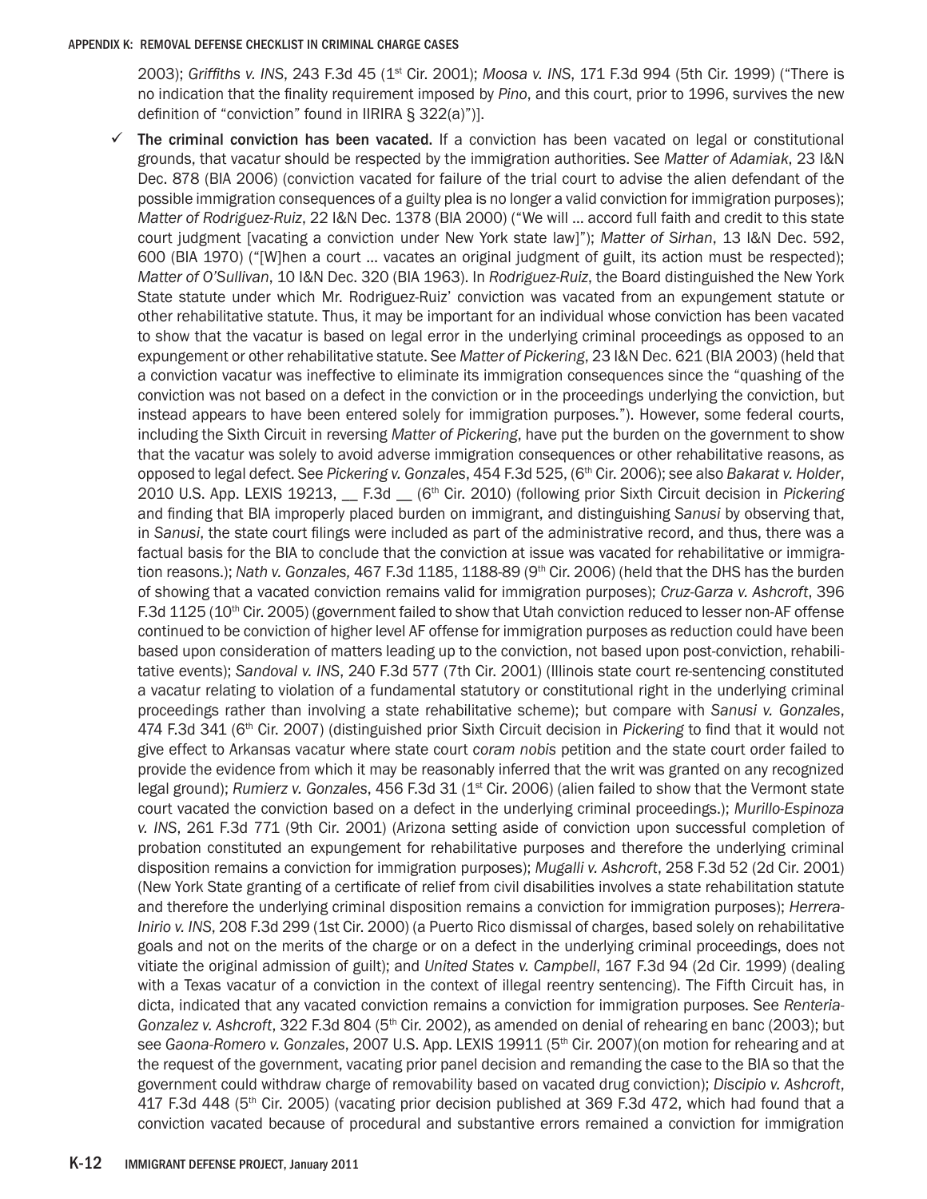2003); *Griffiths v. INS*, 243 F.3d 45 (1st Cir. 2001); *Moosa v. INS*, 171 F.3d 994 (5th Cir. 1999) ("There is no indication that the finality requirement imposed by *Pino*, and this court, prior to 1996, survives the new definition of "conviction" found in IIRIRA § 322(a)")].

- ✓ **The criminal conviction has been vacated.** If a conviction has been vacated on legal or constitutional grounds, that vacatur should be respected by the immigration authorities. See *Matter of Adamiak*, 23 I&N Dec. 878 (BIA 2006) (conviction vacated for failure of the trial court to advise the alien defendant of the possible immigration consequences of a guilty plea is no longer a valid conviction for immigration purposes); *Matter of Rodriguez-Ruiz*, 22 I&N Dec. 1378 (BIA 2000) ("We will … accord full faith and credit to this state court judgment [vacating a conviction under New York state law]"); *Matter of Sirhan*, 13 I&N Dec. 592, 600 (BIA 1970) ("[W]hen a court … vacates an original judgment of guilt, its action must be respected); *Matter of O'Sullivan*, 10 I&N Dec. 320 (BIA 1963). In *Rodriguez-Ruiz*, the Board distinguished the New York State statute under which Mr. Rodriguez-Ruiz' conviction was vacated from an expungement statute or other rehabilitative statute. Thus, it may be important for an individual whose conviction has been vacated to show that the vacatur is based on legal error in the underlying criminal proceedings as opposed to an expungement or other rehabilitative statute. See *Matter of Pickering*, 23 I&N Dec. 621 (BIA 2003) (held that a conviction vacatur was ineffective to eliminate its immigration consequences since the "quashing of the conviction was not based on a defect in the conviction or in the proceedings underlying the conviction, but instead appears to have been entered solely for immigration purposes."). However, some federal courts, including the Sixth Circuit in reversing *Matter of Pickering*, have put the burden on the government to show that the vacatur was solely to avoid adverse immigration consequences or other rehabilitative reasons, as opposed to legal defect. See *Pickering v. Gonzales*, 454 F.3d 525, (6th Cir. 2006); see also *Bakarat v. Holder*, 2010 U.S. App. LEXIS 19213, __ F.3d __ (6th Cir. 2010) (following prior Sixth Circuit decision in *Pickering* and finding that BIA improperly placed burden on immigrant, and distinguishing *Sanusi* by observing that, in *Sanusi*, the state court filings were included as part of the administrative record, and thus, there was a factual basis for the BIA to conclude that the conviction at issue was vacated for rehabilitative or immigration reasons.); *Nath v. Gonzales,* 467 F.3d 1185, 1188-89 (9th Cir. 2006) (held that the DHS has the burden of showing that a vacated conviction remains valid for immigration purposes); *Cruz-Garza v. Ashcroft*, 396 F.3d 1125 (10th Cir. 2005) (government failed to show that Utah conviction reduced to lesser non-AF offense continued to be conviction of higher level AF offense for immigration purposes as reduction could have been based upon consideration of matters leading up to the conviction, not based upon post-conviction, rehabilitative events); *Sandoval v. INS*, 240 F.3d 577 (7th Cir. 2001) (Illinois state court re-sentencing constituted a vacatur relating to violation of a fundamental statutory or constitutional right in the underlying criminal proceedings rather than involving a state rehabilitative scheme); but compare with *Sanusi v. Gonzales*, 474 F.3d 341 (6th Cir. 2007) (distinguished prior Sixth Circuit decision in *Pickering* to find that it would not give effect to Arkansas vacatur where state court *coram nobis* petition and the state court order failed to provide the evidence from which it may be reasonably inferred that the writ was granted on any recognized legal ground); *Rumierz v. Gonzales*, 456 F.3d 31 (1st Cir. 2006) (alien failed to show that the Vermont state court vacated the conviction based on a defect in the underlying criminal proceedings.); *Murillo-Espinoza v. INS*, 261 F.3d 771 (9th Cir. 2001) (Arizona setting aside of conviction upon successful completion of probation constituted an expungement for rehabilitative purposes and therefore the underlying criminal disposition remains a conviction for immigration purposes); *Mugalli v. Ashcroft*, 258 F.3d 52 (2d Cir. 2001) (New York State granting of a certificate of relief from civil disabilities involves a state rehabilitation statute and therefore the underlying criminal disposition remains a conviction for immigration purposes); *Herrera-Inirio v. INS*, 208 F.3d 299 (1st Cir. 2000) (a Puerto Rico dismissal of charges, based solely on rehabilitative goals and not on the merits of the charge or on a defect in the underlying criminal proceedings, does not vitiate the original admission of guilt); and *United States v. Campbell*, 167 F.3d 94 (2d Cir. 1999) (dealing with a Texas vacatur of a conviction in the context of illegal reentry sentencing). The Fifth Circuit has, in dicta, indicated that any vacated conviction remains a conviction for immigration purposes. See *Renteria-Gonzalez v. Ashcroft*, 322 F.3d 804 (5th Cir. 2002), as amended on denial of rehearing en banc (2003); but see *Gaona-Romero v. Gonzales*, 2007 U.S. App. LEXIS 19911 (5th Cir. 2007)(on motion for rehearing and at the request of the government, vacating prior panel decision and remanding the case to the BIA so that the government could withdraw charge of removability based on vacated drug conviction); *Discipio v. Ashcroft*, 417 F.3d 448 (5th Cir. 2005) (vacating prior decision published at 369 F.3d 472, which had found that a conviction vacated because of procedural and substantive errors remained a conviction for immigration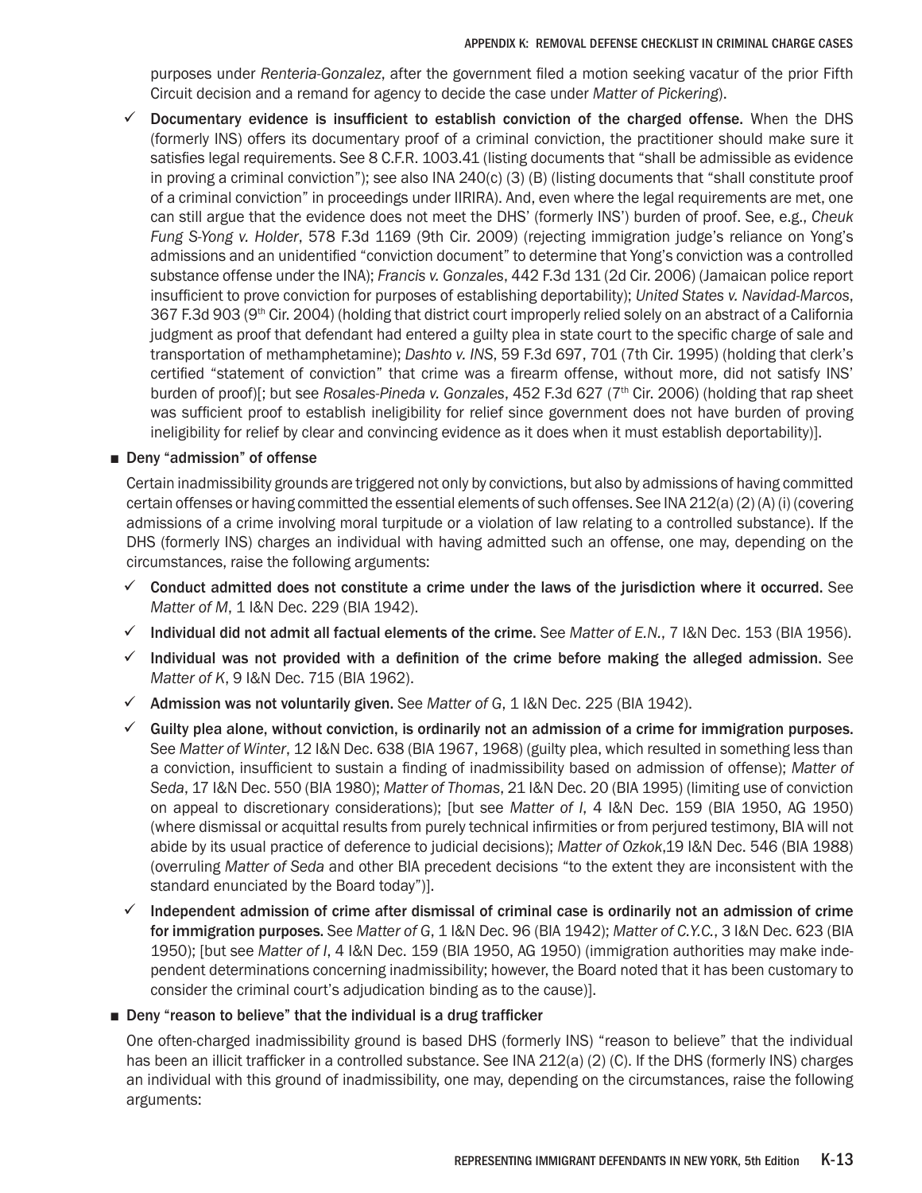purposes under *Renteria-Gonzalez*, after the government filed a motion seeking vacatur of the prior Fifth Circuit decision and a remand for agency to decide the case under *Matter of Pickering*).

- ✓ **Documentary evidence is insufficient to establish conviction of the charged offense.** When the DHS (formerly INS) offers its documentary proof of a criminal conviction, the practitioner should make sure it satisfies legal requirements. See 8 C.F.R. 1003.41 (listing documents that "shall be admissible as evidence in proving a criminal conviction"); see also INA 240(c) (3) (B) (listing documents that "shall constitute proof of a criminal conviction" in proceedings under IIRIRA). And, even where the legal requirements are met, one can still argue that the evidence does not meet the DHS' (formerly INS') burden of proof. See, e.g., *Cheuk Fung S-Yong v. Holder*, 578 F.3d 1169 (9th Cir. 2009) (rejecting immigration judge's reliance on Yong's admissions and an unidentified "conviction document" to determine that Yong's conviction was a controlled substance offense under the INA); *Francis v. Gonzales*, 442 F.3d 131 (2d Cir. 2006) (Jamaican police report insufficient to prove conviction for purposes of establishing deportability); *United States v. Navidad-Marcos*, 367 F.3d 903 (9th Cir. 2004) (holding that district court improperly relied solely on an abstract of a California judgment as proof that defendant had entered a guilty plea in state court to the specific charge of sale and transportation of methamphetamine); *Dashto v. INS*, 59 F.3d 697, 701 (7th Cir. 1995) (holding that clerk's certified "statement of conviction" that crime was a firearm offense, without more, did not satisfy INS' burden of proof)[; but see *Rosales-Pineda v. Gonzales*, 452 F.3d 627 (7th Cir. 2006) (holding that rap sheet was sufficient proof to establish ineligibility for relief since government does not have burden of proving ineligibility for relief by clear and convincing evidence as it does when it must establish deportability)].

- **Deny "admission" of offense**

  Certain inadmissibility grounds are triggered not only by convictions, but also by admissions of having committed certain offenses or having committed the essential elements of such offenses. See INA 212(a) (2) (A) (i) (covering admissions of a crime involving moral turpitude or a violation of law relating to a controlled substance). If the DHS (formerly INS) charges an individual with having admitted such an offense, one may, depending on the circumstances, raise the following arguments:

  - ✓ **Conduct admitted does not constitute a crime under the laws of the jurisdiction where it occurred.** See *Matter of M*, 1 I&N Dec. 229 (BIA 1942).
  - ✓ **Individual did not admit all factual elements of the crime.** See *Matter of E.N.*, 7 I&N Dec. 153 (BIA 1956).
  - ✓ **Individual was not provided with a definition of the crime before making the alleged admission.** See *Matter of K*, 9 I&N Dec. 715 (BIA 1962).
  - ✓ **Admission was not voluntarily given.** See *Matter of G*, 1 I&N Dec. 225 (BIA 1942).
  - ✓ **Guilty plea alone, without conviction, is ordinarily not an admission of a crime for immigration purposes.** See *Matter of Winter*, 12 I&N Dec. 638 (BIA 1967, 1968) (guilty plea, which resulted in something less than a conviction, insufficient to sustain a finding of inadmissibility based on admission of offense); *Matter of Seda*, 17 I&N Dec. 550 (BIA 1980); *Matter of Thomas*, 21 I&N Dec. 20 (BIA 1995) (limiting use of conviction on appeal to discretionary considerations); [but see *Matter of I*, 4 I&N Dec. 159 (BIA 1950, AG 1950) (where dismissal or acquittal results from purely technical infirmities or from perjured testimony, BIA will not abide by its usual practice of deference to judicial decisions); *Matter of Ozkok*,19 I&N Dec. 546 (BIA 1988) (overruling *Matter of Seda* and other BIA precedent decisions "to the extent they are inconsistent with the standard enunciated by the Board today")].
  - ✓ **Independent admission of crime after dismissal of criminal case is ordinarily not an admission of crime for immigration purposes.** See *Matter of G*, 1 I&N Dec. 96 (BIA 1942); *Matter of C.Y.C.*, 3 I&N Dec. 623 (BIA 1950); [but see *Matter of I*, 4 I&N Dec. 159 (BIA 1950, AG 1950) (immigration authorities may make independent determinations concerning inadmissibility; however, the Board noted that it has been customary to consider the criminal court's adjudication binding as to the cause)].

- **Deny "reason to believe" that the individual is a drug trafficker**

  One often-charged inadmissibility ground is based DHS (formerly INS) "reason to believe" that the individual has been an illicit trafficker in a controlled substance. See INA 212(a) (2) (C). If the DHS (formerly INS) charges an individual with this ground of inadmissibility, one may, depending on the circumstances, raise the following arguments: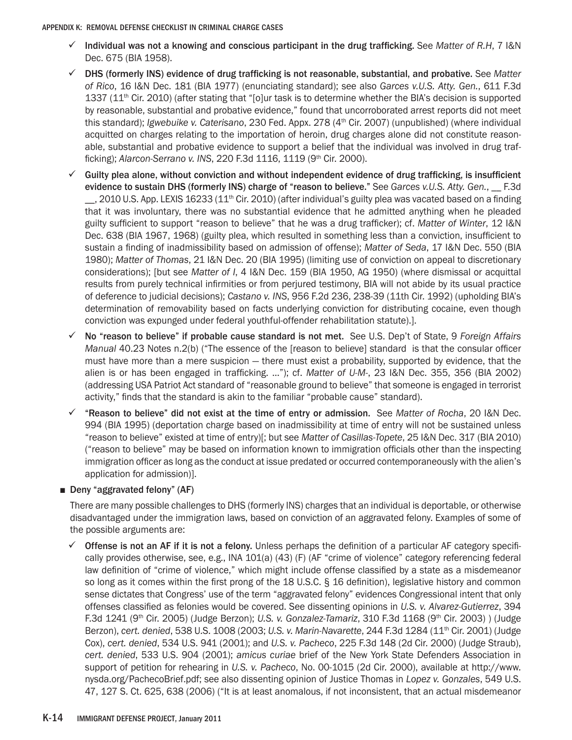- ✓ **Individual was not a knowing and conscious participant in the drug trafficking.** See *Matter of R.H*, 7 I&N Dec. 675 (BIA 1958).
- ✓ **DHS (formerly INS) evidence of drug trafficking is not reasonable, substantial, and probative.** See *Matter of Rico*, 16 I&N Dec. 181 (BIA 1977) (enunciating standard); see also *Garces v.U.S. Atty. Gen.*, 611 F.3d 1337 (11th Cir. 2010) (after stating that "[o]ur task is to determine whether the BIA's decision is supported by reasonable, substantial and probative evidence," found that uncorroborated arrest reports did not meet this standard); *Igwebuike v. Caterisano*, 230 Fed. Appx. 278 (4th Cir. 2007) (unpublished) (where individual acquitted on charges relating to the importation of heroin, drug charges alone did not constitute reasonable, substantial and probative evidence to support a belief that the individual was involved in drug trafficking); *Alarcon-Serrano v. INS*, 220 F.3d 1116, 1119 (9th Cir. 2000).
- ✓ **Guilty plea alone, without conviction and without independent evidence of drug trafficking, is insufficient evidence to sustain DHS (formerly INS) charge of "reason to believe."** See *Garces v.U.S. Atty. Gen.*, __ F.3d __, 2010 U.S. App. LEXIS 16233 (11th Cir. 2010) (after individual's guilty plea was vacated based on a finding that it was involuntary, there was no substantial evidence that he admitted anything when he pleaded guilty sufficient to support "reason to believe" that he was a drug trafficker); cf. *Matter of Winter*, 12 I&N Dec. 638 (BIA 1967, 1968) (guilty plea, which resulted in something less than a conviction, insufficient to sustain a finding of inadmissibility based on admission of offense); *Matter of Seda*, 17 I&N Dec. 550 (BIA 1980); *Matter of Thomas*, 21 I&N Dec. 20 (BIA 1995) (limiting use of conviction on appeal to discretionary considerations); [but see *Matter of I*, 4 I&N Dec. 159 (BIA 1950, AG 1950) (where dismissal or acquittal results from purely technical infirmities or from perjured testimony, BIA will not abide by its usual practice of deference to judicial decisions); *Castano v. INS*, 956 F.2d 236, 238-39 (11th Cir. 1992) (upholding BIA's determination of removability based on facts underlying conviction for distributing cocaine, even though conviction was expunged under federal youthful-offender rehabilitation statute).].
- ✓ **No "reason to believe" if probable cause standard is not met.** See U.S. Dep't of State, 9 *Foreign Affairs Manual* 40.23 Notes n.2(b) ("The essence of the [reason to believe] standard is that the consular officer must have more than a mere suspicion — there must exist a probability, supported by evidence, that the alien is or has been engaged in trafficking. ..."); cf. *Matter of U-M-*, 23 I&N Dec. 355, 356 (BIA 2002) (addressing USA Patriot Act standard of "reasonable ground to believe" that someone is engaged in terrorist activity," finds that the standard is akin to the familiar "probable cause" standard).
- ✓ **"Reason to believe" did not exist at the time of entry or admission.** See *Matter of Rocha*, 20 I&N Dec. 994 (BIA 1995) (deportation charge based on inadmissibility at time of entry will not be sustained unless "reason to believe" existed at time of entry)[; but see *Matter of Casillas-Topete*, 25 I&N Dec. 317 (BIA 2010) ("reason to believe" may be based on information known to immigration officials other than the inspecting immigration officer as long as the conduct at issue predated or occurred contemporaneously with the alien's application for admission)].

- **Deny "aggravated felony" (AF)**

  There are many possible challenges to DHS (formerly INS) charges that an individual is deportable, or otherwise disadvantaged under the immigration laws, based on conviction of an aggravated felony. Examples of some of the possible arguments are:

  - ✓ **Offense is not an AF if it is not a felony.** Unless perhaps the definition of a particular AF category specifically provides otherwise, see, e.g., INA 101(a) (43) (F) (AF "crime of violence" category referencing federal law definition of "crime of violence," which might include offense classified by a state as a misdemeanor so long as it comes within the first prong of the 18 U.S.C. § 16 definition), legislative history and common sense dictates that Congress' use of the term "aggravated felony" evidences Congressional intent that only offenses classified as felonies would be covered. See dissenting opinions in *U.S. v. Alvarez-Gutierrez*, 394 F.3d 1241 (9th Cir. 2005) (Judge Berzon); *U.S. v. Gonzalez-Tamariz*, 310 F.3d 1168 (9th Cir. 2003) ) (Judge Berzon), *cert. denied*, 538 U.S. 1008 (2003; *U.S. v. Marin-Navarette*, 244 F.3d 1284 (11th Cir. 2001) (Judge Cox), *cert. denied*, 534 U.S. 941 (2001); and *U.S. v. Pacheco*, 225 F.3d 148 (2d Cir. 2000) (Judge Straub), *cert. denied*, 533 U.S. 904 (2001); *amicus curiae* brief of the New York State Defenders Association in support of petition for rehearing in *U.S. v. Pacheco*, No. 00-1015 (2d Cir. 2000), available at http://www.nysda.org/PachecoBrief.pdf; see also dissenting opinion of Justice Thomas in *Lopez v. Gonzales*, 549 U.S. 47, 127 S. Ct. 625, 638 (2006) ("It is at least anomalous, if not inconsistent, that an actual misdemeanor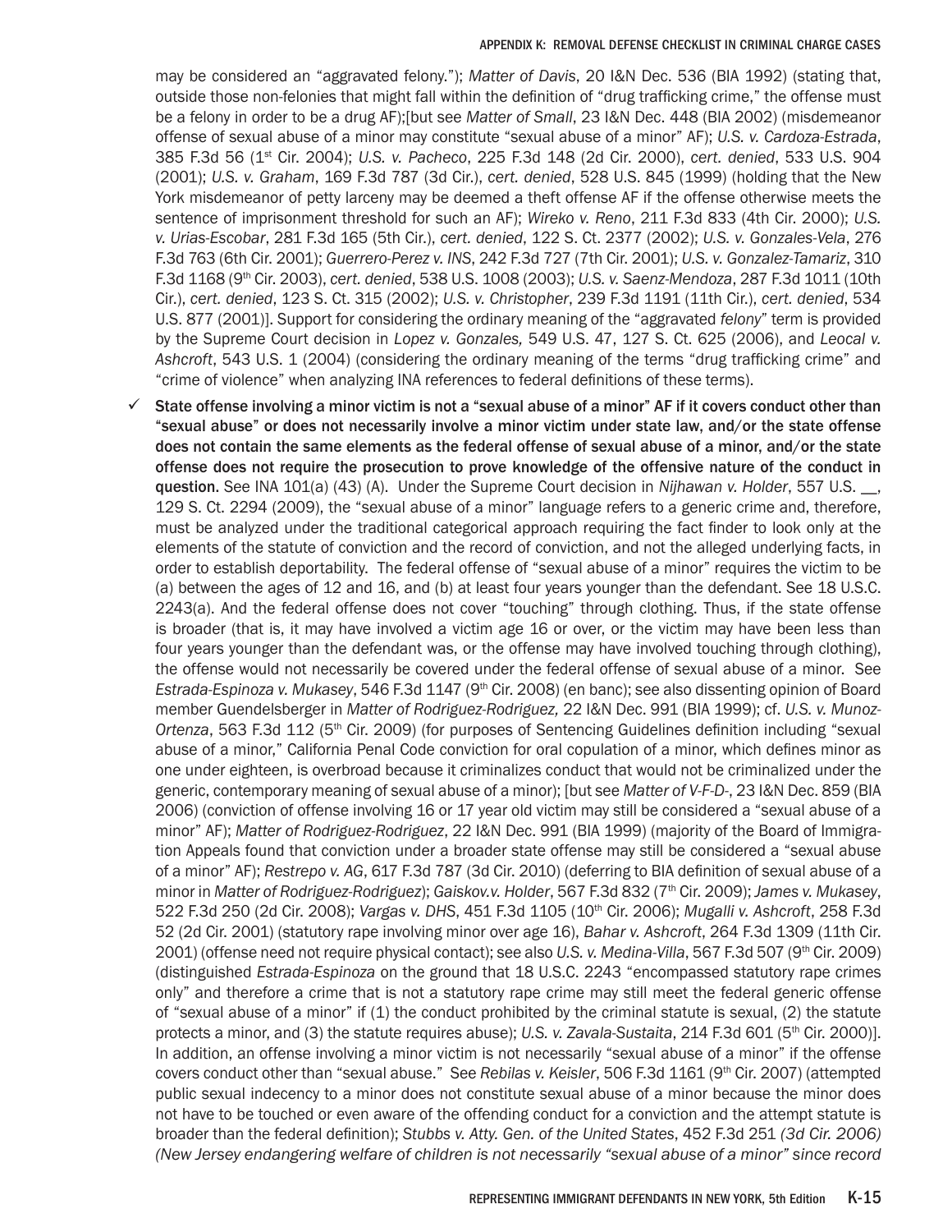may be considered an "aggravated felony."); *Matter of Davis*, 20 I&N Dec. 536 (BIA 1992) (stating that, outside those non-felonies that might fall within the definition of "drug trafficking crime," the offense must be a felony in order to be a drug AF);[but see *Matter of Small*, 23 I&N Dec. 448 (BIA 2002) (misdemeanor offense of sexual abuse of a minor may constitute "sexual abuse of a minor" AF); *U.S. v. Cardoza-Estrada*, 385 F.3d 56 (1st Cir. 2004); *U.S. v. Pacheco*, 225 F.3d 148 (2d Cir. 2000), *cert. denied*, 533 U.S. 904 (2001); *U.S. v. Graham*, 169 F.3d 787 (3d Cir.), *cert. denied*, 528 U.S. 845 (1999) (holding that the New York misdemeanor of petty larceny may be deemed a theft offense AF if the offense otherwise meets the sentence of imprisonment threshold for such an AF); *Wireko v. Reno*, 211 F.3d 833 (4th Cir. 2000); *U.S. v. Urias-Escobar*, 281 F.3d 165 (5th Cir.), *cert. denied*, 122 S. Ct. 2377 (2002); *U.S. v. Gonzales-Vela*, 276 F.3d 763 (6th Cir. 2001); *Guerrero-Perez v. INS*, 242 F.3d 727 (7th Cir. 2001); *U.S. v. Gonzalez-Tamariz*, 310 F.3d 1168 (9th Cir. 2003), *cert. denied*, 538 U.S. 1008 (2003); *U.S. v. Saenz-Mendoza*, 287 F.3d 1011 (10th Cir.), *cert. denied*, 123 S. Ct. 315 (2002); *U.S. v. Christopher*, 239 F.3d 1191 (11th Cir.), *cert. denied*, 534 U.S. 877 (2001)]. Support for considering the ordinary meaning of the "aggravated *felony*" term is provided by the Supreme Court decision in *Lopez v. Gonzales,* 549 U.S. 47, 127 S. Ct. 625 (2006), and *Leocal v. Ashcroft*, 543 U.S. 1 (2004) (considering the ordinary meaning of the terms "drug trafficking crime" and "crime of violence" when analyzing INA references to federal definitions of these terms).

✓ **State offense involving a minor victim is not a "sexual abuse of a minor" AF if it covers conduct other than "sexual abuse" or does not necessarily involve a minor victim under state law, and/or the state offense does not contain the same elements as the federal offense of sexual abuse of a minor, and/or the state offense does not require the prosecution to prove knowledge of the offensive nature of the conduct in question.** See INA 101(a) (43) (A). Under the Supreme Court decision in *Nijhawan v. Holder*, 557 U.S. __, 129 S. Ct. 2294 (2009), the "sexual abuse of a minor" language refers to a generic crime and, therefore, must be analyzed under the traditional categorical approach requiring the fact finder to look only at the elements of the statute of conviction and the record of conviction, and not the alleged underlying facts, in order to establish deportability. The federal offense of "sexual abuse of a minor" requires the victim to be (a) between the ages of 12 and 16, and (b) at least four years younger than the defendant. See 18 U.S.C. 2243(a). And the federal offense does not cover "touching" through clothing. Thus, if the state offense is broader (that is, it may have involved a victim age 16 or over, or the victim may have been less than four years younger than the defendant was, or the offense may have involved touching through clothing), the offense would not necessarily be covered under the federal offense of sexual abuse of a minor. See *Estrada-Espinoza v. Mukasey*, 546 F.3d 1147 (9th Cir. 2008) (en banc); see also dissenting opinion of Board member Guendelsberger in *Matter of Rodriguez-Rodriguez,* 22 I&N Dec. 991 (BIA 1999); cf. *U.S. v. Munoz-Ortenza*, 563 F.3d 112 (5th Cir. 2009) (for purposes of Sentencing Guidelines definition including "sexual abuse of a minor," California Penal Code conviction for oral copulation of a minor, which defines minor as one under eighteen, is overbroad because it criminalizes conduct that would not be criminalized under the generic, contemporary meaning of sexual abuse of a minor); [but see *Matter of V-F-D-*, 23 I&N Dec. 859 (BIA 2006) (conviction of offense involving 16 or 17 year old victim may still be considered a "sexual abuse of a minor" AF); *Matter of Rodriguez-Rodriguez*, 22 I&N Dec. 991 (BIA 1999) (majority of the Board of Immigration Appeals found that conviction under a broader state offense may still be considered a "sexual abuse of a minor" AF); *Restrepo v. AG*, 617 F.3d 787 (3d Cir. 2010) (deferring to BIA definition of sexual abuse of a minor in *Matter of Rodriguez-Rodriguez*); *Gaiskov.v. Holder*, 567 F.3d 832 (7th Cir. 2009); *James v. Mukasey*, 522 F.3d 250 (2d Cir. 2008); *Vargas v. DHS*, 451 F.3d 1105 (10th Cir. 2006); *Mugalli v. Ashcroft*, 258 F.3d 52 (2d Cir. 2001) (statutory rape involving minor over age 16), *Bahar v. Ashcroft*, 264 F.3d 1309 (11th Cir. 2001) (offense need not require physical contact); see also *U.S. v. Medina-Villa*, 567 F.3d 507 (9th Cir. 2009) (distinguished *Estrada-Espinoza* on the ground that 18 U.S.C. 2243 "encompassed statutory rape crimes only" and therefore a crime that is not a statutory rape crime may still meet the federal generic offense of "sexual abuse of a minor" if (1) the conduct prohibited by the criminal statute is sexual, (2) the statute protects a minor, and (3) the statute requires abuse); *U.S. v. Zavala-Sustaita*, 214 F.3d 601 (5th Cir. 2000)]. In addition, an offense involving a minor victim is not necessarily "sexual abuse of a minor" if the offense covers conduct other than "sexual abuse." See *Rebilas v. Keisler*, 506 F.3d 1161 (9th Cir. 2007) (attempted public sexual indecency to a minor does not constitute sexual abuse of a minor because the minor does not have to be touched or even aware of the offending conduct for a conviction and the attempt statute is broader than the federal definition); *Stubbs v. Atty. Gen. of the United States*, 452 F.3d 251 *(3d Cir. 2006) (New Jersey endangering welfare of children is not necessarily "sexual abuse of a minor" since record*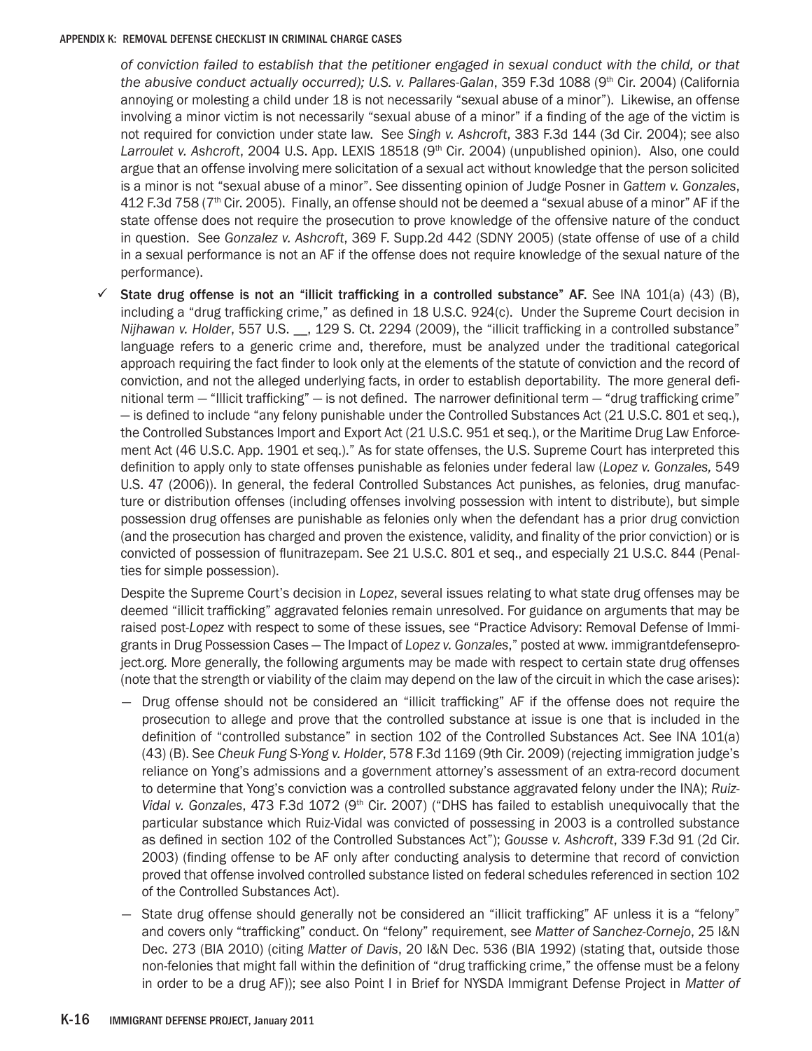*of conviction failed to establish that the petitioner engaged in sexual conduct with the child, or that the abusive conduct actually occurred); U.S. v. Pallares-Galan*, 359 F.3d 1088 (9th Cir. 2004) (California annoying or molesting a child under 18 is not necessarily "sexual abuse of a minor"). Likewise, an offense involving a minor victim is not necessarily "sexual abuse of a minor" if a finding of the age of the victim is not required for conviction under state law. See *Singh v. Ashcroft*, 383 F.3d 144 (3d Cir. 2004); see also *Larroulet v. Ashcroft*, 2004 U.S. App. LEXIS 18518 (9th Cir. 2004) (unpublished opinion). Also, one could argue that an offense involving mere solicitation of a sexual act without knowledge that the person solicited is a minor is not "sexual abuse of a minor". See dissenting opinion of Judge Posner in *Gattem v. Gonzales*, 412 F.3d 758 (7th Cir. 2005). Finally, an offense should not be deemed a "sexual abuse of a minor" AF if the state offense does not require the prosecution to prove knowledge of the offensive nature of the conduct in question. See *Gonzalez v. Ashcroft*, 369 F. Supp.2d 442 (SDNY 2005) (state offense of use of a child in a sexual performance is not an AF if the offense does not require knowledge of the sexual nature of the performance).

✓ **State drug offense is not an "illicit trafficking in a controlled substance" AF.** See INA 101(a) (43) (B), including a "drug trafficking crime," as defined in 18 U.S.C. 924(c). Under the Supreme Court decision in *Nijhawan v. Holder*, 557 U.S. __, 129 S. Ct. 2294 (2009), the "illicit trafficking in a controlled substance" language refers to a generic crime and, therefore, must be analyzed under the traditional categorical approach requiring the fact finder to look only at the elements of the statute of conviction and the record of conviction, and not the alleged underlying facts, in order to establish deportability. The more general definitional term — "Illicit trafficking" — is not defined. The narrower definitional term — "drug trafficking crime" — is defined to include "any felony punishable under the Controlled Substances Act (21 U.S.C. 801 et seq.), the Controlled Substances Import and Export Act (21 U.S.C. 951 et seq.), or the Maritime Drug Law Enforcement Act (46 U.S.C. App. 1901 et seq.)." As for state offenses, the U.S. Supreme Court has interpreted this definition to apply only to state offenses punishable as felonies under federal law (*Lopez v. Gonzales,* 549 U.S. 47 (2006)). In general, the federal Controlled Substances Act punishes, as felonies, drug manufacture or distribution offenses (including offenses involving possession with intent to distribute), but simple possession drug offenses are punishable as felonies only when the defendant has a prior drug conviction (and the prosecution has charged and proven the existence, validity, and finality of the prior conviction) or is convicted of possession of flunitrazepam. See 21 U.S.C. 801 et seq., and especially 21 U.S.C. 844 (Penalties for simple possession).

Despite the Supreme Court's decision in *Lopez*, several issues relating to what state drug offenses may be deemed "illicit trafficking" aggravated felonies remain unresolved. For guidance on arguments that may be raised post-*Lopez* with respect to some of these issues, see "Practice Advisory: Removal Defense of Immigrants in Drug Possession Cases — The Impact of *Lopez v. Gonzales*," posted at www.immigrantdefenseproject.org. More generally, the following arguments may be made with respect to certain state drug offenses (note that the strength or viability of the claim may depend on the law of the circuit in which the case arises):

- Drug offense should not be considered an "illicit trafficking" AF if the offense does not require the prosecution to allege and prove that the controlled substance at issue is one that is included in the definition of "controlled substance" in section 102 of the Controlled Substances Act. See INA 101(a) (43) (B). See *Cheuk Fung S-Yong v. Holder*, 578 F.3d 1169 (9th Cir. 2009) (rejecting immigration judge's reliance on Yong's admissions and a government attorney's assessment of an extra-record document to determine that Yong's conviction was a controlled substance aggravated felony under the INA); *Ruiz-Vidal v. Gonzales*, 473 F.3d 1072 (9th Cir. 2007) ("DHS has failed to establish unequivocally that the particular substance which Ruiz-Vidal was convicted of possessing in 2003 is a controlled substance as defined in section 102 of the Controlled Substances Act"); *Gousse v. Ashcroft*, 339 F.3d 91 (2d Cir. 2003) (finding offense to be AF only after conducting analysis to determine that record of conviction proved that offense involved controlled substance listed on federal schedules referenced in section 102 of the Controlled Substances Act).
- State drug offense should generally not be considered an "illicit trafficking" AF unless it is a "felony" and covers only "trafficking" conduct. On "felony" requirement, see *Matter of Sanchez-Cornejo*, 25 I&N Dec. 273 (BIA 2010) (citing *Matter of Davis*, 20 I&N Dec. 536 (BIA 1992) (stating that, outside those non-felonies that might fall within the definition of "drug trafficking crime," the offense must be a felony in order to be a drug AF)); see also Point I in Brief for NYSDA Immigrant Defense Project in *Matter of*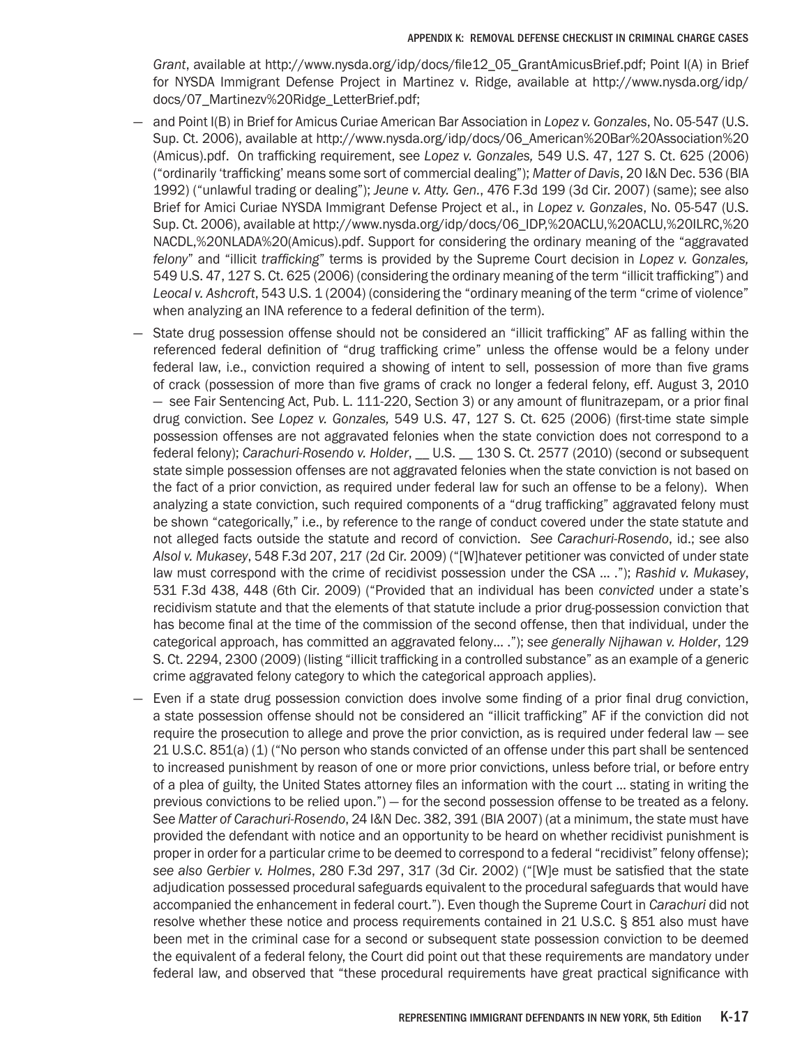*Grant*, available at http://www.nysda.org/idp/docs/file12_05_GrantAmicusBrief.pdf; Point I(A) in Brief for NYSDA Immigrant Defense Project in Martinez v. Ridge, available at http://www.nysda.org/idp/docs/07_Martinezv%20Ridge_LetterBrief.pdf;

— and Point I(B) in Brief for Amicus Curiae American Bar Association in *Lopez v. Gonzales*, No. 05-547 (U.S. Sup. Ct. 2006), available at http://www.nysda.org/idp/docs/06_American%20Bar%20Association%20(Amicus).pdf. On trafficking requirement, see *Lopez v. Gonzales,* 549 U.S. 47, 127 S. Ct. 625 (2006) ("ordinarily 'trafficking' means some sort of commercial dealing"); *Matter of Davis*, 20 I&N Dec. 536 (BIA 1992) ("unlawful trading or dealing"); *Jeune v. Atty. Gen.*, 476 F.3d 199 (3d Cir. 2007) (same); see also Brief for Amici Curiae NYSDA Immigrant Defense Project et al., in *Lopez v. Gonzales*, No. 05-547 (U.S. Sup. Ct. 2006), available at http://www.nysda.org/idp/docs/06_IDP,%20ACLU,%20ACLU,%20ILRC,%20NACDL,%20NLADA%20(Amicus).pdf. Support for considering the ordinary meaning of the "aggravated *felony*" and "illicit *trafficking*" terms is provided by the Supreme Court decision in *Lopez v. Gonzales,* 549 U.S. 47, 127 S. Ct. 625 (2006) (considering the ordinary meaning of the term "illicit trafficking") and *Leocal v. Ashcroft*, 543 U.S. 1 (2004) (considering the "ordinary meaning of the term "crime of violence" when analyzing an INA reference to a federal definition of the term).

— State drug possession offense should not be considered an "illicit trafficking" AF as falling within the referenced federal definition of "drug trafficking crime" unless the offense would be a felony under federal law, i.e., conviction required a showing of intent to sell, possession of more than five grams of crack (possession of more than five grams of crack no longer a federal felony, eff. August 3, 2010 — see Fair Sentencing Act, Pub. L. 111-220, Section 3) or any amount of flunitrazepam, or a prior final drug conviction. See *Lopez v. Gonzales,* 549 U.S. 47, 127 S. Ct. 625 (2006) (first-time state simple possession offenses are not aggravated felonies when the state conviction does not correspond to a federal felony); *Carachuri-Rosendo v. Holder*, __ U.S. __ 130 S. Ct. 2577 (2010) (second or subsequent state simple possession offenses are not aggravated felonies when the state conviction is not based on the fact of a prior conviction, as required under federal law for such an offense to be a felony). When analyzing a state conviction, such required components of a "drug trafficking" aggravated felony must be shown "categorically," i.e., by reference to the range of conduct covered under the state statute and not alleged facts outside the statute and record of conviction. *See Carachuri-Rosendo*, id.; see also *Alsol v. Mukasey*, 548 F.3d 207, 217 (2d Cir. 2009) ("[W]hatever petitioner was convicted of under state law must correspond with the crime of recidivist possession under the CSA ... ."); *Rashid v. Mukasey*, 531 F.3d 438, 448 (6th Cir. 2009) ("Provided that an individual has been *convicted* under a state's recidivism statute and that the elements of that statute include a prior drug-possession conviction that has become final at the time of the commission of the second offense, then that individual, under the categorical approach, has committed an aggravated felony... ."); *see generally Nijhawan v. Holder*, 129 S. Ct. 2294, 2300 (2009) (listing "illicit trafficking in a controlled substance" as an example of a generic crime aggravated felony category to which the categorical approach applies).

— Even if a state drug possession conviction does involve some finding of a prior final drug conviction, a state possession offense should not be considered an "illicit trafficking" AF if the conviction did not require the prosecution to allege and prove the prior conviction, as is required under federal law — see 21 U.S.C. 851(a) (1) ("No person who stands convicted of an offense under this part shall be sentenced to increased punishment by reason of one or more prior convictions, unless before trial, or before entry of a plea of guilty, the United States attorney files an information with the court ... stating in writing the previous convictions to be relied upon.") — for the second possession offense to be treated as a felony. See *Matter of Carachuri-Rosendo*, 24 I&N Dec. 382, 391 (BIA 2007) (at a minimum, the state must have provided the defendant with notice and an opportunity to be heard on whether recidivist punishment is proper in order for a particular crime to be deemed to correspond to a federal "recidivist" felony offense); *see also Gerbier v. Holmes*, 280 F.3d 297, 317 (3d Cir. 2002) ("[W]e must be satisfied that the state adjudication possessed procedural safeguards equivalent to the procedural safeguards that would have accompanied the enhancement in federal court."). Even though the Supreme Court in *Carachuri* did not resolve whether these notice and process requirements contained in 21 U.S.C. § 851 also must have been met in the criminal case for a second or subsequent state possession conviction to be deemed the equivalent of a federal felony, the Court did point out that these requirements are mandatory under federal law, and observed that "these procedural requirements have great practical significance with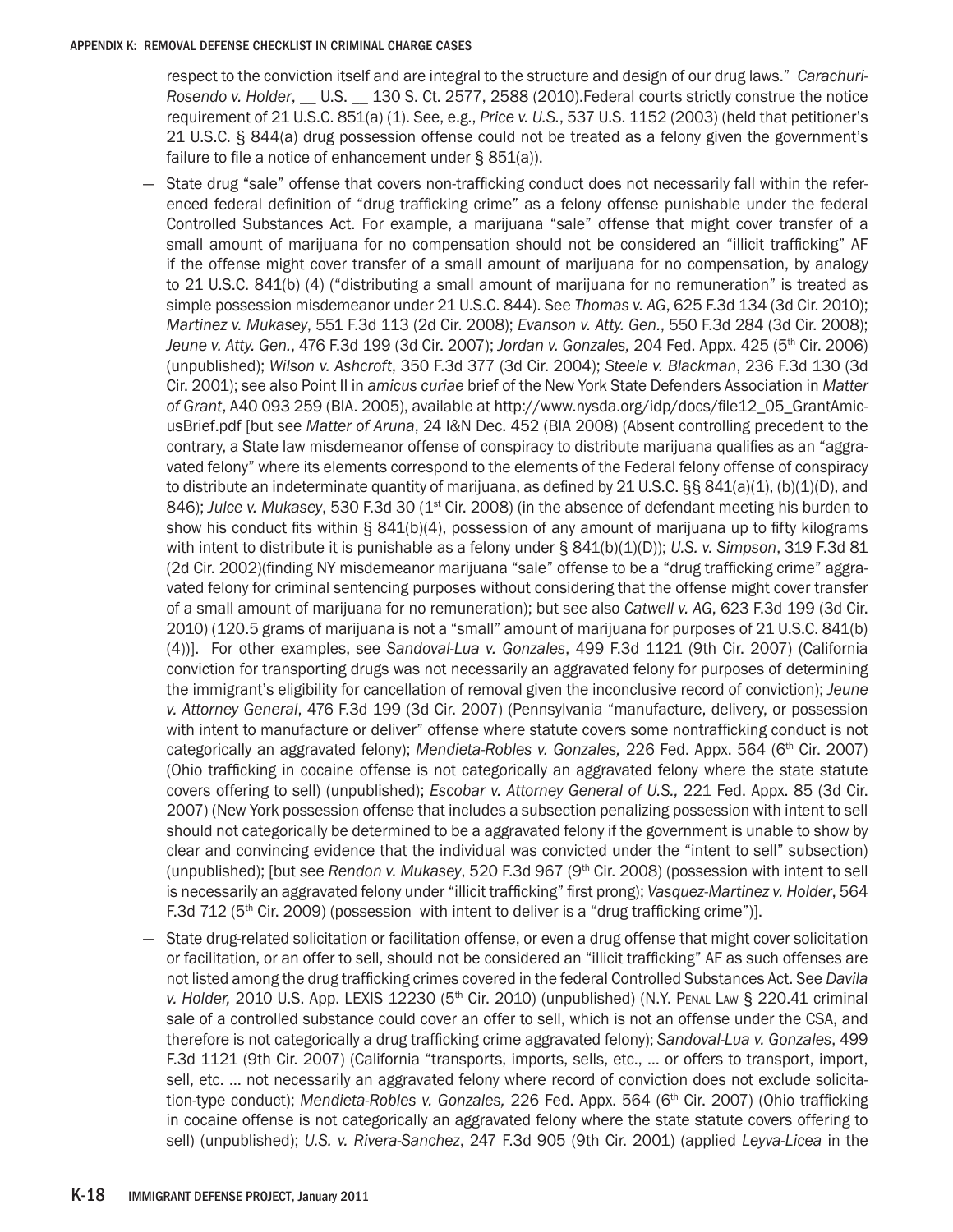respect to the conviction itself and are integral to the structure and design of our drug laws." *Carachuri-Rosendo v. Holder*, __ U.S. __ 130 S. Ct. 2577, 2588 (2010).Federal courts strictly construe the notice requirement of 21 U.S.C. 851(a) (1). See, e.g., *Price v. U.S.*, 537 U.S. 1152 (2003) (held that petitioner's 21 U.S.C. § 844(a) drug possession offense could not be treated as a felony given the government's failure to file a notice of enhancement under § 851(a)).

— State drug "sale" offense that covers non-trafficking conduct does not necessarily fall within the referenced federal definition of "drug trafficking crime" as a felony offense punishable under the federal Controlled Substances Act. For example, a marijuana "sale" offense that might cover transfer of a small amount of marijuana for no compensation should not be considered an "illicit trafficking" AF if the offense might cover transfer of a small amount of marijuana for no compensation, by analogy to 21 U.S.C. 841(b) (4) ("distributing a small amount of marijuana for no remuneration" is treated as simple possession misdemeanor under 21 U.S.C. 844). See *Thomas v. AG*, 625 F.3d 134 (3d Cir. 2010); *Martinez v. Mukasey*, 551 F.3d 113 (2d Cir. 2008); *Evanson v. Atty. Gen.*, 550 F.3d 284 (3d Cir. 2008); *Jeune v. Atty. Gen.*, 476 F.3d 199 (3d Cir. 2007); *Jordan v. Gonzales,* 204 Fed. Appx. 425 (5th Cir. 2006) (unpublished); *Wilson v. Ashcroft*, 350 F.3d 377 (3d Cir. 2004); *Steele v. Blackman*, 236 F.3d 130 (3d Cir. 2001); see also Point II in *amicus curiae* brief of the New York State Defenders Association in *Matter of Grant*, A40 093 259 (BIA. 2005), available at http://www.nysda.org/idp/docs/file12_05_GrantAmicusBrief.pdf [but see *Matter of Aruna*, 24 I&N Dec. 452 (BIA 2008) (Absent controlling precedent to the contrary, a State law misdemeanor offense of conspiracy to distribute marijuana qualifies as an "aggravated felony" where its elements correspond to the elements of the Federal felony offense of conspiracy to distribute an indeterminate quantity of marijuana, as defined by 21 U.S.C. §§ 841(a)(1), (b)(1)(D), and 846); *Julce v. Mukasey*, 530 F.3d 30 (1st Cir. 2008) (in the absence of defendant meeting his burden to show his conduct fits within § 841(b)(4), possession of any amount of marijuana up to fifty kilograms with intent to distribute it is punishable as a felony under § 841(b)(1)(D)); *U.S. v. Simpson*, 319 F.3d 81 (2d Cir. 2002)(finding NY misdemeanor marijuana "sale" offense to be a "drug trafficking crime" aggravated felony for criminal sentencing purposes without considering that the offense might cover transfer of a small amount of marijuana for no remuneration); but see also *Catwell v. AG*, 623 F.3d 199 (3d Cir. 2010) (120.5 grams of marijuana is not a "small" amount of marijuana for purposes of 21 U.S.C. 841(b) (4))]. For other examples, see *Sandoval-Lua v. Gonzales*, 499 F.3d 1121 (9th Cir. 2007) (California conviction for transporting drugs was not necessarily an aggravated felony for purposes of determining the immigrant's eligibility for cancellation of removal given the inconclusive record of conviction); *Jeune v. Attorney General*, 476 F.3d 199 (3d Cir. 2007) (Pennsylvania "manufacture, delivery, or possession with intent to manufacture or deliver" offense where statute covers some nontrafficking conduct is not categorically an aggravated felony); *Mendieta-Robles v. Gonzales,* 226 Fed. Appx. 564 (6th Cir. 2007) (Ohio trafficking in cocaine offense is not categorically an aggravated felony where the state statute covers offering to sell) (unpublished); *Escobar v. Attorney General of U.S.,* 221 Fed. Appx. 85 (3d Cir. 2007) (New York possession offense that includes a subsection penalizing possession with intent to sell should not categorically be determined to be a aggravated felony if the government is unable to show by clear and convincing evidence that the individual was convicted under the "intent to sell" subsection) (unpublished); [but see *Rendon v. Mukasey*, 520 F.3d 967 (9th Cir. 2008) (possession with intent to sell is necessarily an aggravated felony under "illicit trafficking" first prong); *Vasquez-Martinez v. Holder*, 564 F.3d 712 (5th Cir. 2009) (possession with intent to deliver is a "drug trafficking crime")].

— State drug-related solicitation or facilitation offense, or even a drug offense that might cover solicitation or facilitation, or an offer to sell, should not be considered an "illicit trafficking" AF as such offenses are not listed among the drug trafficking crimes covered in the federal Controlled Substances Act. See *Davila v. Holder,* 2010 U.S. App. LEXIS 12230 (5th Cir. 2010) (unpublished) (N.Y. Penal Law § 220.41 criminal sale of a controlled substance could cover an offer to sell, which is not an offense under the CSA, and therefore is not categorically a drug trafficking crime aggravated felony); *Sandoval-Lua v. Gonzales*, 499 F.3d 1121 (9th Cir. 2007) (California "transports, imports, sells, etc., … or offers to transport, import, sell, etc. … not necessarily an aggravated felony where record of conviction does not exclude solicitation-type conduct); *Mendieta-Robles v. Gonzales,* 226 Fed. Appx. 564 (6th Cir. 2007) (Ohio trafficking in cocaine offense is not categorically an aggravated felony where the state statute covers offering to sell) (unpublished); *U.S. v. Rivera-Sanchez*, 247 F.3d 905 (9th Cir. 2001) (applied *Leyva-Licea* in the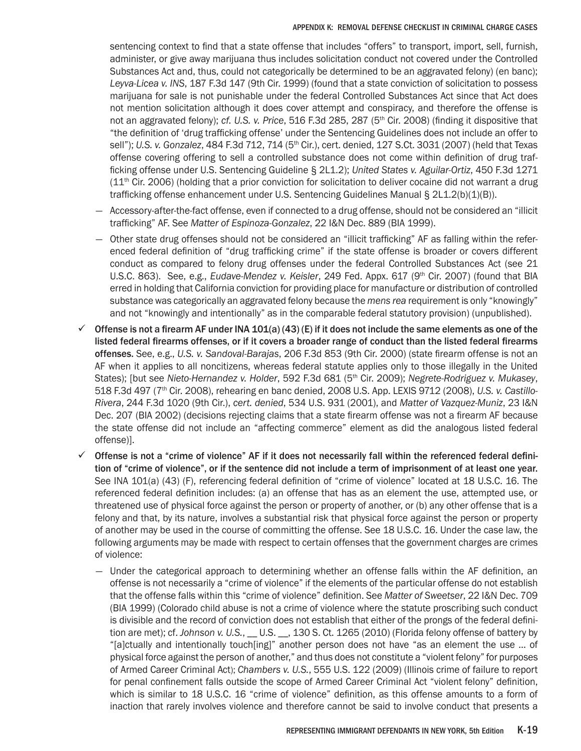sentencing context to find that a state offense that includes "offers" to transport, import, sell, furnish, administer, or give away marijuana thus includes solicitation conduct not covered under the Controlled Substances Act and, thus, could not categorically be determined to be an aggravated felony) (en banc); *Leyva-Licea v. INS*, 187 F.3d 147 (9th Cir. 1999) (found that a state conviction of solicitation to possess marijuana for sale is not punishable under the federal Controlled Substances Act since that Act does not mention solicitation although it does cover attempt and conspiracy, and therefore the offense is not an aggravated felony); *cf. U.S. v. Price*, 516 F.3d 285, 287 (5th Cir. 2008) (finding it dispositive that "the definition of 'drug trafficking offense' under the Sentencing Guidelines does not include an offer to sell"); *U.S. v. Gonzalez*, 484 F.3d 712, 714 (5th Cir.), cert. denied, 127 S.Ct. 3031 (2007) (held that Texas offense covering offering to sell a controlled substance does not come within definition of drug trafficking offense under U.S. Sentencing Guideline § 2L1.2); *United States v. Aguilar-Ortiz*, 450 F.3d 1271 (11th Cir. 2006) (holding that a prior conviction for solicitation to deliver cocaine did not warrant a drug trafficking offense enhancement under U.S. Sentencing Guidelines Manual § 2L1.2(b)(1)(B)).

- Accessory-after-the-fact offense, even if connected to a drug offense, should not be considered an "illicit trafficking" AF. See *Matter of Espinoza-Gonzalez*, 22 I&N Dec. 889 (BIA 1999).
- Other state drug offenses should not be considered an "illicit trafficking" AF as falling within the referenced federal definition of "drug trafficking crime" if the state offense is broader or covers different conduct as compared to felony drug offenses under the federal Controlled Substances Act (see 21 U.S.C. 863). See, e.g., *Eudave-Mendez v. Keisler*, 249 Fed. Appx. 617 (9th Cir. 2007) (found that BIA erred in holding that California conviction for providing place for manufacture or distribution of controlled substance was categorically an aggravated felony because the *mens rea* requirement is only "knowingly" and not "knowingly and intentionally" as in the comparable federal statutory provision) (unpublished).

✓ **Offense is not a firearm AF under INA 101(a) (43) (E) if it does not include the same elements as one of the listed federal firearms offenses, or if it covers a broader range of conduct than the listed federal firearms offenses.** See, e.g., *U.S. v. Sandoval-Barajas*, 206 F.3d 853 (9th Cir. 2000) (state firearm offense is not an AF when it applies to all noncitizens, whereas federal statute applies only to those illegally in the United States); [but see *Nieto-Hernandez v. Holder*, 592 F.3d 681 (5th Cir. 2009); *Negrete-Rodriguez v. Mukasey*, 518 F.3d 497 (7th Cir. 2008), rehearing en banc denied, 2008 U.S. App. LEXIS 9712 (2008), *U.S. v. Castillo-Rivera*, 244 F.3d 1020 (9th Cir.), *cert. denied*, 534 U.S. 931 (2001), and *Matter of Vazquez-Muniz*, 23 I&N Dec. 207 (BIA 2002) (decisions rejecting claims that a state firearm offense was not a firearm AF because the state offense did not include an "affecting commerce" element as did the analogous listed federal offense)].

✓ **Offense is not a "crime of violence" AF if it does not necessarily fall within the referenced federal definition of "crime of violence", or if the sentence did not include a term of imprisonment of at least one year.** See INA 101(a) (43) (F), referencing federal definition of "crime of violence" located at 18 U.S.C. 16. The referenced federal definition includes: (a) an offense that has as an element the use, attempted use, or threatened use of physical force against the person or property of another, or (b) any other offense that is a felony and that, by its nature, involves a substantial risk that physical force against the person or property of another may be used in the course of committing the offense. See 18 U.S.C. 16. Under the case law, the following arguments may be made with respect to certain offenses that the government charges are crimes of violence:

- Under the categorical approach to determining whether an offense falls within the AF definition, an offense is not necessarily a "crime of violence" if the elements of the particular offense do not establish that the offense falls within this "crime of violence" definition. See *Matter of Sweetser*, 22 I&N Dec. 709 (BIA 1999) (Colorado child abuse is not a crime of violence where the statute proscribing such conduct is divisible and the record of conviction does not establish that either of the prongs of the federal definition are met); cf. *Johnson v. U.S.*, __ U.S. __, 130 S. Ct. 1265 (2010) (Florida felony offense of battery by "[a]ctually and intentionally touch[ing]" another person does not have "as an element the use ... of physical force against the person of another," and thus does not constitute a "violent felony" for purposes of Armed Career Criminal Act); *Chambers v. U.S.*, 555 U.S. 122 (2009) (Illinois crime of failure to report for penal confinement falls outside the scope of Armed Career Criminal Act "violent felony" definition, which is similar to 18 U.S.C. 16 "crime of violence" definition, as this offense amounts to a form of inaction that rarely involves violence and therefore cannot be said to involve conduct that presents a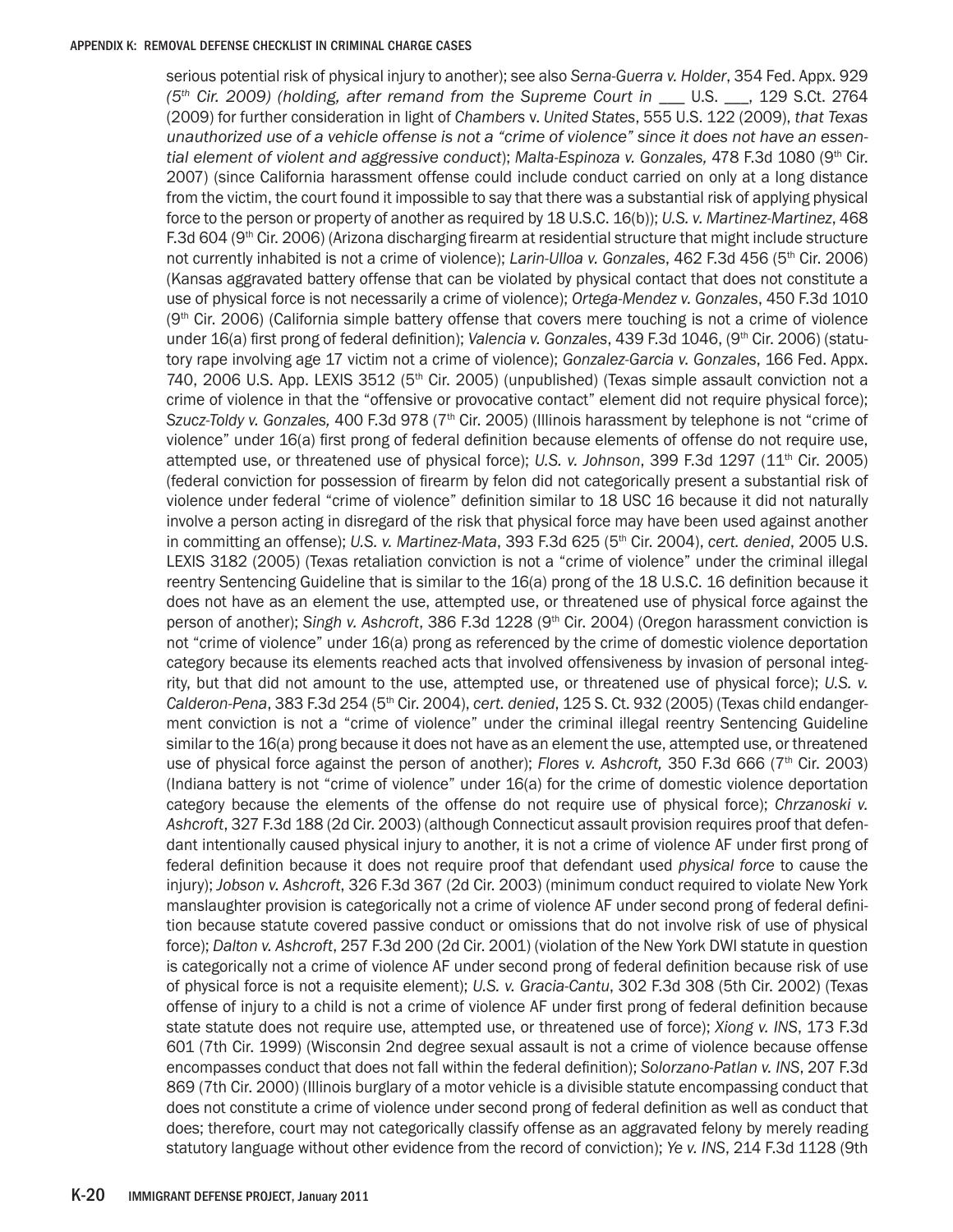serious potential risk of physical injury to another); see also *Serna-Guerra v. Holder*, 354 Fed. Appx. 929 *(5th Cir. 2009) (holding, after remand from the Supreme Court in* ___ U.S. ___, 129 S.Ct. 2764 (2009) for further consideration in light of *Chambers* v. *United States*, 555 U.S. 122 (2009), *that Texas unauthorized use of a vehicle offense is not a "crime of violence" since it does not have an essential element of violent and aggressive conduct*); *Malta-Espinoza v. Gonzales,* 478 F.3d 1080 (9th Cir. 2007) (since California harassment offense could include conduct carried on only at a long distance from the victim, the court found it impossible to say that there was a substantial risk of applying physical force to the person or property of another as required by 18 U.S.C. 16(b)); *U.S. v. Martinez-Martinez*, 468 F.3d 604 (9th Cir. 2006) (Arizona discharging firearm at residential structure that might include structure not currently inhabited is not a crime of violence); *Larin-Ulloa v. Gonzales*, 462 F.3d 456 (5th Cir. 2006) (Kansas aggravated battery offense that can be violated by physical contact that does not constitute a use of physical force is not necessarily a crime of violence); *Ortega-Mendez v. Gonzales*, 450 F.3d 1010 (9th Cir. 2006) (California simple battery offense that covers mere touching is not a crime of violence under 16(a) first prong of federal definition); *Valencia v. Gonzales*, 439 F.3d 1046, (9th Cir. 2006) (statutory rape involving age 17 victim not a crime of violence); *Gonzalez-Garcia v. Gonzales*, 166 Fed. Appx. 740, 2006 U.S. App. LEXIS 3512 (5th Cir. 2005) (unpublished) (Texas simple assault conviction not a crime of violence in that the "offensive or provocative contact" element did not require physical force); *Szucz-Toldy v. Gonzales,* 400 F.3d 978 (7th Cir. 2005) (Illinois harassment by telephone is not "crime of violence" under 16(a) first prong of federal definition because elements of offense do not require use, attempted use, or threatened use of physical force); *U.S. v. Johnson*, 399 F.3d 1297 (11th Cir. 2005) (federal conviction for possession of firearm by felon did not categorically present a substantial risk of violence under federal "crime of violence" definition similar to 18 USC 16 because it did not naturally involve a person acting in disregard of the risk that physical force may have been used against another in committing an offense); *U.S. v. Martinez-Mata*, 393 F.3d 625 (5th Cir. 2004), *cert. denied*, 2005 U.S. LEXIS 3182 (2005) (Texas retaliation conviction is not a "crime of violence" under the criminal illegal reentry Sentencing Guideline that is similar to the 16(a) prong of the 18 U.S.C. 16 definition because it does not have as an element the use, attempted use, or threatened use of physical force against the person of another); *Singh v. Ashcroft*, 386 F.3d 1228 (9th Cir. 2004) (Oregon harassment conviction is not "crime of violence" under 16(a) prong as referenced by the crime of domestic violence deportation category because its elements reached acts that involved offensiveness by invasion of personal integrity, but that did not amount to the use, attempted use, or threatened use of physical force); *U.S. v. Calderon-Pena*, 383 F.3d 254 (5th Cir. 2004), *cert. denied*, 125 S. Ct. 932 (2005) (Texas child endangerment conviction is not a "crime of violence" under the criminal illegal reentry Sentencing Guideline similar to the 16(a) prong because it does not have as an element the use, attempted use, or threatened use of physical force against the person of another); *Flores v. Ashcroft,* 350 F.3d 666 (7th Cir. 2003) (Indiana battery is not "crime of violence" under 16(a) for the crime of domestic violence deportation category because the elements of the offense do not require use of physical force); *Chrzanoski v. Ashcroft*, 327 F.3d 188 (2d Cir. 2003) (although Connecticut assault provision requires proof that defendant intentionally caused physical injury to another, it is not a crime of violence AF under first prong of federal definition because it does not require proof that defendant used *physical force* to cause the injury); *Jobson v. Ashcroft*, 326 F.3d 367 (2d Cir. 2003) (minimum conduct required to violate New York manslaughter provision is categorically not a crime of violence AF under second prong of federal definition because statute covered passive conduct or omissions that do not involve risk of use of physical force); *Dalton v. Ashcroft*, 257 F.3d 200 (2d Cir. 2001) (violation of the New York DWI statute in question is categorically not a crime of violence AF under second prong of federal definition because risk of use of physical force is not a requisite element); *U.S. v. Gracia-Cantu*, 302 F.3d 308 (5th Cir. 2002) (Texas offense of injury to a child is not a crime of violence AF under first prong of federal definition because state statute does not require use, attempted use, or threatened use of force); *Xiong v. INS*, 173 F.3d 601 (7th Cir. 1999) (Wisconsin 2nd degree sexual assault is not a crime of violence because offense encompasses conduct that does not fall within the federal definition); *Solorzano-Patlan v. INS*, 207 F.3d 869 (7th Cir. 2000) (Illinois burglary of a motor vehicle is a divisible statute encompassing conduct that does not constitute a crime of violence under second prong of federal definition as well as conduct that does; therefore, court may not categorically classify offense as an aggravated felony by merely reading statutory language without other evidence from the record of conviction); *Ye v. INS*, 214 F.3d 1128 (9th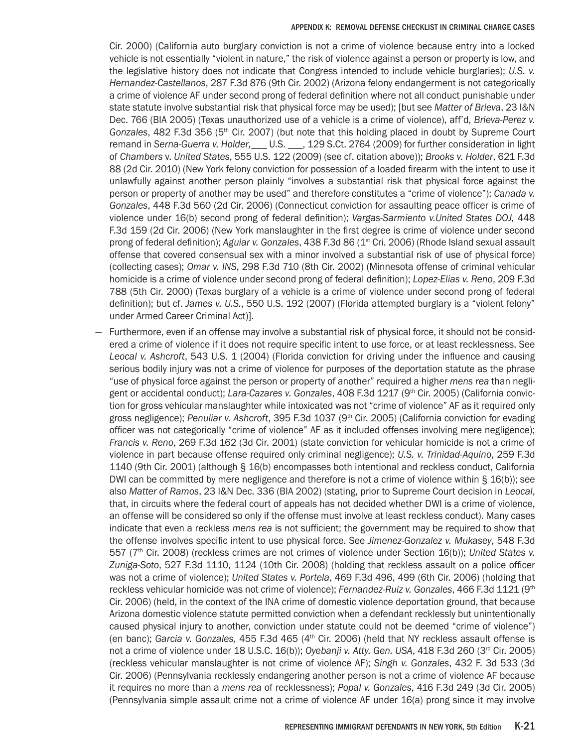Cir. 2000) (California auto burglary conviction is not a crime of violence because entry into a locked vehicle is not essentially "violent in nature," the risk of violence against a person or property is low, and the legislative history does not indicate that Congress intended to include vehicle burglaries); *U.S. v. Hernandez-Castellanos*, 287 F.3d 876 (9th Cir. 2002) (Arizona felony endangerment is not categorically a crime of violence AF under second prong of federal definition where not all conduct punishable under state statute involve substantial risk that physical force may be used); [but see *Matter of Brieva*, 23 I&N Dec. 766 (BIA 2005) (Texas unauthorized use of a vehicle is a crime of violence), aff'd, *Brieva-Perez v. Gonzales*, 482 F.3d 356 (5th Cir. 2007) (but note that this holding placed in doubt by Supreme Court remand in *Serna-Guerra v. Holder,*___ U.S. ___, 129 S.Ct. 2764 (2009) for further consideration in light of *Chambers* v. *United States*, 555 U.S. 122 (2009) (see cf. citation above)); *Brooks v. Holder*, 621 F.3d 88 (2d Cir. 2010) (New York felony conviction for possession of a loaded firearm with the intent to use it unlawfully against another person plainly "involves a substantial risk that physical force against the person or property of another may be used" and therefore constitutes a "crime of violence"); *Canada v. Gonzales*, 448 F.3d 560 (2d Cir. 2006) (Connecticut conviction for assaulting peace officer is crime of violence under 16(b) second prong of federal definition); *Vargas-Sarmiento v.United States DOJ,* 448 F.3d 159 (2d Cir. 2006) (New York manslaughter in the first degree is crime of violence under second prong of federal definition); *Aguiar v. Gonzales*, 438 F.3d 86 (1st Cri. 2006) (Rhode Island sexual assault offense that covered consensual sex with a minor involved a substantial risk of use of physical force) (collecting cases); *Omar v. INS*, 298 F.3d 710 (8th Cir. 2002) (Minnesota offense of criminal vehicular homicide is a crime of violence under second prong of federal definition); *Lopez-Elias v. Reno*, 209 F.3d 788 (5th Cir. 2000) (Texas burglary of a vehicle is a crime of violence under second prong of federal definition); but cf. *James v. U.S.*, 550 U.S. 192 (2007) (Florida attempted burglary is a "violent felony" under Armed Career Criminal Act)].

— Furthermore, even if an offense may involve a substantial risk of physical force, it should not be considered a crime of violence if it does not require specific intent to use force, or at least recklessness. See *Leocal v. Ashcroft*, 543 U.S. 1 (2004) (Florida conviction for driving under the influence and causing serious bodily injury was not a crime of violence for purposes of the deportation statute as the phrase "use of physical force against the person or property of another" required a higher *mens rea* than negligent or accidental conduct); *Lara-Cazares v. Gonzales*, 408 F.3d 1217 (9th Cir. 2005) (California conviction for gross vehicular manslaughter while intoxicated was not "crime of violence" AF as it required only gross negligence); *Penuliar v. Ashcroft*, 395 F.3d 1037 (9th Cir. 2005) (California conviction for evading officer was not categorically "crime of violence" AF as it included offenses involving mere negligence); *Francis v. Reno*, 269 F.3d 162 (3d Cir. 2001) (state conviction for vehicular homicide is not a crime of violence in part because offense required only criminal negligence); *U.S. v. Trinidad-Aquino*, 259 F.3d 1140 (9th Cir. 2001) (although § 16(b) encompasses both intentional and reckless conduct, California DWI can be committed by mere negligence and therefore is not a crime of violence within § 16(b)); see also *Matter of Ramos*, 23 I&N Dec. 336 (BIA 2002) (stating, prior to Supreme Court decision in *Leocal*, that, in circuits where the federal court of appeals has not decided whether DWI is a crime of violence, an offense will be considered so only if the offense must involve at least reckless conduct). Many cases indicate that even a reckless *mens rea* is not sufficient; the government may be required to show that the offense involves specific intent to use physical force. See *Jimenez-Gonzalez v. Mukasey*, 548 F.3d 557 (7th Cir. 2008) (reckless crimes are not crimes of violence under Section 16(b)); *United States v. Zuniga-Soto*, 527 F.3d 1110, 1124 (10th Cir. 2008) (holding that reckless assault on a police officer was not a crime of violence); *United States v. Portela*, 469 F.3d 496, 499 (6th Cir. 2006) (holding that reckless vehicular homicide was not crime of violence); *Fernandez-Ruiz v. Gonzales*, 466 F.3d 1121 (9th Cir. 2006) (held, in the context of the INA crime of domestic violence deportation ground, that because Arizona domestic violence statute permitted conviction when a defendant recklessly but unintentionally caused physical injury to another, conviction under statute could not be deemed "crime of violence") (en banc); *Garcia v. Gonzales,* 455 F.3d 465 (4th Cir. 2006) (held that NY reckless assault offense is not a crime of violence under 18 U.S.C. 16(b)); *Oyebanji v. Atty. Gen. USA*, 418 F.3d 260 (3rd Cir. 2005) (reckless vehicular manslaughter is not crime of violence AF); *Singh v. Gonzales*, 432 F. 3d 533 (3d Cir. 2006) (Pennsylvania recklessly endangering another person is not a crime of violence AF because it requires no more than a *mens rea* of recklessness); *Popal v. Gonzales*, 416 F.3d 249 (3d Cir. 2005) (Pennsylvania simple assault crime not a crime of violence AF under 16(a) prong since it may involve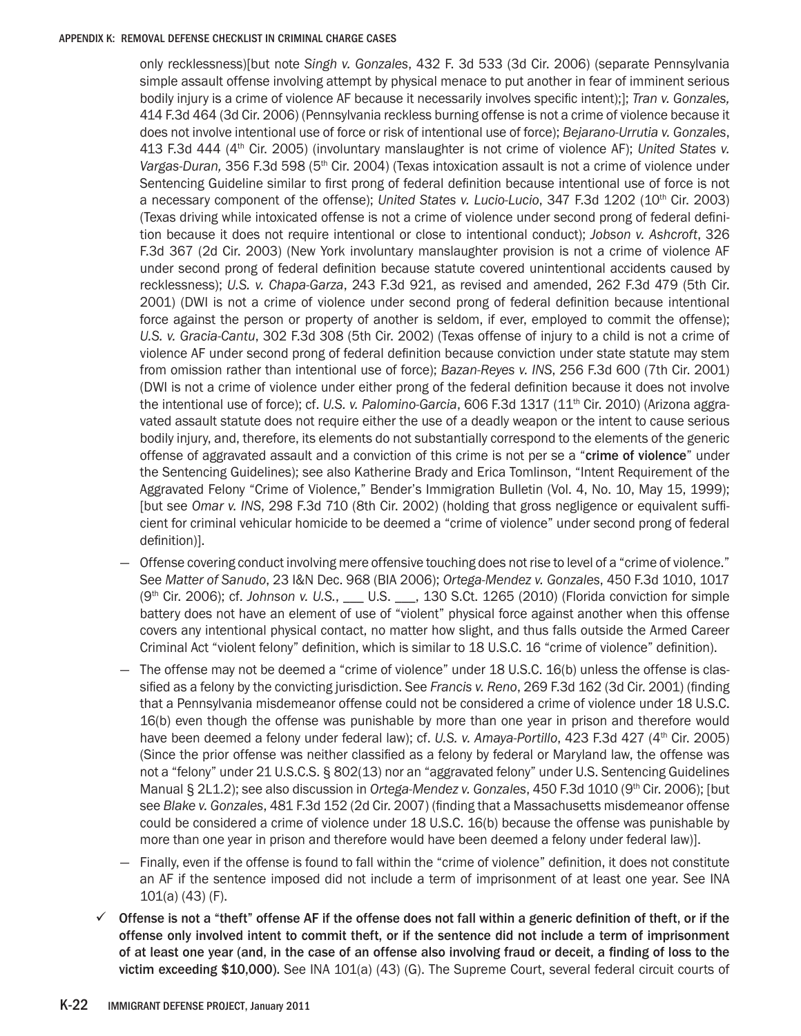only recklessness)[but note *Singh v. Gonzales*, 432 F. 3d 533 (3d Cir. 2006) (separate Pennsylvania simple assault offense involving attempt by physical menace to put another in fear of imminent serious bodily injury is a crime of violence AF because it necessarily involves specific intent);]; *Tran v. Gonzales,* 414 F.3d 464 (3d Cir. 2006) (Pennsylvania reckless burning offense is not a crime of violence because it does not involve intentional use of force or risk of intentional use of force); *Bejarano-Urrutia v. Gonzales*, 413 F.3d 444 (4th Cir. 2005) (involuntary manslaughter is not crime of violence AF); *United States v. Vargas-Duran,* 356 F.3d 598 (5th Cir. 2004) (Texas intoxication assault is not a crime of violence under Sentencing Guideline similar to first prong of federal definition because intentional use of force is not a necessary component of the offense); *United States v. Lucio-Lucio*, 347 F.3d 1202 (10th Cir. 2003) (Texas driving while intoxicated offense is not a crime of violence under second prong of federal definition because it does not require intentional or close to intentional conduct); *Jobson v. Ashcroft*, 326 F.3d 367 (2d Cir. 2003) (New York involuntary manslaughter provision is not a crime of violence AF under second prong of federal definition because statute covered unintentional accidents caused by recklessness); *U.S. v. Chapa-Garza*, 243 F.3d 921, as revised and amended, 262 F.3d 479 (5th Cir. 2001) (DWI is not a crime of violence under second prong of federal definition because intentional force against the person or property of another is seldom, if ever, employed to commit the offense); *U.S. v. Gracia-Cantu*, 302 F.3d 308 (5th Cir. 2002) (Texas offense of injury to a child is not a crime of violence AF under second prong of federal definition because conviction under state statute may stem from omission rather than intentional use of force); *Bazan-Reyes v. INS*, 256 F.3d 600 (7th Cir. 2001) (DWI is not a crime of violence under either prong of the federal definition because it does not involve the intentional use of force); cf. *U.S. v. Palomino-Garcia*, 606 F.3d 1317 (11th Cir. 2010) (Arizona aggravated assault statute does not require either the use of a deadly weapon or the intent to cause serious bodily injury, and, therefore, its elements do not substantially correspond to the elements of the generic offense of aggravated assault and a conviction of this crime is not per se a "**crime of violence**" under the Sentencing Guidelines); see also Katherine Brady and Erica Tomlinson, "Intent Requirement of the Aggravated Felony "Crime of Violence," Bender's Immigration Bulletin (Vol. 4, No. 10, May 15, 1999); [but see *Omar v. INS*, 298 F.3d 710 (8th Cir. 2002) (holding that gross negligence or equivalent sufficient for criminal vehicular homicide to be deemed a "crime of violence" under second prong of federal definition)].

- Offense covering conduct involving mere offensive touching does not rise to level of a "crime of violence." See *Matter of Sanudo*, 23 I&N Dec. 968 (BIA 2006); *Ortega-Mendez v. Gonzales*, 450 F.3d 1010, 1017 (9th Cir. 2006); cf. *Johnson v. U.S.*, ___ U.S. ___, 130 S.Ct. 1265 (2010) (Florida conviction for simple battery does not have an element of use of "violent" physical force against another when this offense covers any intentional physical contact, no matter how slight, and thus falls outside the Armed Career Criminal Act "violent felony" definition, which is similar to 18 U.S.C. 16 "crime of violence" definition).
- The offense may not be deemed a "crime of violence" under 18 U.S.C. 16(b) unless the offense is classified as a felony by the convicting jurisdiction. See *Francis v. Reno*, 269 F.3d 162 (3d Cir. 2001) (finding that a Pennsylvania misdemeanor offense could not be considered a crime of violence under 18 U.S.C. 16(b) even though the offense was punishable by more than one year in prison and therefore would have been deemed a felony under federal law); cf. *U.S. v. Amaya-Portillo*, 423 F.3d 427 (4th Cir. 2005) (Since the prior offense was neither classified as a felony by federal or Maryland law, the offense was not a "felony" under 21 U.S.C.S. § 802(13) nor an "aggravated felony" under U.S. Sentencing Guidelines Manual § 2L1.2); see also discussion in *Ortega-Mendez v. Gonzales*, 450 F.3d 1010 (9th Cir. 2006); [but see *Blake v. Gonzales*, 481 F.3d 152 (2d Cir. 2007) (finding that a Massachusetts misdemeanor offense could be considered a crime of violence under 18 U.S.C. 16(b) because the offense was punishable by more than one year in prison and therefore would have been deemed a felony under federal law)].
- Finally, even if the offense is found to fall within the "crime of violence" definition, it does not constitute an AF if the sentence imposed did not include a term of imprisonment of at least one year. See INA 101(a) (43) (F).

✓ **Offense is not a "theft" offense AF if the offense does not fall within a generic definition of theft, or if the offense only involved intent to commit theft, or if the sentence did not include a term of imprisonment of at least one year (and, in the case of an offense also involving fraud or deceit, a finding of loss to the victim exceeding $10,000).** See INA 101(a) (43) (G). The Supreme Court, several federal circuit courts of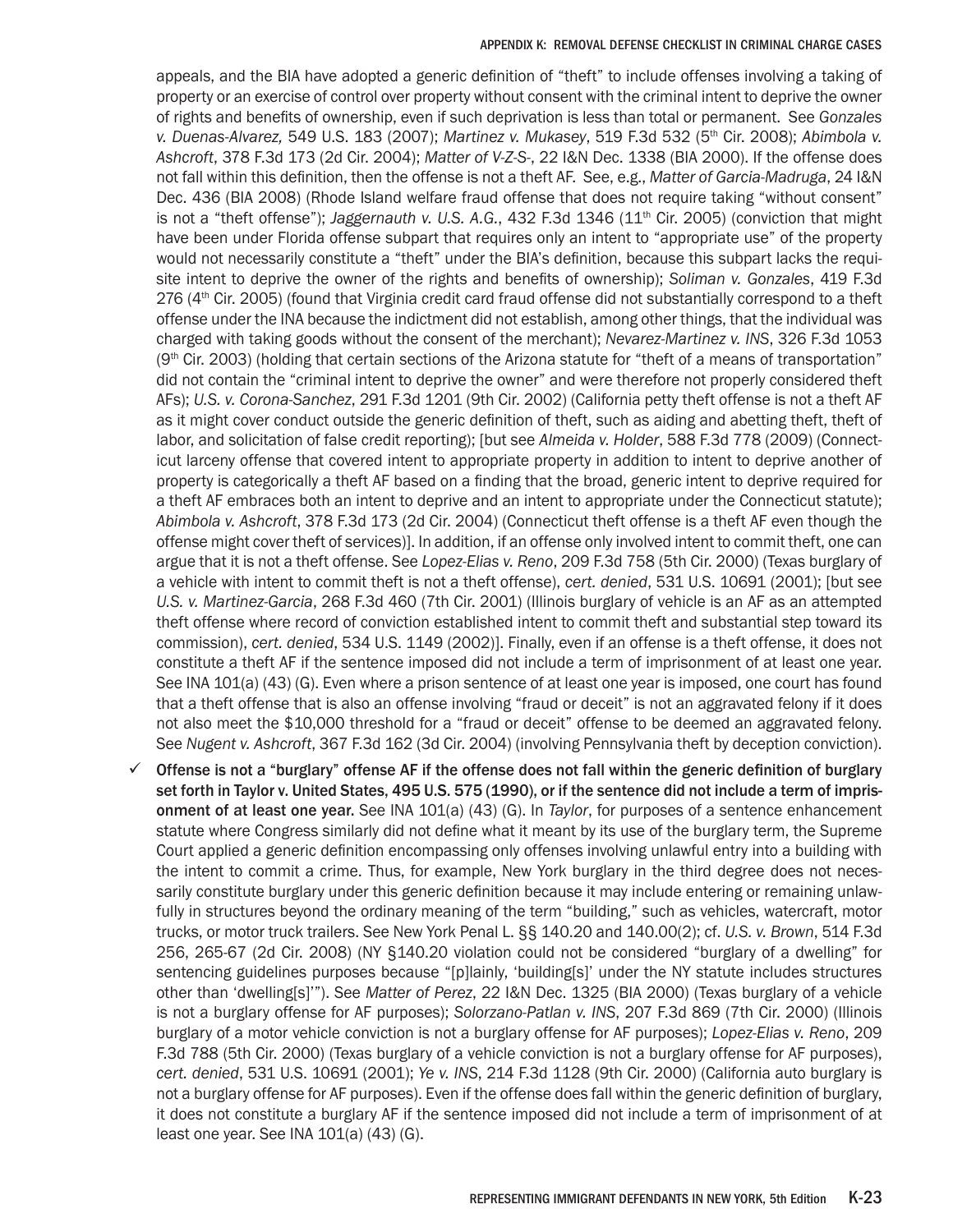appeals, and the BIA have adopted a generic definition of "theft" to include offenses involving a taking of property or an exercise of control over property without consent with the criminal intent to deprive the owner of rights and benefits of ownership, even if such deprivation is less than total or permanent. See *Gonzales v. Duenas-Alvarez,* 549 U.S. 183 (2007); *Martinez v. Mukasey*, 519 F.3d 532 (5th Cir. 2008); *Abimbola v. Ashcroft*, 378 F.3d 173 (2d Cir. 2004); *Matter of V-Z-S-*, 22 I&N Dec. 1338 (BIA 2000). If the offense does not fall within this definition, then the offense is not a theft AF. See, e.g., *Matter of Garcia-Madruga*, 24 I&N Dec. 436 (BIA 2008) (Rhode Island welfare fraud offense that does not require taking "without consent" is not a "theft offense"); *Jaggernauth v. U.S. A.G.*, 432 F.3d 1346 (11th Cir. 2005) (conviction that might have been under Florida offense subpart that requires only an intent to "appropriate use" of the property would not necessarily constitute a "theft" under the BIA's definition, because this subpart lacks the requisite intent to deprive the owner of the rights and benefits of ownership); *Soliman v. Gonzales*, 419 F.3d 276 (4th Cir. 2005) (found that Virginia credit card fraud offense did not substantially correspond to a theft offense under the INA because the indictment did not establish, among other things, that the individual was charged with taking goods without the consent of the merchant); *Nevarez-Martinez v. INS*, 326 F.3d 1053 (9th Cir. 2003) (holding that certain sections of the Arizona statute for "theft of a means of transportation" did not contain the "criminal intent to deprive the owner" and were therefore not properly considered theft AFs); *U.S. v. Corona-Sanchez*, 291 F.3d 1201 (9th Cir. 2002) (California petty theft offense is not a theft AF as it might cover conduct outside the generic definition of theft, such as aiding and abetting theft, theft of labor, and solicitation of false credit reporting); [but see *Almeida v. Holder*, 588 F.3d 778 (2009) (Connecticut larceny offense that covered intent to appropriate property in addition to intent to deprive another of property is categorically a theft AF based on a finding that the broad, generic intent to deprive required for a theft AF embraces both an intent to deprive and an intent to appropriate under the Connecticut statute); *Abimbola v. Ashcroft*, 378 F.3d 173 (2d Cir. 2004) (Connecticut theft offense is a theft AF even though the offense might cover theft of services)]. In addition, if an offense only involved intent to commit theft, one can argue that it is not a theft offense. See *Lopez-Elias v. Reno*, 209 F.3d 758 (5th Cir. 2000) (Texas burglary of a vehicle with intent to commit theft is not a theft offense), *cert. denied*, 531 U.S. 10691 (2001); [but see *U.S. v. Martinez-Garcia*, 268 F.3d 460 (7th Cir. 2001) (Illinois burglary of vehicle is an AF as an attempted theft offense where record of conviction established intent to commit theft and substantial step toward its commission), *cert. denied*, 534 U.S. 1149 (2002)]. Finally, even if an offense is a theft offense, it does not constitute a theft AF if the sentence imposed did not include a term of imprisonment of at least one year. See INA 101(a) (43) (G). Even where a prison sentence of at least one year is imposed, one court has found that a theft offense that is also an offense involving "fraud or deceit" is not an aggravated felony if it does not also meet the $10,000 threshold for a "fraud or deceit" offense to be deemed an aggravated felony. See *Nugent v. Ashcroft*, 367 F.3d 162 (3d Cir. 2004) (involving Pennsylvania theft by deception conviction).

- ✓ **Offense is not a "burglary" offense AF if the offense does not fall within the generic definition of burglary set forth in Taylor v. United States, 495 U.S. 575 (1990), or if the sentence did not include a term of imprisonment of at least one year.** See INA 101(a) (43) (G). In *Taylor*, for purposes of a sentence enhancement statute where Congress similarly did not define what it meant by its use of the burglary term, the Supreme Court applied a generic definition encompassing only offenses involving unlawful entry into a building with the intent to commit a crime. Thus, for example, New York burglary in the third degree does not necessarily constitute burglary under this generic definition because it may include entering or remaining unlawfully in structures beyond the ordinary meaning of the term "building," such as vehicles, watercraft, motor trucks, or motor truck trailers. See New York Penal L. §§ 140.20 and 140.00(2); cf. *U.S. v. Brown*, 514 F.3d 256, 265-67 (2d Cir. 2008) (NY §140.20 violation could not be considered "burglary of a dwelling" for sentencing guidelines purposes because "[p]lainly, 'building[s]' under the NY statute includes structures other than 'dwelling[s]'"). See *Matter of Perez*, 22 I&N Dec. 1325 (BIA 2000) (Texas burglary of a vehicle is not a burglary offense for AF purposes); *Solorzano-Patlan v. INS*, 207 F.3d 869 (7th Cir. 2000) (Illinois burglary of a motor vehicle conviction is not a burglary offense for AF purposes); *Lopez-Elias v. Reno*, 209 F.3d 788 (5th Cir. 2000) (Texas burglary of a vehicle conviction is not a burglary offense for AF purposes), *cert. denied*, 531 U.S. 10691 (2001); *Ye v. INS*, 214 F.3d 1128 (9th Cir. 2000) (California auto burglary is not a burglary offense for AF purposes). Even if the offense does fall within the generic definition of burglary, it does not constitute a burglary AF if the sentence imposed did not include a term of imprisonment of at least one year. See INA 101(a) (43) (G).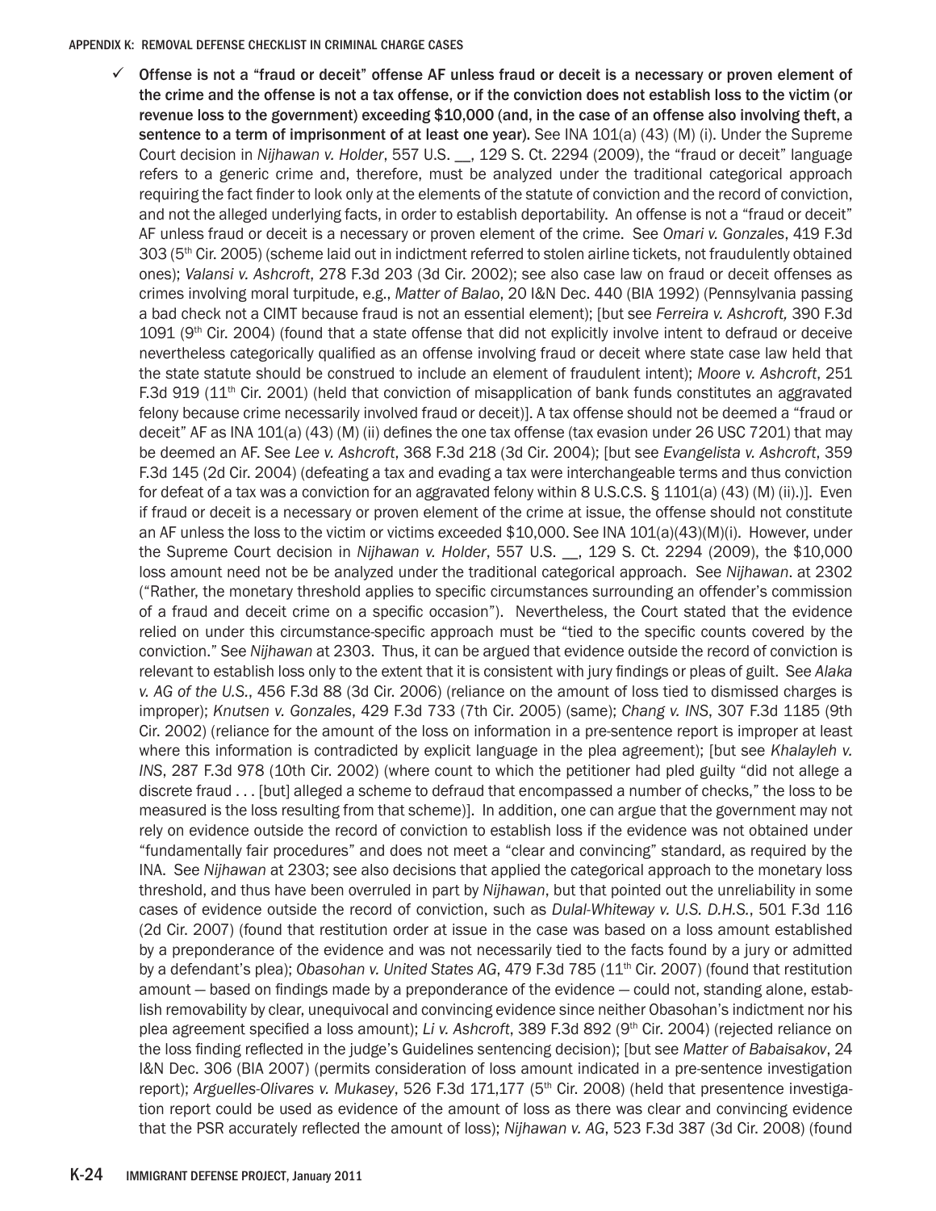- ✓ **Offense is not a "fraud or deceit" offense AF unless fraud or deceit is a necessary or proven element of the crime and the offense is not a tax offense, or if the conviction does not establish loss to the victim (or revenue loss to the government) exceeding $10,000 (and, in the case of an offense also involving theft, a sentence to a term of imprisonment of at least one year).** See INA 101(a) (43) (M) (i). Under the Supreme Court decision in *Nijhawan v. Holder*, 557 U.S. __, 129 S. Ct. 2294 (2009), the "fraud or deceit" language refers to a generic crime and, therefore, must be analyzed under the traditional categorical approach requiring the fact finder to look only at the elements of the statute of conviction and the record of conviction, and not the alleged underlying facts, in order to establish deportability. An offense is not a "fraud or deceit" AF unless fraud or deceit is a necessary or proven element of the crime. See *Omari v. Gonzales*, 419 F.3d 303 (5th Cir. 2005) (scheme laid out in indictment referred to stolen airline tickets, not fraudulently obtained ones); *Valansi v. Ashcroft*, 278 F.3d 203 (3d Cir. 2002); see also case law on fraud or deceit offenses as crimes involving moral turpitude, e.g., *Matter of Balao*, 20 I&N Dec. 440 (BIA 1992) (Pennsylvania passing a bad check not a CIMT because fraud is not an essential element); [but see *Ferreira v. Ashcroft,* 390 F.3d 1091 (9th Cir. 2004) (found that a state offense that did not explicitly involve intent to defraud or deceive nevertheless categorically qualified as an offense involving fraud or deceit where state case law held that the state statute should be construed to include an element of fraudulent intent); *Moore v. Ashcroft*, 251 F.3d 919 (11th Cir. 2001) (held that conviction of misapplication of bank funds constitutes an aggravated felony because crime necessarily involved fraud or deceit)]. A tax offense should not be deemed a "fraud or deceit" AF as INA 101(a) (43) (M) (ii) defines the one tax offense (tax evasion under 26 USC 7201) that may be deemed an AF. See *Lee v. Ashcroft*, 368 F.3d 218 (3d Cir. 2004); [but see *Evangelista v. Ashcroft*, 359 F.3d 145 (2d Cir. 2004) (defeating a tax and evading a tax were interchangeable terms and thus conviction for defeat of a tax was a conviction for an aggravated felony within 8 U.S.C.S. § 1101(a) (43) (M) (ii).)]. Even if fraud or deceit is a necessary or proven element of the crime at issue, the offense should not constitute an AF unless the loss to the victim or victims exceeded $10,000. See INA 101(a)(43)(M)(i). However, under the Supreme Court decision in *Nijhawan v. Holder*, 557 U.S. __, 129 S. Ct. 2294 (2009), the $10,000 loss amount need not be analyzed under the traditional categorical approach. See *Nijhawan*. at 2302 ("Rather, the monetary threshold applies to specific circumstances surrounding an offender's commission of a fraud and deceit crime on a specific occasion"). Nevertheless, the Court stated that the evidence relied on under this circumstance-specific approach must be "tied to the specific counts covered by the conviction." See *Nijhawan* at 2303. Thus, it can be argued that evidence outside the record of conviction is relevant to establish loss only to the extent that it is consistent with jury findings or pleas of guilt. See *Alaka v. AG of the U.S.*, 456 F.3d 88 (3d Cir. 2006) (reliance on the amount of loss tied to dismissed charges is improper); *Knutsen v. Gonzales*, 429 F.3d 733 (7th Cir. 2005) (same); *Chang v. INS*, 307 F.3d 1185 (9th Cir. 2002) (reliance for the amount of the loss on information in a pre-sentence report is improper at least where this information is contradicted by explicit language in the plea agreement); [but see *Khalayleh v. INS*, 287 F.3d 978 (10th Cir. 2002) (where count to which the petitioner had pled guilty "did not allege a discrete fraud . . . [but] alleged a scheme to defraud that encompassed a number of checks," the loss to be measured is the loss resulting from that scheme)]. In addition, one can argue that the government may not rely on evidence outside the record of conviction to establish loss if the evidence was not obtained under "fundamentally fair procedures" and does not meet a "clear and convincing" standard, as required by the INA. See *Nijhawan* at 2303; see also decisions that applied the categorical approach to the monetary loss threshold, and thus have been overruled in part by *Nijhawan*, but that pointed out the unreliability in some cases of evidence outside the record of conviction, such as *Dulal-Whiteway v. U.S. D.H.S.*, 501 F.3d 116 (2d Cir. 2007) (found that restitution order at issue in the case was based on a loss amount established by a preponderance of the evidence and was not necessarily tied to the facts found by a jury or admitted by a defendant's plea); *Obasohan v. United States AG*, 479 F.3d 785 (11th Cir. 2007) (found that restitution amount — based on findings made by a preponderance of the evidence — could not, standing alone, establish removability by clear, unequivocal and convincing evidence since neither Obasohan's indictment nor his plea agreement specified a loss amount); *Li v. Ashcroft*, 389 F.3d 892 (9th Cir. 2004) (rejected reliance on the loss finding reflected in the judge's Guidelines sentencing decision); [but see *Matter of Babaisakov*, 24 I&N Dec. 306 (BIA 2007) (permits consideration of loss amount indicated in a pre-sentence investigation report); *Arguelles-Olivares v. Mukasey*, 526 F.3d 171,177 (5th Cir. 2008) (held that presentence investigation report could be used as evidence of the amount of loss as there was clear and convincing evidence that the PSR accurately reflected the amount of loss); *Nijhawan v. AG*, 523 F.3d 387 (3d Cir. 2008) (found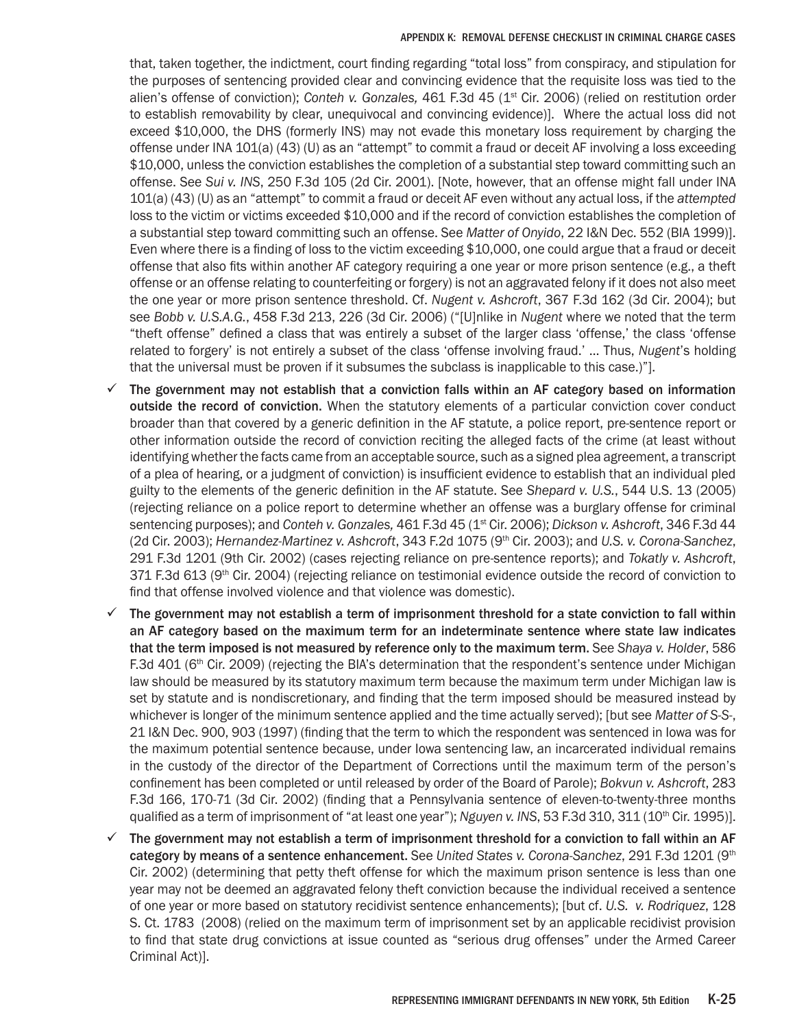that, taken together, the indictment, court finding regarding "total loss" from conspiracy, and stipulation for the purposes of sentencing provided clear and convincing evidence that the requisite loss was tied to the alien's offense of conviction); *Conteh v. Gonzales,* 461 F.3d 45 (1st Cir. 2006) (relied on restitution order to establish removability by clear, unequivocal and convincing evidence)]. Where the actual loss did not exceed $10,000, the DHS (formerly INS) may not evade this monetary loss requirement by charging the offense under INA 101(a) (43) (U) as an "attempt" to commit a fraud or deceit AF involving a loss exceeding $10,000, unless the conviction establishes the completion of a substantial step toward committing such an offense. See *Sui v. INS*, 250 F.3d 105 (2d Cir. 2001). [Note, however, that an offense might fall under INA 101(a) (43) (U) as an "attempt" to commit a fraud or deceit AF even without any actual loss, if the *attempted* loss to the victim or victims exceeded $10,000 and if the record of conviction establishes the completion of a substantial step toward committing such an offense. See *Matter of Onyido*, 22 I&N Dec. 552 (BIA 1999)]. Even where there is a finding of loss to the victim exceeding $10,000, one could argue that a fraud or deceit offense that also fits within another AF category requiring a one year or more prison sentence (e.g., a theft offense or an offense relating to counterfeiting or forgery) is not an aggravated felony if it does not also meet the one year or more prison sentence threshold. Cf. *Nugent v. Ashcroft*, 367 F.3d 162 (3d Cir. 2004); but see *Bobb v. U.S.A.G.*, 458 F.3d 213, 226 (3d Cir. 2006) ("[U]nlike in *Nugent* where we noted that the term "theft offense" defined a class that was entirely a subset of the larger class 'offense,' the class 'offense related to forgery' is not entirely a subset of the class 'offense involving fraud.' ... Thus, *Nugent*'s holding that the universal must be proven if it subsumes the subclass is inapplicable to this case.)"].

- ✓ **The government may not establish that a conviction falls within an AF category based on information outside the record of conviction.** When the statutory elements of a particular conviction cover conduct broader than that covered by a generic definition in the AF statute, a police report, pre-sentence report or other information outside the record of conviction reciting the alleged facts of the crime (at least without identifying whether the facts came from an acceptable source, such as a signed plea agreement, a transcript of a plea of hearing, or a judgment of conviction) is insufficient evidence to establish that an individual pled guilty to the elements of the generic definition in the AF statute. See *Shepard v. U.S.*, 544 U.S. 13 (2005) (rejecting reliance on a police report to determine whether an offense was a burglary offense for criminal sentencing purposes); and *Conteh v. Gonzales,* 461 F.3d 45 (1st Cir. 2006); *Dickson v. Ashcroft*, 346 F.3d 44 (2d Cir. 2003); *Hernandez-Martinez v. Ashcroft*, 343 F.2d 1075 (9th Cir. 2003); and *U.S. v. Corona-Sanchez*, 291 F.3d 1201 (9th Cir. 2002) (cases rejecting reliance on pre-sentence reports); and *Tokatly v. Ashcroft*, 371 F.3d 613 (9th Cir. 2004) (rejecting reliance on testimonial evidence outside the record of conviction to find that offense involved violence and that violence was domestic).
- ✓ **The government may not establish a term of imprisonment threshold for a state conviction to fall within an AF category based on the maximum term for an indeterminate sentence where state law indicates that the term imposed is not measured by reference only to the maximum term.** See *Shaya v. Holder*, 586 F.3d 401 (6th Cir. 2009) (rejecting the BIA's determination that the respondent's sentence under Michigan law should be measured by its statutory maximum term because the maximum term under Michigan law is set by statute and is nondiscretionary, and finding that the term imposed should be measured instead by whichever is longer of the minimum sentence applied and the time actually served); [but see *Matter of S-S-*, 21 I&N Dec. 900, 903 (1997) (finding that the term to which the respondent was sentenced in Iowa was for the maximum potential sentence because, under Iowa sentencing law, an incarcerated individual remains in the custody of the director of the Department of Corrections until the maximum term of the person's confinement has been completed or until released by order of the Board of Parole); *Bokvun v. Ashcroft*, 283 F.3d 166, 170-71 (3d Cir. 2002) (finding that a Pennsylvania sentence of eleven-to-twenty-three months qualified as a term of imprisonment of "at least one year"); *Nguyen v. INS*, 53 F.3d 310, 311 (10th Cir. 1995)].
- ✓ **The government may not establish a term of imprisonment threshold for a conviction to fall within an AF category by means of a sentence enhancement.** See *United States v. Corona-Sanchez*, 291 F.3d 1201 (9th Cir. 2002) (determining that petty theft offense for which the maximum prison sentence is less than one year may not be deemed an aggravated felony theft conviction because the individual received a sentence of one year or more based on statutory recidivist sentence enhancements); [but cf. *U.S. v. Rodriquez*, 128 S. Ct. 1783 (2008) (relied on the maximum term of imprisonment set by an applicable recidivist provision to find that state drug convictions at issue counted as "serious drug offenses" under the Armed Career Criminal Act)].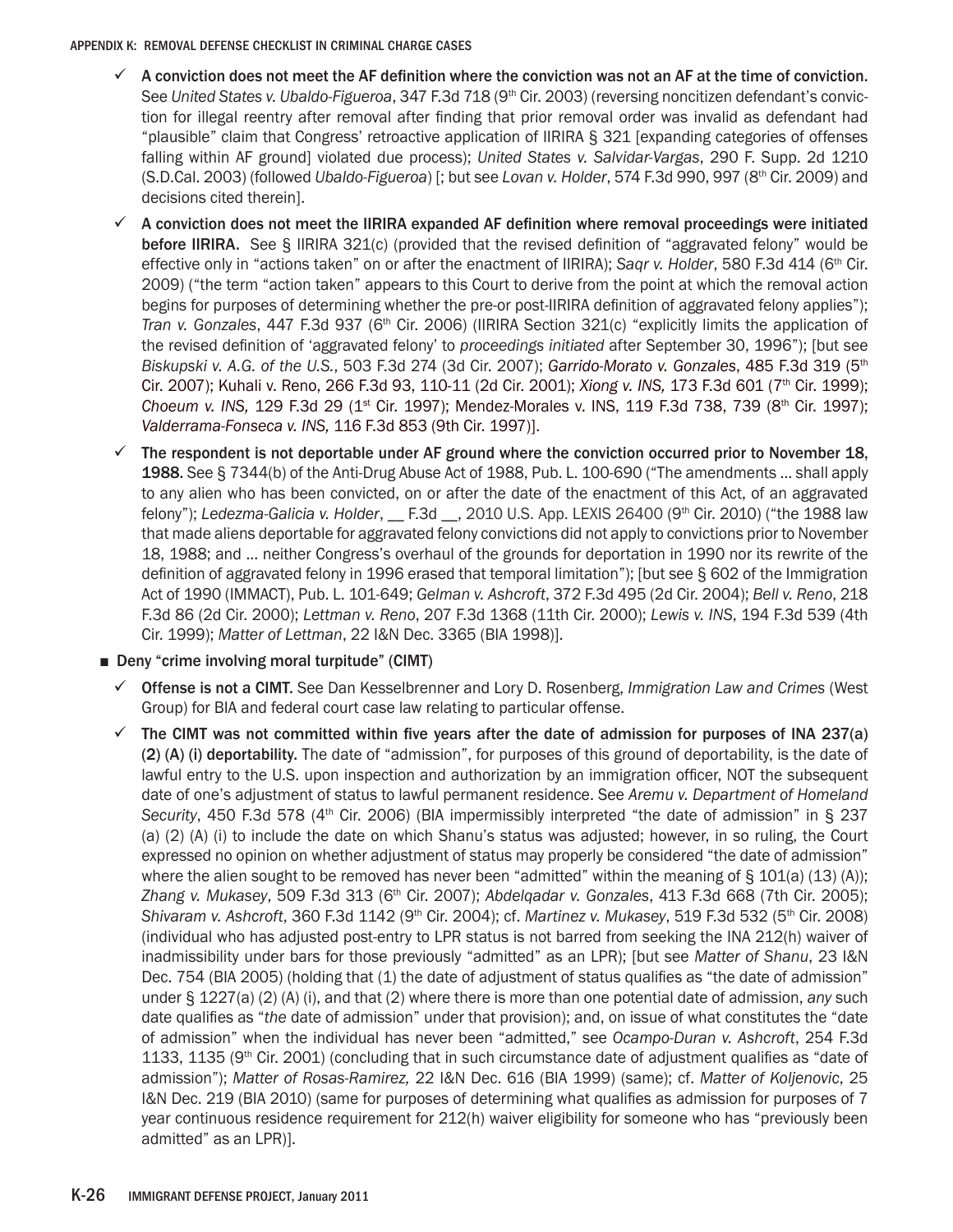- ✓ **A conviction does not meet the AF definition where the conviction was not an AF at the time of conviction.** See *United States v. Ubaldo-Figueroa*, 347 F.3d 718 (9th Cir. 2003) (reversing noncitizen defendant's conviction for illegal reentry after removal after finding that prior removal order was invalid as defendant had "plausible" claim that Congress' retroactive application of IIRIRA § 321 [expanding categories of offenses falling within AF ground] violated due process); *United States v. Salvidar-Vargas*, 290 F. Supp. 2d 1210 (S.D.Cal. 2003) (followed *Ubaldo-Figueroa*) [; but see *Lovan v. Holder*, 574 F.3d 990, 997 (8th Cir. 2009) and decisions cited therein].
- ✓ **A conviction does not meet the IIRIRA expanded AF definition where removal proceedings were initiated before IIRIRA.** See § IIRIRA 321(c) (provided that the revised definition of "aggravated felony" would be effective only in "actions taken" on or after the enactment of IIRIRA); *Saqr v. Holder*, 580 F.3d 414 (6th Cir. 2009) ("the term "action taken" appears to this Court to derive from the point at which the removal action begins for purposes of determining whether the pre or post-IIRIRA definition of aggravated felony applies"); *Tran v. Gonzales*, 447 F.3d 937 (6th Cir. 2006) (IIRIRA Section 321(c) "explicitly limits the application of the revised definition of 'aggravated felony' to *proceedings initiated* after September 30, 1996"); [but see *Biskupski v. A.G. of the U.S.*, 503 F.3d 274 (3d Cir. 2007); *Garrido-Morato v. Gonzales*, 485 F.3d 319 (5th Cir. 2007); Kuhali v. Reno, 266 F.3d 93, 110-11 (2d Cir. 2001); *Xiong v. INS,* 173 F.3d 601 (7th Cir. 1999); *Choeum v. INS,* 129 F.3d 29 (1st Cir. 1997); Mendez-Morales v. INS, 119 F.3d 738, 739 (8th Cir. 1997); *Valderrama-Fonseca v. INS,* 116 F.3d 853 (9th Cir. 1997)].
- ✓ **The respondent is not deportable under AF ground where the conviction occurred prior to November 18, 1988.** See § 7344(b) of the Anti-Drug Abuse Act of 1988, Pub. L. 100-690 ("The amendments … shall apply to any alien who has been convicted, on or after the date of the enactment of this Act, of an aggravated felony"); *Ledezma-Galicia v. Holder*, __ F.3d __, 2010 U.S. App. LEXIS 26400 (9th Cir. 2010) ("the 1988 law that made aliens deportable for aggravated felony convictions did not apply to convictions prior to November 18, 1988; and … neither Congress's overhaul of the grounds for deportation in 1990 nor its rewrite of the definition of aggravated felony in 1996 erased that temporal limitation"); [but see § 602 of the Immigration Act of 1990 (IMMACT), Pub. L. 101-649; *Gelman v. Ashcroft*, 372 F.3d 495 (2d Cir. 2004); *Bell v. Reno*, 218 F.3d 86 (2d Cir. 2000); *Lettman v. Reno*, 207 F.3d 1368 (11th Cir. 2000); *Lewis v. INS*, 194 F.3d 539 (4th Cir. 1999); *Matter of Lettman*, 22 I&N Dec. 3365 (BIA 1998)].

- Deny "crime involving moral turpitude" (CIMT)
  - ✓ **Offense is not a CIMT.** See Dan Kesselbrenner and Lory D. Rosenberg, *Immigration Law and Crimes* (West Group) for BIA and federal court case law relating to particular offense.
  - ✓ **The CIMT was not committed within five years after the date of admission for purposes of INA 237(a) (2) (A) (i) deportability.** The date of "admission", for purposes of this ground of deportability, is the date of lawful entry to the U.S. upon inspection and authorization by an immigration officer, NOT the subsequent date of one's adjustment of status to lawful permanent residence. See *Aremu v. Department of Homeland Security*, 450 F.3d 578 (4th Cir. 2006) (BIA impermissibly interpreted "the date of admission" in § 237 (a) (2) (A) (i) to include the date on which Shanu's status was adjusted; however, in so ruling, the Court expressed no opinion on whether adjustment of status may properly be considered "the date of admission" where the alien sought to be removed has never been "admitted" within the meaning of § 101(a) (13) (A)); *Zhang v. Mukasey*, 509 F.3d 313 (6th Cir. 2007); *Abdelqadar v. Gonzales*, 413 F.3d 668 (7th Cir. 2005); *Shivaram v. Ashcroft*, 360 F.3d 1142 (9th Cir. 2004); cf. *Martinez v. Mukasey*, 519 F.3d 532 (5th Cir. 2008) (individual who has adjusted post-entry to LPR status is not barred from seeking the INA 212(h) waiver of inadmissibility under bars for those previously "admitted" as an LPR); [but see *Matter of Shanu*, 23 I&N Dec. 754 (BIA 2005) (holding that (1) the date of adjustment of status qualifies as "the date of admission" under § 1227(a) (2) (A) (i), and that (2) where there is more than one potential date of admission, *any* such date qualifies as "*the* date of admission" under that provision); and, on issue of what constitutes the "date of admission" when the individual has never been "admitted," see *Ocampo-Duran v. Ashcroft*, 254 F.3d 1133, 1135 (9th Cir. 2001) (concluding that in such circumstance date of adjustment qualifies as "date of admission"); *Matter of Rosas-Ramirez,* 22 I&N Dec. 616 (BIA 1999) (same); cf. *Matter of Koljenovic*, 25 I&N Dec. 219 (BIA 2010) (same for purposes of determining what qualifies as admission for purposes of 7 year continuous residence requirement for 212(h) waiver eligibility for someone who has "previously been admitted" as an LPR)].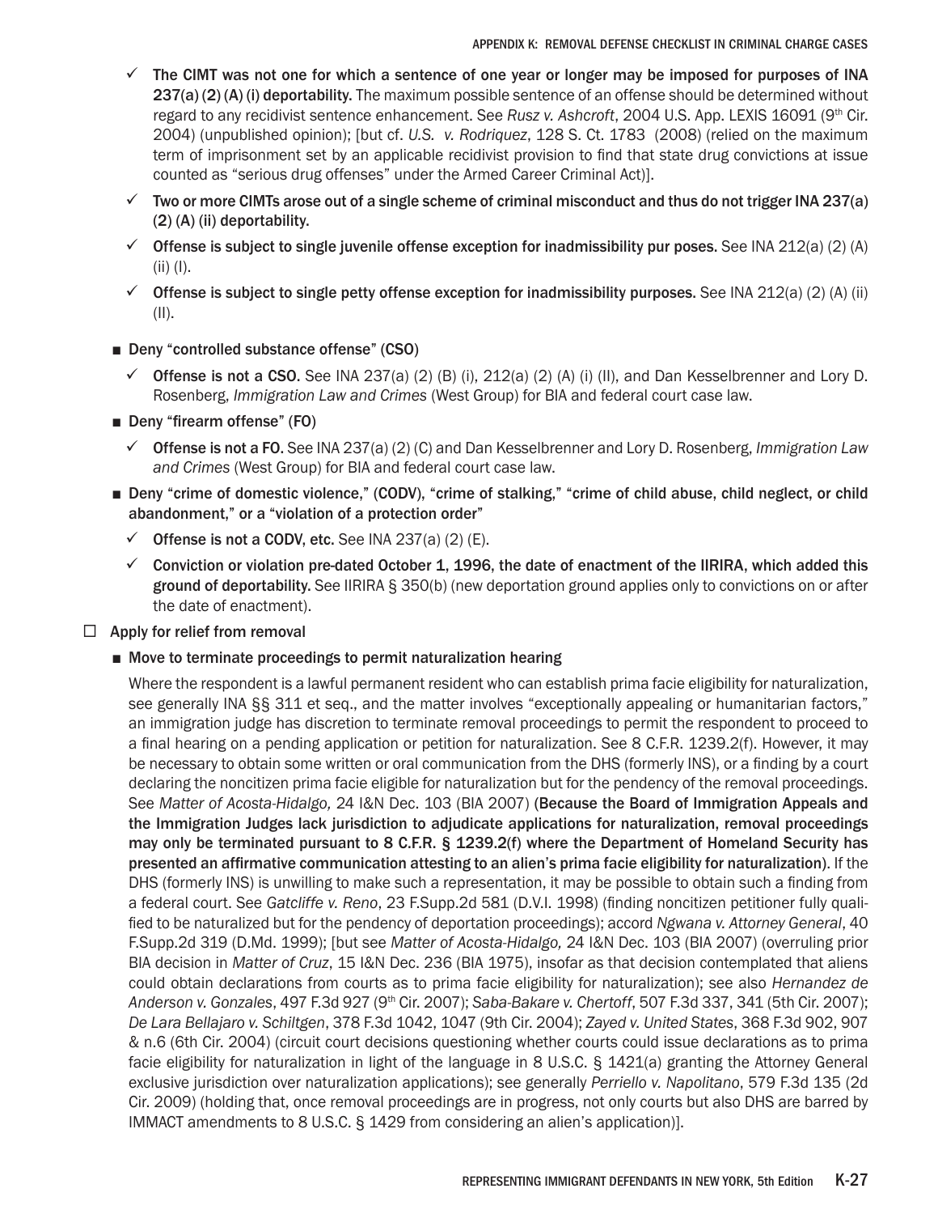- ✓ **The CIMT was not one for which a sentence of one year or longer may be imposed for purposes of INA 237(a) (2) (A) (i) deportability.** The maximum possible sentence of an offense should be determined without regard to any recidivist sentence enhancement. See *Rusz v. Ashcroft*, 2004 U.S. App. LEXIS 16091 (9th Cir. 2004) (unpublished opinion); [but cf. *U.S. v. Rodriquez*, 128 S. Ct. 1783 (2008) (relied on the maximum term of imprisonment set by an applicable recidivist provision to find that state drug convictions at issue counted as "serious drug offenses" under the Armed Career Criminal Act)].
- ✓ **Two or more CIMTs arose out of a single scheme of criminal misconduct and thus do not trigger INA 237(a) (2) (A) (ii) deportability.**
- ✓ **Offense is subject to single juvenile offense exception for inadmissibility pur poses.** See INA 212(a) (2) (A) (ii) (I).
- ✓ **Offense is subject to single petty offense exception for inadmissibility purposes.** See INA 212(a) (2) (A) (ii) (II).

■ **Deny "controlled substance offense" (CSO)**

- ✓ **Offense is not a CSO.** See INA 237(a) (2) (B) (i), 212(a) (2) (A) (i) (II), and Dan Kesselbrenner and Lory D. Rosenberg, *Immigration Law and Crimes* (West Group) for BIA and federal court case law.

■ **Deny "firearm offense" (FO)**

- ✓ **Offense is not a FO.** See INA 237(a) (2) (C) and Dan Kesselbrenner and Lory D. Rosenberg, *Immigration Law and Crimes* (West Group) for BIA and federal court case law.

■ **Deny "crime of domestic violence," (CODV), "crime of stalking," "crime of child abuse, child neglect, or child abandonment," or a "violation of a protection order"**

- ✓ **Offense is not a CODV, etc.** See INA 237(a) (2) (E).
- ✓ **Conviction or violation pre-dated October 1, 1996, the date of enactment of the IIRIRA, which added this ground of deportability.** See IIRIRA § 350(b) (new deportation ground applies only to convictions on or after the date of enactment).

☐ **Apply for relief from removal**

■ **Move to terminate proceedings to permit naturalization hearing**

Where the respondent is a lawful permanent resident who can establish prima facie eligibility for naturalization, see generally INA §§ 311 et seq., and the matter involves "exceptionally appealing or humanitarian factors," an immigration judge has discretion to terminate removal proceedings to permit the respondent to proceed to a final hearing on a pending application or petition for naturalization. See 8 C.F.R. 1239.2(f). However, it may be necessary to obtain some written or oral communication from the DHS (formerly INS), or a finding by a court declaring the noncitizen prima facie eligible for naturalization but for the pendency of the removal proceedings. See *Matter of Acosta-Hidalgo,* 24 I&N Dec. 103 (BIA 2007) (**Because the Board of Immigration Appeals and the Immigration Judges lack jurisdiction to adjudicate applications for naturalization, removal proceedings may only be terminated pursuant to 8 C.F.R. § 1239.2(f) where the Department of Homeland Security has presented an affirmative communication attesting to an alien's prima facie eligibility for naturalization**). If the DHS (formerly INS) is unwilling to make such a representation, it may be possible to obtain such a finding from a federal court. See *Gatcliffe v. Reno*, 23 F.Supp.2d 581 (D.V.I. 1998) (finding noncitizen petitioner fully qualified to be naturalized but for the pendency of deportation proceedings); accord *Ngwana v. Attorney General*, 40 F.Supp.2d 319 (D.Md. 1999); [but see *Matter of Acosta-Hidalgo,* 24 I&N Dec. 103 (BIA 2007) (overruling prior BIA decision in *Matter of Cruz*, 15 I&N Dec. 236 (BIA 1975), insofar as that decision contemplated that aliens could obtain declarations from courts as to prima facie eligibility for naturalization); see also *Hernandez de Anderson v. Gonzales*, 497 F.3d 927 (9th Cir. 2007); *Saba-Bakare v. Chertoff*, 507 F.3d 337, 341 (5th Cir. 2007); *De Lara Bellajaro v. Schiltgen*, 378 F.3d 1042, 1047 (9th Cir. 2004); *Zayed v. United States*, 368 F.3d 902, 907 & n.6 (6th Cir. 2004) (circuit court decisions questioning whether courts could issue declarations as to prima facie eligibility for naturalization in light of the language in 8 U.S.C. § 1421(a) granting the Attorney General exclusive jurisdiction over naturalization applications); see generally *Perriello v. Napolitano*, 579 F.3d 135 (2d Cir. 2009) (holding that, once removal proceedings are in progress, not only courts but also DHS are barred by IMMACT amendments to 8 U.S.C. § 1429 from considering an alien's application)].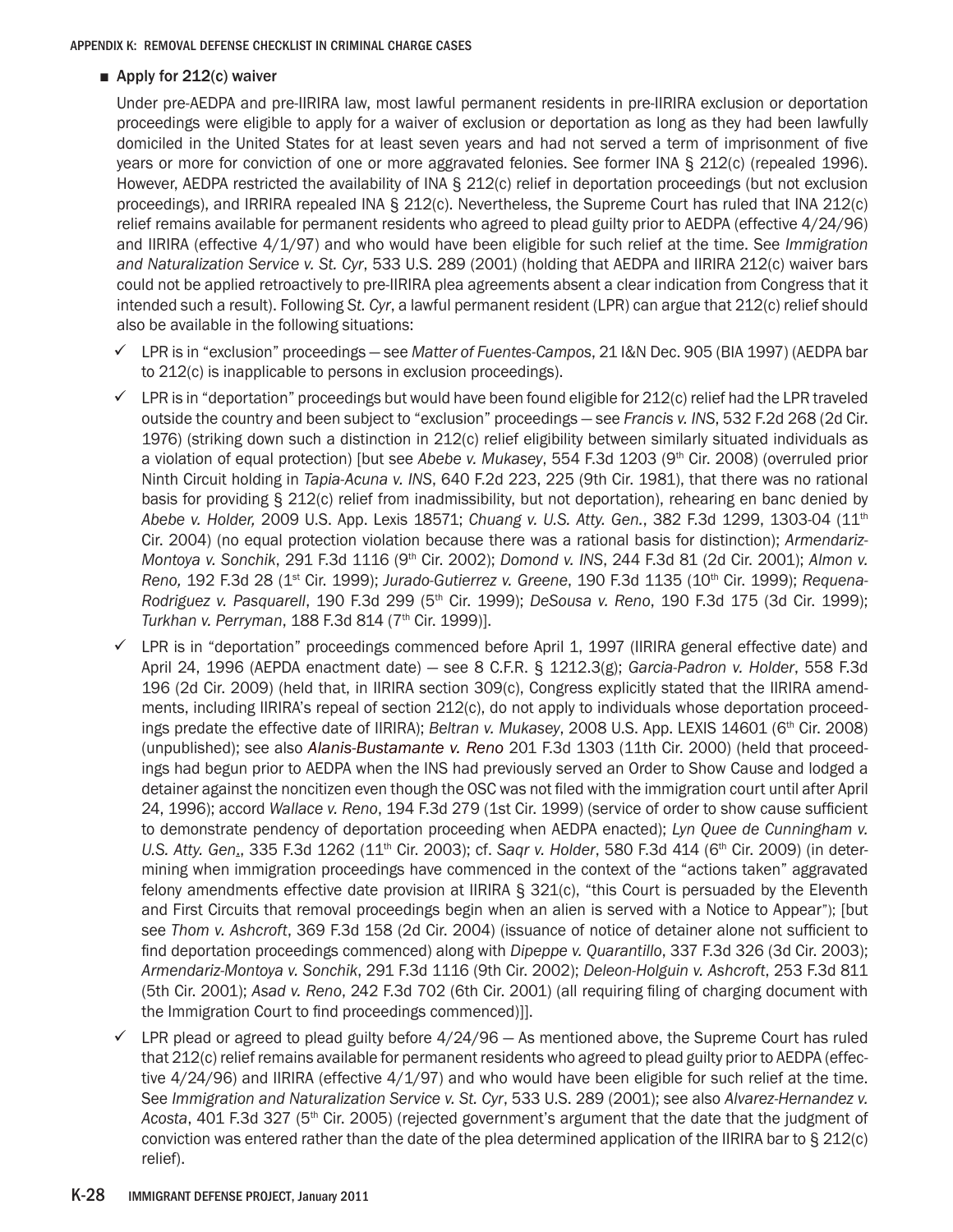- **Apply for 212(c) waiver**

  Under pre-AEDPA and pre-IIRIRA law, most lawful permanent residents in pre-IIRIRA exclusion or deportation proceedings were eligible to apply for a waiver of exclusion or deportation as long as they had been lawfully domiciled in the United States for at least seven years and had not served a term of imprisonment of five years or more for conviction of one or more aggravated felonies. See former INA § 212(c) (repealed 1996). However, AEDPA restricted the availability of INA § 212(c) relief in deportation proceedings (but not exclusion proceedings), and IRRIRA repealed INA § 212(c). Nevertheless, the Supreme Court has ruled that INA 212(c) relief remains available for permanent residents who agreed to plead guilty prior to AEDPA (effective 4/24/96) and IIRIRA (effective 4/1/97) and who would have been eligible for such relief at the time. See *Immigration and Naturalization Service v. St. Cyr*, 533 U.S. 289 (2001) (holding that AEDPA and IIRIRA 212(c) waiver bars could not be applied retroactively to pre-IIRIRA plea agreements absent a clear indication from Congress that it intended such a result). Following *St. Cyr*, a lawful permanent resident (LPR) can argue that 212(c) relief should also be available in the following situations:

  - ✓ LPR is in "exclusion" proceedings — see *Matter of Fuentes-Campos*, 21 I&N Dec. 905 (BIA 1997) (AEDPA bar to 212(c) is inapplicable to persons in exclusion proceedings).
  - ✓ LPR is in "deportation" proceedings but would have been found eligible for 212(c) relief had the LPR traveled outside the country and been subject to "exclusion" proceedings — see *Francis v. INS*, 532 F.2d 268 (2d Cir. 1976) (striking down such a distinction in 212(c) relief eligibility between similarly situated individuals as a violation of equal protection) [but see *Abebe v. Mukasey*, 554 F.3d 1203 (9th Cir. 2008) (overruled prior Ninth Circuit holding in *Tapia-Acuna v. INS*, 640 F.2d 223, 225 (9th Cir. 1981), that there was no rational basis for providing § 212(c) relief from inadmissibility, but not deportation), rehearing en banc denied by *Abebe v. Holder,* 2009 U.S. App. Lexis 18571; *Chuang v. U.S. Atty. Gen.*, 382 F.3d 1299, 1303-04 (11th Cir. 2004) (no equal protection violation because there was a rational basis for distinction); *Armendariz-Montoya v. Sonchik*, 291 F.3d 1116 (9th Cir. 2002); *Domond v. INS*, 244 F.3d 81 (2d Cir. 2001); *Almon v. Reno,* 192 F.3d 28 (1st Cir. 1999); *Jurado-Gutierrez v. Greene*, 190 F.3d 1135 (10th Cir. 1999); *Requena-Rodriguez v. Pasquarell*, 190 F.3d 299 (5th Cir. 1999); *DeSousa v. Reno*, 190 F.3d 175 (3d Cir. 1999); *Turkhan v. Perryman*, 188 F.3d 814 (7th Cir. 1999)].
  - ✓ LPR is in "deportation" proceedings commenced before April 1, 1997 (IIRIRA general effective date) and April 24, 1996 (AEPDA enactment date) — see 8 C.F.R. § 1212.3(g); *Garcia-Padron v. Holder*, 558 F.3d 196 (2d Cir. 2009) (held that, in IIRIRA section 309(c), Congress explicitly stated that the IIRIRA amendments, including IIRIRA's repeal of section 212(c), do not apply to individuals whose deportation proceedings predate the effective date of IIRIRA); *Beltran v. Mukasey*, 2008 U.S. App. LEXIS 14601 (6th Cir. 2008) (unpublished); see also *Alanis-Bustamante v. Reno* 201 F.3d 1303 (11th Cir. 2000) (held that proceedings had begun prior to AEDPA when the INS had previously served an Order to Show Cause and lodged a detainer against the noncitizen even though the OSC was not filed with the immigration court until after April 24, 1996); accord *Wallace v. Reno*, 194 F.3d 279 (1st Cir. 1999) (service of order to show cause sufficient to demonstrate pendency of deportation proceeding when AEDPA enacted); *Lyn Quee de Cunningham v. U.S. Atty. Gen.*, 335 F.3d 1262 (11th Cir. 2003); cf. *Saqr v. Holder*, 580 F.3d 414 (6th Cir. 2009) (in determining when immigration proceedings have commenced in the context of the "actions taken" aggravated felony amendments effective date provision at IIRIRA § 321(c), "this Court is persuaded by the Eleventh and First Circuits that removal proceedings begin when an alien is served with a Notice to Appear"); [but see *Thom v. Ashcroft*, 369 F.3d 158 (2d Cir. 2004) (issuance of notice of detainer alone not sufficient to find deportation proceedings commenced) along with *Dipeppe v. Quarantillo*, 337 F.3d 326 (3d Cir. 2003); *Armendariz-Montoya v. Sonchik*, 291 F.3d 1116 (9th Cir. 2002); *Deleon-Holguin v. Ashcroft*, 253 F.3d 811 (5th Cir. 2001); *Asad v. Reno*, 242 F.3d 702 (6th Cir. 2001) (all requiring filing of charging document with the Immigration Court to find proceedings commenced)]].
  - ✓ LPR plead or agreed to plead guilty before 4/24/96 — As mentioned above, the Supreme Court has ruled that 212(c) relief remains available for permanent residents who agreed to plead guilty prior to AEDPA (effective 4/24/96) and IIRIRA (effective 4/1/97) and who would have been eligible for such relief at the time. See *Immigration and Naturalization Service v. St. Cyr*, 533 U.S. 289 (2001); see also *Alvarez-Hernandez v. Acosta*, 401 F.3d 327 (5th Cir. 2005) (rejected government's argument that the date that the judgment of conviction was entered rather than the date of the plea determined application of the IIRIRA bar to § 212(c) relief).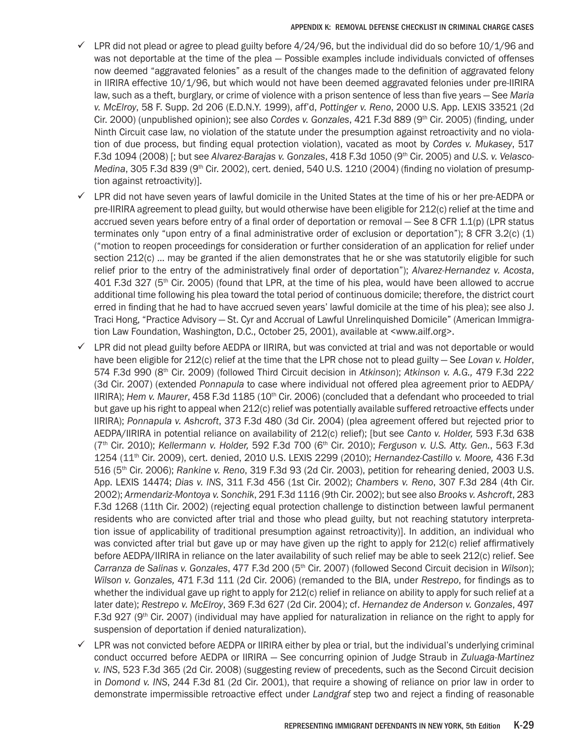- ✓ LPR did not plead or agree to plead guilty before 4/24/96, but the individual did do so before 10/1/96 and was not deportable at the time of the plea — Possible examples include individuals convicted of offenses now deemed "aggravated felonies" as a result of the changes made to the definition of aggravated felony in IIRIRA effective 10/1/96, but which would not have been deemed aggravated felonies under pre-IIRIRA law, such as a theft, burglary, or crime of violence with a prison sentence of less than five years — See *Maria v. McElroy*, 58 F. Supp. 2d 206 (E.D.N.Y. 1999), aff'd, *Pottinger v. Reno*, 2000 U.S. App. LEXIS 33521 (2d Cir. 2000) (unpublished opinion); see also *Cordes v. Gonzales*, 421 F.3d 889 (9th Cir. 2005) (finding, under Ninth Circuit case law, no violation of the statute under the presumption against retroactivity and no violation of due process, but finding equal protection violation), vacated as moot by *Cordes v. Mukasey*, 517 F.3d 1094 (2008) [; but see *Alvarez-Barajas v. Gonzales*, 418 F.3d 1050 (9th Cir. 2005) and *U.S. v. Velasco-Medina*, 305 F.3d 839 (9th Cir. 2002), cert. denied, 540 U.S. 1210 (2004) (finding no violation of presumption against retroactivity)].
- ✓ LPR did not have seven years of lawful domicile in the United States at the time of his or her pre-AEDPA or pre-IIRIRA agreement to plead guilty, but would otherwise have been eligible for 212(c) relief at the time and accrued seven years before entry of a final order of deportation or removal — See 8 CFR 1.1(p) (LPR status terminates only "upon entry of a final administrative order of exclusion or deportation"); 8 CFR 3.2(c) (1) ("motion to reopen proceedings for consideration or further consideration of an application for relief under section 212(c) … may be granted if the alien demonstrates that he or she was statutorily eligible for such relief prior to the entry of the administratively final order of deportation"); *Alvarez-Hernandez v. Acosta*, 401 F.3d 327 (5th Cir. 2005) (found that LPR, at the time of his plea, would have been allowed to accrue additional time following his plea toward the total period of continuous domicile; therefore, the district court erred in finding that he had to have accrued seven years' lawful domicile at the time of his plea); see also J. Traci Hong, "Practice Advisory — St. Cyr and Accrual of Lawful Unrelinquished Domicile" (American Immigration Law Foundation, Washington, D.C., October 25, 2001), available at <www.ailf.org>.
- ✓ LPR did not plead guilty before AEDPA or IIRIRA, but was convicted at trial and was not deportable or would have been eligible for 212(c) relief at the time that the LPR chose not to plead guilty — See *Lovan v. Holder*, 574 F.3d 990 (8th Cir. 2009) (followed Third Circuit decision in *Atkinson*); *Atkinson v. A.G.,* 479 F.3d 222 (3d Cir. 2007) (extended *Ponnapula* to case where individual not offered plea agreement prior to AEDPA/IIRIRA); *Hem v. Maurer*, 458 F.3d 1185 (10th Cir. 2006) (concluded that a defendant who proceeded to trial but gave up his right to appeal when 212(c) relief was potentially available suffered retroactive effects under IIRIRA); *Ponnapula v. Ashcroft*, 373 F.3d 480 (3d Cir. 2004) (plea agreement offered but rejected prior to AEDPA/IIRIRA in potential reliance on availability of 212(c) relief); [but see *Canto v. Holder,* 593 F.3d 638 (7th Cir. 2010); *Kellermann v. Holder,* 592 F.3d 700 (6th Cir. 2010); *Ferguson v. U.S. Atty. Gen.*, 563 F.3d 1254 (11th Cir. 2009), cert. denied, 2010 U.S. LEXIS 2299 (2010); *Hernandez-Castillo v. Moore,* 436 F.3d 516 (5th Cir. 2006); *Rankine v. Reno*, 319 F.3d 93 (2d Cir. 2003), petition for rehearing denied, 2003 U.S. App. LEXIS 14474; *Dias v. INS*, 311 F.3d 456 (1st Cir. 2002); *Chambers v. Reno*, 307 F.3d 284 (4th Cir. 2002); *Armendariz-Montoya v. Sonchik*, 291 F.3d 1116 (9th Cir. 2002); but see also *Brooks v. Ashcroft*, 283 F.3d 1268 (11th Cir. 2002) (rejecting equal protection challenge to distinction between lawful permanent residents who are convicted after trial and those who plead guilty, but not reaching statutory interpretation issue of applicability of traditional presumption against retroactivity)]. In addition, an individual who was convicted after trial but gave up or may have given up the right to apply for 212(c) relief affirmatively before AEDPA/IIRIRA in reliance on the later availability of such relief may be able to seek 212(c) relief. See *Carranza de Salinas v. Gonzales*, 477 F.3d 200 (5th Cir. 2007) (followed Second Circuit decision in *Wilson*); *Wilson v. Gonzales,* 471 F.3d 111 (2d Cir. 2006) (remanded to the BIA, under *Restrepo*, for findings as to whether the individual gave up right to apply for 212(c) relief in reliance on ability to apply for such relief at a later date); *Restrepo v. McElroy*, 369 F.3d 627 (2d Cir. 2004); cf. *Hernandez de Anderson v. Gonzales*, 497 F.3d 927 (9th Cir. 2007) (individual may have applied for naturalization in reliance on the right to apply for suspension of deportation if denied naturalization).
- ✓ LPR was not convicted before AEDPA or IIRIRA either by plea or trial, but the individual's underlying criminal conduct occurred before AEDPA or IIRIRA — See concurring opinion of Judge Straub in *Zuluaga-Martinez v. INS*, 523 F.3d 365 (2d Cir. 2008) (suggesting review of precedents, such as the Second Circuit decision in *Domond v. INS*, 244 F.3d 81 (2d Cir. 2001), that require a showing of reliance on prior law in order to demonstrate impermissible retroactive effect under *Landgraf* step two and reject a finding of reasonable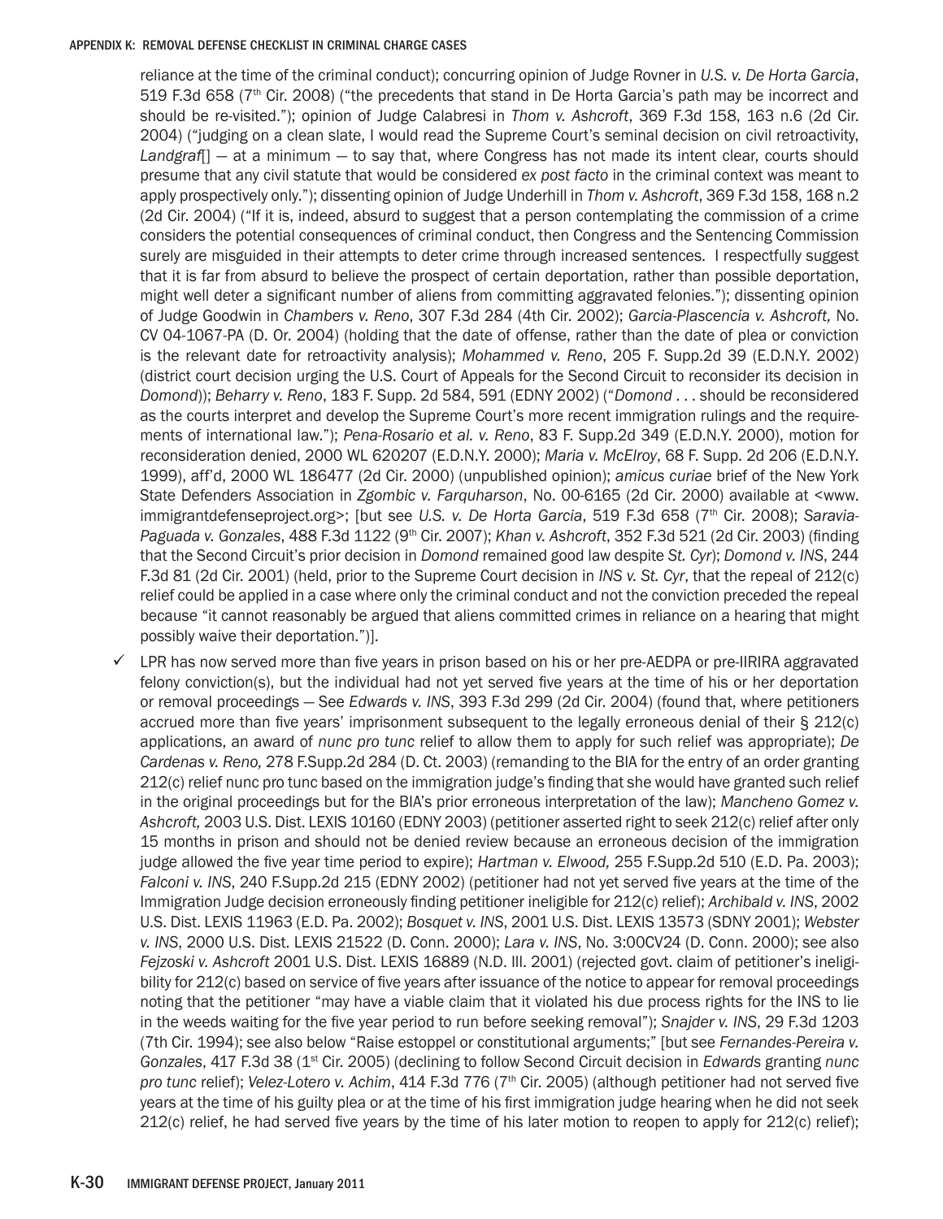reliance at the time of the criminal conduct); concurring opinion of Judge Rovner in *U.S. v. De Horta Garcia*, 519 F.3d 658 (7th Cir. 2008) ("the precedents that stand in De Horta Garcia's path may be incorrect and should be re-visited."); opinion of Judge Calabresi in *Thom v. Ashcroft*, 369 F.3d 158, 163 n.6 (2d Cir. 2004) ("judging on a clean slate, I would read the Supreme Court's seminal decision on civil retroactivity, *Landgraf*[] — at a minimum — to say that, where Congress has not made its intent clear, courts should presume that any civil statute that would be considered *ex post facto* in the criminal context was meant to apply prospectively only."); dissenting opinion of Judge Underhill in *Thom v. Ashcroft*, 369 F.3d 158, 168 n.2 (2d Cir. 2004) ("If it is, indeed, absurd to suggest that a person contemplating the commission of a crime considers the potential consequences of criminal conduct, then Congress and the Sentencing Commission surely are misguided in their attempts to deter crime through increased sentences. I respectfully suggest that it is far from absurd to believe the prospect of certain deportation, rather than possible deportation, might well deter a significant number of aliens from committing aggravated felonies."); dissenting opinion of Judge Goodwin in *Chambers v. Reno*, 307 F.3d 284 (4th Cir. 2002); *Garcia-Plascencia v. Ashcroft,* No. CV 04-1067-PA (D. Or. 2004) (holding that the date of offense, rather than the date of plea or conviction is the relevant date for retroactivity analysis); *Mohammed v. Reno,* 205 F. Supp.2d 39 (E.D.N.Y. 2002) (district court decision urging the U.S. Court of Appeals for the Second Circuit to reconsider its decision in *Domond*)); *Beharry v. Reno*, 183 F. Supp. 2d 584, 591 (EDNY 2002) ("*Domond* . . . should be reconsidered as the courts interpret and develop the Supreme Court's more recent immigration rulings and the requirements of international law."); *Pena-Rosario et al. v. Reno*, 83 F. Supp.2d 349 (E.D.N.Y. 2000), motion for reconsideration denied, 2000 WL 620207 (E.D.N.Y. 2000); *Maria v. McElroy*, 68 F. Supp. 2d 206 (E.D.N.Y. 1999), aff'd, 2000 WL 186477 (2d Cir. 2000) (unpublished opinion); *amicus curiae* brief of the New York State Defenders Association in *Zgombic v. Farquharson*, No. 00-6165 (2d Cir. 2000) available at <www.immigrantdefenseproject.org>; [but see *U.S. v. De Horta Garcia*, 519 F.3d 658 (7th Cir. 2008); *Saravia-Paguada v. Gonzales*, 488 F.3d 1122 (9th Cir. 2007); *Khan v. Ashcroft*, 352 F.3d 521 (2d Cir. 2003) (finding that the Second Circuit's prior decision in *Domond* remained good law despite *St. Cyr*); *Domond v. INS*, 244 F.3d 81 (2d Cir. 2001) (held, prior to the Supreme Court decision in *INS v. St. Cyr*, that the repeal of 212(c) relief could be applied in a case where only the criminal conduct and not the conviction preceded the repeal because "it cannot reasonably be argued that aliens committed crimes in reliance on a hearing that might possibly waive their deportation.")].

- ✓ LPR has now served more than five years in prison based on his or her pre-AEDPA or pre-IIRIRA aggravated felony conviction(s), but the individual had not yet served five years at the time of his or her deportation or removal proceedings — See *Edwards v. INS*, 393 F.3d 299 (2d Cir. 2004) (found that, where petitioners accrued more than five years' imprisonment subsequent to the legally erroneous denial of their § 212(c) applications, an award of *nunc pro tunc* relief to allow them to apply for such relief was appropriate); *De Cardenas v. Reno,* 278 F.Supp.2d 284 (D. Ct. 2003) (remanding to the BIA for the entry of an order granting 212(c) relief nunc pro tunc based on the immigration judge's finding that she would have granted such relief in the original proceedings but for the BIA's prior erroneous interpretation of the law); *Mancheno Gomez v. Ashcroft,* 2003 U.S. Dist. LEXIS 10160 (EDNY 2003) (petitioner asserted right to seek 212(c) relief after only 15 months in prison and should not be denied review because an erroneous decision of the immigration judge allowed the five year time period to expire); *Hartman v. Elwood,* 255 F.Supp.2d 510 (E.D. Pa. 2003); *Falconi v. INS*, 240 F.Supp.2d 215 (EDNY 2002) (petitioner had not yet served five years at the time of the Immigration Judge decision erroneously finding petitioner ineligible for 212(c) relief); *Archibald v. INS*, 2002 U.S. Dist. LEXIS 11963 (E.D. Pa. 2002); *Bosquet v. INS*, 2001 U.S. Dist. LEXIS 13573 (SDNY 2001); *Webster v. INS*, 2000 U.S. Dist. LEXIS 21522 (D. Conn. 2000); *Lara v. INS*, No. 3:00CV24 (D. Conn. 2000); see also *Fejzoski v. Ashcroft* 2001 U.S. Dist. LEXIS 16889 (N.D. Ill. 2001) (rejected govt. claim of petitioner's ineligibility for 212(c) based on service of five years after issuance of the notice to appear for removal proceedings noting that the petitioner "may have a viable claim that it violated his due process rights for the INS to lie in the weeds waiting for the five year period to run before seeking removal"); *Snajder v. INS*, 29 F.3d 1203 (7th Cir. 1994); see also below "Raise estoppel or constitutional arguments;" [but see *Fernandes-Pereira v. Gonzales*, 417 F.3d 38 (1st Cir. 2005) (declining to follow Second Circuit decision in *Edwards* granting *nunc pro tunc* relief); *Velez-Lotero v. Achim*, 414 F.3d 776 (7th Cir. 2005) (although petitioner had not served five years at the time of his guilty plea or at the time of his first immigration judge hearing when he did not seek 212(c) relief, he had served five years by the time of his later motion to reopen to apply for 212(c) relief);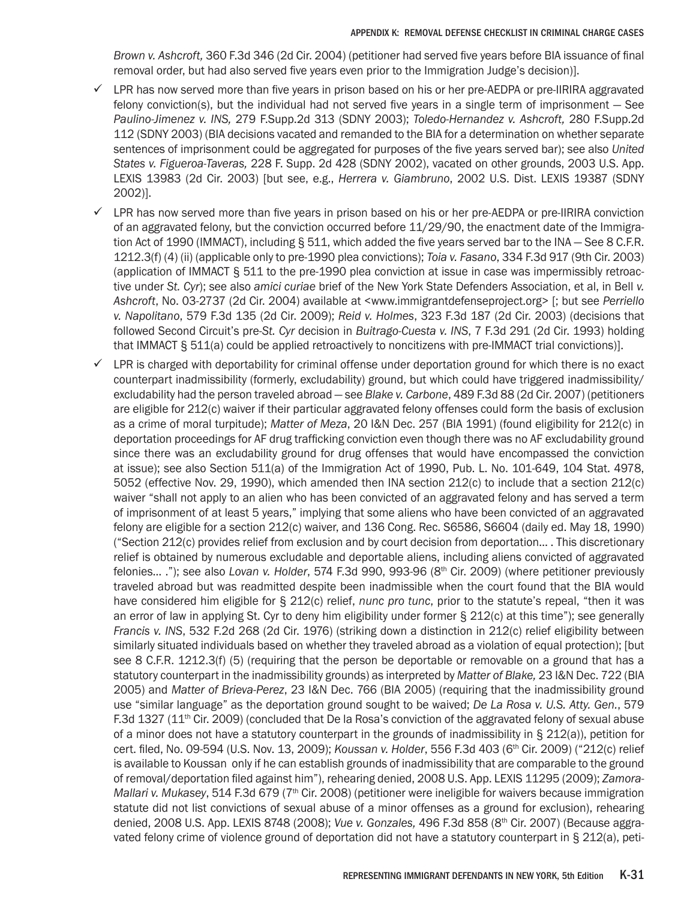*Brown v. Ashcroft,* 360 F.3d 346 (2d Cir. 2004) (petitioner had served five years before BIA issuance of final removal order, but had also served five years even prior to the Immigration Judge's decision)].

- ✓ LPR has now served more than five years in prison based on his or her pre-AEDPA or pre-IIRIRA aggravated felony conviction(s), but the individual had not served five years in a single term of imprisonment — See *Paulino-Jimenez v. INS,* 279 F.Supp.2d 313 (SDNY 2003); *Toledo-Hernandez v. Ashcroft,* 280 F.Supp.2d 112 (SDNY 2003) (BIA decisions vacated and remanded to the BIA for a determination on whether separate sentences of imprisonment could be aggregated for purposes of the five years served bar); see also *United States v. Figueroa-Taveras,* 228 F. Supp. 2d 428 (SDNY 2002), vacated on other grounds, 2003 U.S. App. LEXIS 13983 (2d Cir. 2003) [but see, e.g., *Herrera v. Giambruno*, 2002 U.S. Dist. LEXIS 19387 (SDNY 2002)].
- ✓ LPR has now served more than five years in prison based on his or her pre-AEDPA or pre-IIRIRA conviction of an aggravated felony, but the conviction occurred before 11/29/90, the enactment date of the Immigration Act of 1990 (IMMACT), including § 511, which added the five years served bar to the INA — See 8 C.F.R. 1212.3(f) (4) (ii) (applicable only to pre-1990 plea convictions); *Toia v. Fasano*, 334 F.3d 917 (9th Cir. 2003) (application of IMMACT § 511 to the pre-1990 plea conviction at issue in case was impermissibly retroactive under *St. Cyr*); see also *amici curiae* brief of the New York State Defenders Association, et al, in Bell *v. Ashcroft*, No. 03-2737 (2d Cir. 2004) available at <www.immigrantdefenseproject.org> [; but see *Perriello v. Napolitano*, 579 F.3d 135 (2d Cir. 2009); *Reid v. Holmes*, 323 F.3d 187 (2d Cir. 2003) (decisions that followed Second Circuit's pre-*St. Cyr* decision in *Buitrago-Cuesta v. INS*, 7 F.3d 291 (2d Cir. 1993) holding that IMMACT § 511(a) could be applied retroactively to noncitizens with pre-IMMACT trial convictions)].
- ✓ LPR is charged with deportability for criminal offense under deportation ground for which there is no exact counterpart inadmissibility (formerly, excludability) ground, but which could have triggered inadmissibility/excludability had the person traveled abroad — see *Blake v. Carbone*, 489 F.3d 88 (2d Cir. 2007) (petitioners are eligible for 212(c) waiver if their particular aggravated felony offenses could form the basis of exclusion as a crime of moral turpitude); *Matter of Meza*, 20 I&N Dec. 257 (BIA 1991) (found eligibility for 212(c) in deportation proceedings for AF drug trafficking conviction even though there was no AF excludability ground since there was an excludability ground for drug offenses that would have encompassed the conviction at issue); see also Section 511(a) of the Immigration Act of 1990, Pub. L. No. 101-649, 104 Stat. 4978, 5052 (effective Nov. 29, 1990), which amended then INA section 212(c) to include that a section 212(c) waiver "shall not apply to an alien who has been convicted of an aggravated felony and has served a term of imprisonment of at least 5 years," implying that some aliens who have been convicted of an aggravated felony are eligible for a section 212(c) waiver, and 136 Cong. Rec. S6586, S6604 (daily ed. May 18, 1990) ("Section 212(c) provides relief from exclusion and by court decision from deportation… . This discretionary relief is obtained by numerous excludable and deportable aliens, including aliens convicted of aggravated felonies… ."); see also *Lovan v. Holder*, 574 F.3d 990, 993-96 (8th Cir. 2009) (where petitioner previously traveled abroad but was readmitted despite been inadmissible when the court found that the BIA would have considered him eligible for § 212(c) relief, *nunc pro tunc*, prior to the statute's repeal, "then it was an error of law in applying St. Cyr to deny him eligibility under former § 212(c) at this time"); see generally *Francis v. INS*, 532 F.2d 268 (2d Cir. 1976) (striking down a distinction in 212(c) relief eligibility between similarly situated individuals based on whether they traveled abroad as a violation of equal protection); [but see 8 C.F.R. 1212.3(f) (5) (requiring that the person be deportable or removable on a ground that has a statutory counterpart in the inadmissibility grounds) as interpreted by *Matter of Blake,* 23 I&N Dec. 722 (BIA 2005) and *Matter of Brieva-Perez*, 23 I&N Dec. 766 (BIA 2005) (requiring that the inadmissibility ground use "similar language" as the deportation ground sought to be waived; *De La Rosa v. U.S. Atty. Gen.*, 579 F.3d 1327 (11th Cir. 2009) (concluded that De la Rosa's conviction of the aggravated felony of sexual abuse of a minor does not have a statutory counterpart in the grounds of inadmissibility in § 212(a)), petition for cert. filed, No. 09-594 (U.S. Nov. 13, 2009); *Koussan v. Holder*, 556 F.3d 403 (6th Cir. 2009) ("212(c) relief is available to Koussan only if he can establish grounds of inadmissibility that are comparable to the ground of removal/deportation filed against him"), rehearing denied, 2008 U.S. App. LEXIS 11295 (2009); *Zamora-Mallari v. Mukasey*, 514 F.3d 679 (7th Cir. 2008) (petitioner were ineligible for waivers because immigration statute did not list convictions of sexual abuse of a minor offenses as a ground for exclusion), rehearing denied, 2008 U.S. App. LEXIS 8748 (2008); *Vue v. Gonzales,* 496 F.3d 858 (8th Cir. 2007) (Because aggravated felony crime of violence ground of deportation did not have a statutory counterpart in § 212(a), peti-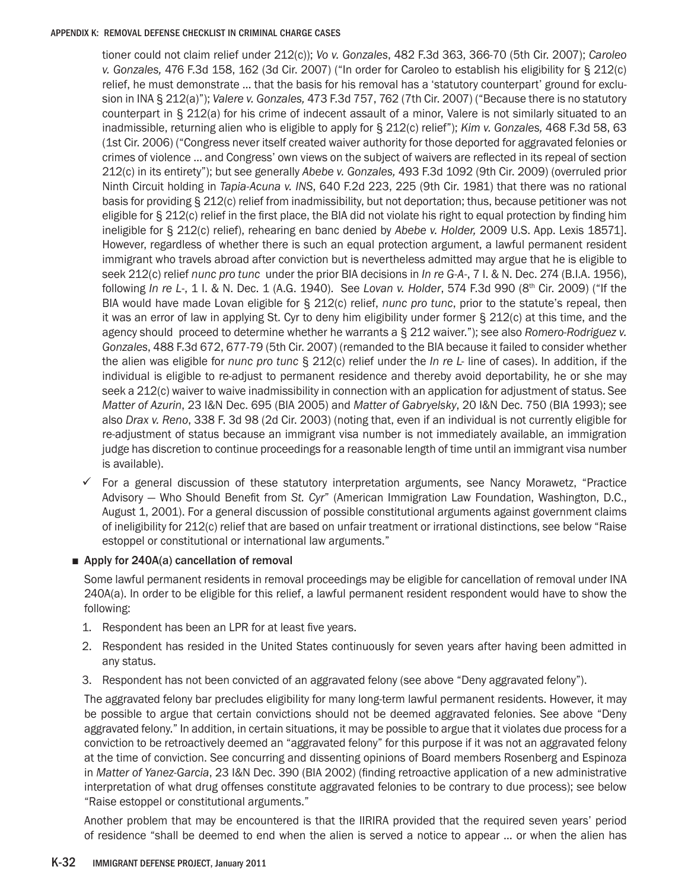tioner could not claim relief under 212(c)); *Vo v. Gonzales*, 482 F.3d 363, 366-70 (5th Cir. 2007); *Caroleo v. Gonzales,* 476 F.3d 158, 162 (3d Cir. 2007) ("In order for Caroleo to establish his eligibility for § 212(c) relief, he must demonstrate … that the basis for his removal has a 'statutory counterpart' ground for exclusion in INA § 212(a)"); *Valere v. Gonzales,* 473 F.3d 757, 762 (7th Cir. 2007) ("Because there is no statutory counterpart in § 212(a) for his crime of indecent assault of a minor, Valere is not similarly situated to an inadmissible, returning alien who is eligible to apply for § 212(c) relief"); *Kim v. Gonzales,* 468 F.3d 58, 63 (1st Cir. 2006) ("Congress never itself created waiver authority for those deported for aggravated felonies or crimes of violence … and Congress' own views on the subject of waivers are reflected in its repeal of section 212(c) in its entirety"); but see generally *Abebe v. Gonzales,* 493 F.3d 1092 (9th Cir. 2009) (overruled prior Ninth Circuit holding in *Tapia-Acuna v. INS*, 640 F.2d 223, 225 (9th Cir. 1981) that there was no rational basis for providing § 212(c) relief from inadmissibility, but not deportation; thus, because petitioner was not eligible for § 212(c) relief in the first place, the BIA did not violate his right to equal protection by finding him ineligible for § 212(c) relief), rehearing en banc denied by *Abebe v. Holder,* 2009 U.S. App. Lexis 18571]. However, regardless of whether there is such an equal protection argument, a lawful permanent resident immigrant who travels abroad after conviction but is nevertheless admitted may argue that he is eligible to seek 212(c) relief *nunc pro tunc* under the prior BIA decisions in *In re G-A-*, 7 I. & N. Dec. 274 (B.I.A. 1956), following *In re L-*, 1 I. & N. Dec. 1 (A.G. 1940). See *Lovan v. Holder*, 574 F.3d 990 (8th Cir. 2009) ("If the BIA would have made Lovan eligible for § 212(c) relief, *nunc pro tunc*, prior to the statute's repeal, then it was an error of law in applying St. Cyr to deny him eligibility under former § 212(c) at this time, and the agency should proceed to determine whether he warrants a § 212 waiver."); see also *Romero-Rodriguez v. Gonzales*, 488 F.3d 672, 677-79 (5th Cir. 2007) (remanded to the BIA because it failed to consider whether the alien was eligible for *nunc pro tunc* § 212(c) relief under the *In re L-* line of cases). In addition, if the individual is eligible to re-adjust to permanent residence and thereby avoid deportability, he or she may seek a 212(c) waiver to waive inadmissibility in connection with an application for adjustment of status. See *Matter of Azurin*, 23 I&N Dec. 695 (BIA 2005) and *Matter of Gabryelsky*, 20 I&N Dec. 750 (BIA 1993); see also *Drax v. Reno*, 338 F. 3d 98 (2d Cir. 2003) (noting that, even if an individual is not currently eligible for re-adjustment of status because an immigrant visa number is not immediately available, an immigration judge has discretion to continue proceedings for a reasonable length of time until an immigrant visa number is available).

- ✓ For a general discussion of these statutory interpretation arguments, see Nancy Morawetz, "Practice Advisory — Who Should Benefit from *St. Cyr*" (American Immigration Law Foundation, Washington, D.C., August 1, 2001). For a general discussion of possible constitutional arguments against government claims of ineligibility for 212(c) relief that are based on unfair treatment or irrational distinctions, see below "Raise estoppel or constitutional or international law arguments."

- **Apply for 240A(a) cancellation of removal**

Some lawful permanent residents in removal proceedings may be eligible for cancellation of removal under INA 240A(a). In order to be eligible for this relief, a lawful permanent resident respondent would have to show the following:

1. Respondent has been an LPR for at least five years.
2. Respondent has resided in the United States continuously for seven years after having been admitted in any status.
3. Respondent has not been convicted of an aggravated felony (see above "Deny aggravated felony").

The aggravated felony bar precludes eligibility for many long-term lawful permanent residents. However, it may be possible to argue that certain convictions should not be deemed aggravated felonies. See above "Deny aggravated felony." In addition, in certain situations, it may be possible to argue that it violates due process for a conviction to be retroactively deemed an "aggravated felony" for this purpose if it was not an aggravated felony at the time of conviction. See concurring and dissenting opinions of Board members Rosenberg and Espinoza in *Matter of Yanez-Garcia*, 23 I&N Dec. 390 (BIA 2002) (finding retroactive application of a new administrative interpretation of what drug offenses constitute aggravated felonies to be contrary to due process); see below "Raise estoppel or constitutional arguments."

Another problem that may be encountered is that the IIRIRA provided that the required seven years' period of residence "shall be deemed to end when the alien is served a notice to appear … or when the alien has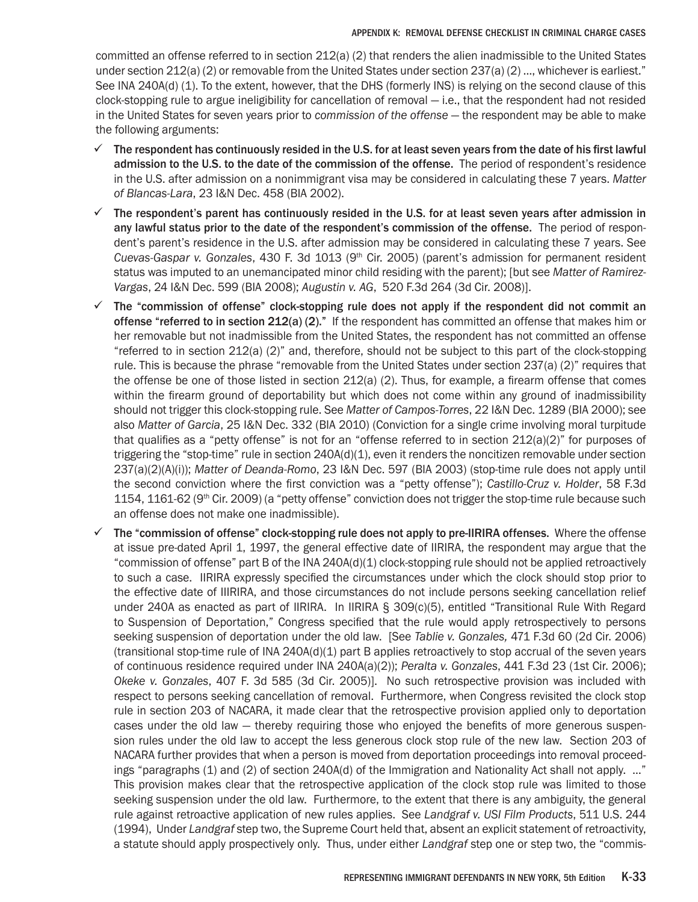committed an offense referred to in section 212(a) (2) that renders the alien inadmissible to the United States under section 212(a) (2) or removable from the United States under section 237(a) (2) ..., whichever is earliest." See INA 240A(d) (1). To the extent, however, that the DHS (formerly INS) is relying on the second clause of this clock-stopping rule to argue ineligibility for cancellation of removal — i.e., that the respondent had not resided in the United States for seven years prior to *commission of the offense* — the respondent may be able to make the following arguments:

- ✓ **The respondent has continuously resided in the U.S. for at least seven years from the date of his first lawful admission to the U.S. to the date of the commission of the offense.** The period of respondent's residence in the U.S. after admission on a nonimmigrant visa may be considered in calculating these 7 years. *Matter of Blancas-Lara*, 23 I&N Dec. 458 (BIA 2002).
- ✓ **The respondent's parent has continuously resided in the U.S. for at least seven years after admission in any lawful status prior to the date of the respondent's commission of the offense.** The period of respondent's parent's residence in the U.S. after admission may be considered in calculating these 7 years. See *Cuevas-Gaspar v. Gonzales*, 430 F. 3d 1013 (9th Cir. 2005) (parent's admission for permanent resident status was imputed to an unemancipated minor child residing with the parent); [but see *Matter of Ramirez-Vargas*, 24 I&N Dec. 599 (BIA 2008); *Augustin v. AG*, 520 F.3d 264 (3d Cir. 2008)].
- ✓ **The "commission of offense" clock-stopping rule does not apply if the respondent did not commit an offense "referred to in section 212(a) (2)."** If the respondent has committed an offense that makes him or her removable but not inadmissible from the United States, the respondent has not committed an offense "referred to in section 212(a) (2)" and, therefore, should not be subject to this part of the clock-stopping rule. This is because the phrase "removable from the United States under section 237(a) (2)" requires that the offense be one of those listed in section 212(a) (2). Thus, for example, a firearm offense that comes within the firearm ground of deportability but which does not come within any ground of inadmissibility should not trigger this clock-stopping rule. See *Matter of Campos-Torres*, 22 I&N Dec. 1289 (BIA 2000); see also *Matter of Garcia*, 25 I&N Dec. 332 (BIA 2010) (Conviction for a single crime involving moral turpitude that qualifies as a "petty offense" is not for an "offense referred to in section 212(a)(2)" for purposes of triggering the "stop-time" rule in section 240A(d)(1), even it renders the noncitizen removable under section 237(a)(2)(A)(i)); *Matter of Deanda-Romo*, 23 I&N Dec. 597 (BIA 2003) (stop-time rule does not apply until the second conviction where the first conviction was a "petty offense"); *Castillo-Cruz v. Holder*, 58 F.3d 1154, 1161-62 (9th Cir. 2009) (a "petty offense" conviction does not trigger the stop-time rule because such an offense does not make one inadmissible).
- ✓ **The "commission of offense" clock-stopping rule does not apply to pre-IIRIRA offenses.** Where the offense at issue pre-dated April 1, 1997, the general effective date of IIRIRA, the respondent may argue that the "commission of offense" part B of the INA 240A(d)(1) clock-stopping rule should not be applied retroactively to such a case. IIRIRA expressly specified the circumstances under which the clock should stop prior to the effective date of IIIRIRA, and those circumstances do not include persons seeking cancellation relief under 240A as enacted as part of IIRIRA. In IIRIRA § 309(c)(5), entitled "Transitional Rule With Regard to Suspension of Deportation," Congress specified that the rule would apply retrospectively to persons seeking suspension of deportation under the old law. [See *Tablie v. Gonzales,* 471 F.3d 60 (2d Cir. 2006) (transitional stop-time rule of INA 240A(d)(1) part B applies retroactively to stop accrual of the seven years of continuous residence required under INA 240A(a)(2)); *Peralta v. Gonzales*, 441 F.3d 23 (1st Cir. 2006); *Okeke v. Gonzales*, 407 F. 3d 585 (3d Cir. 2005)]. No such retrospective provision was included with respect to persons seeking cancellation of removal. Furthermore, when Congress revisited the clock stop rule in section 203 of NACARA, it made clear that the retrospective provision applied only to deportation cases under the old law — thereby requiring those who enjoyed the benefits of more generous suspension rules under the old law to accept the less generous clock stop rule of the new law. Section 203 of NACARA further provides that when a person is moved from deportation proceedings into removal proceedings "paragraphs (1) and (2) of section 240A(d) of the Immigration and Nationality Act shall not apply. ..." This provision makes clear that the retrospective application of the clock stop rule was limited to those seeking suspension under the old law. Furthermore, to the extent that there is any ambiguity, the general rule against retroactive application of new rules applies. See *Landgraf v. USI Film Products*, 511 U.S. 244 (1994), Under *Landgraf* step two, the Supreme Court held that, absent an explicit statement of retroactivity, a statute should apply prospectively only. Thus, under either *Landgraf* step one or step two, the "commis-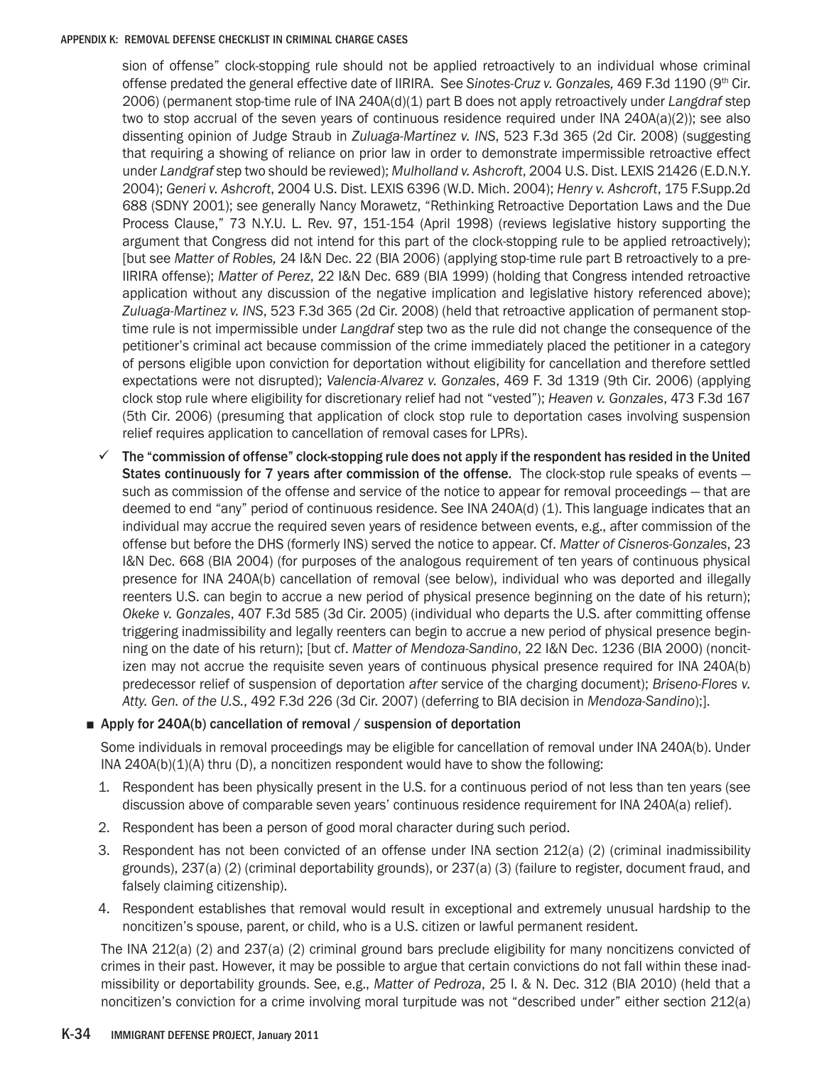sion of offense" clock-stopping rule should not be applied retroactively to an individual whose criminal offense predated the general effective date of IIRIRA. See *Sinotes-Cruz v. Gonzales,* 469 F.3d 1190 (9th Cir. 2006) (permanent stop-time rule of INA 240A(d)(1) part B does not apply retroactively under *Langdraf* step two to stop accrual of the seven years of continuous residence required under INA 240A(a)(2)); see also dissenting opinion of Judge Straub in *Zuluaga-Martinez v. INS*, 523 F.3d 365 (2d Cir. 2008) (suggesting that requiring a showing of reliance on prior law in order to demonstrate impermissible retroactive effect under *Landgraf* step two should be reviewed); *Mulholland v. Ashcroft*, 2004 U.S. Dist. LEXIS 21426 (E.D.N.Y. 2004); *Generi v. Ashcroft*, 2004 U.S. Dist. LEXIS 6396 (W.D. Mich. 2004); *Henry v. Ashcroft*, 175 F.Supp.2d 688 (SDNY 2001); see generally Nancy Morawetz, "Rethinking Retroactive Deportation Laws and the Due Process Clause," 73 N.Y.U. L. Rev. 97, 151-154 (April 1998) (reviews legislative history supporting the argument that Congress did not intend for this part of the clock-stopping rule to be applied retroactively); [but see *Matter of Robles,* 24 I&N Dec. 22 (BIA 2006) (applying stop-time rule part B retroactively to a pre-IIRIRA offense); *Matter of Perez*, 22 I&N Dec. 689 (BIA 1999) (holding that Congress intended retroactive application without any discussion of the negative implication and legislative history referenced above); *Zuluaga-Martinez v. INS*, 523 F.3d 365 (2d Cir. 2008) (held that retroactive application of permanent stop-time rule is not impermissible under *Langdraf* step two as the rule did not change the consequence of the petitioner's criminal act because commission of the crime immediately placed the petitioner in a category of persons eligible upon conviction for deportation without eligibility for cancellation and therefore settled expectations were not disrupted); *Valencia-Alvarez v. Gonzales*, 469 F. 3d 1319 (9th Cir. 2006) (applying clock stop rule where eligibility for discretionary relief had not "vested"); *Heaven v. Gonzales*, 473 F.3d 167 (5th Cir. 2006) (presuming that application of clock stop rule to deportation cases involving suspension relief requires application to cancellation of removal cases for LPRs).

- ✓ **The "commission of offense" clock-stopping rule does not apply if the respondent has resided in the United States continuously for 7 years after commission of the offense.** The clock-stop rule speaks of events — such as commission of the offense and service of the notice to appear for removal proceedings — that are deemed to end "any" period of continuous residence. See INA 240A(d) (1). This language indicates that an individual may accrue the required seven years of residence between events, e.g., after commission of the offense but before the DHS (formerly INS) served the notice to appear. Cf. *Matter of Cisneros-Gonzales*, 23 I&N Dec. 668 (BIA 2004) (for purposes of the analogous requirement of ten years of continuous physical presence for INA 240A(b) cancellation of removal (see below), individual who was deported and illegally reenters U.S. can begin to accrue a new period of physical presence beginning on the date of his return); *Okeke v. Gonzales*, 407 F.3d 585 (3d Cir. 2005) (individual who departs the U.S. after committing offense triggering inadmissibility and legally reenters can begin to accrue a new period of physical presence beginning on the date of his return); [but cf. *Matter of Mendoza-Sandino*, 22 I&N Dec. 1236 (BIA 2000) (noncitizen may not accrue the requisite seven years of continuous physical presence required for INA 240A(b) predecessor relief of suspension of deportation *after* service of the charging document); *Briseno-Flores v. Atty. Gen. of the U.S.*, 492 F.3d 226 (3d Cir. 2007) (deferring to BIA decision in *Mendoza-Sandino*);].

■ **Apply for 240A(b) cancellation of removal / suspension of deportation**

Some individuals in removal proceedings may be eligible for cancellation of removal under INA 240A(b). Under INA 240A(b)(1)(A) thru (D), a noncitizen respondent would have to show the following:

1. Respondent has been physically present in the U.S. for a continuous period of not less than ten years (see discussion above of comparable seven years' continuous residence requirement for INA 240A(a) relief).
2. Respondent has been a person of good moral character during such period.
3. Respondent has not been convicted of an offense under INA section 212(a) (2) (criminal inadmissibility grounds), 237(a) (2) (criminal deportability grounds), or 237(a) (3) (failure to register, document fraud, and falsely claiming citizenship).
4. Respondent establishes that removal would result in exceptional and extremely unusual hardship to the noncitizen's spouse, parent, or child, who is a U.S. citizen or lawful permanent resident.

The INA 212(a) (2) and 237(a) (2) criminal ground bars preclude eligibility for many noncitizens convicted of crimes in their past. However, it may be possible to argue that certain convictions do not fall within these inadmissibility or deportability grounds. See, e.g., *Matter of Pedroza*, 25 I. & N. Dec. 312 (BIA 2010) (held that a noncitizen's conviction for a crime involving moral turpitude was not "described under" either section 212(a)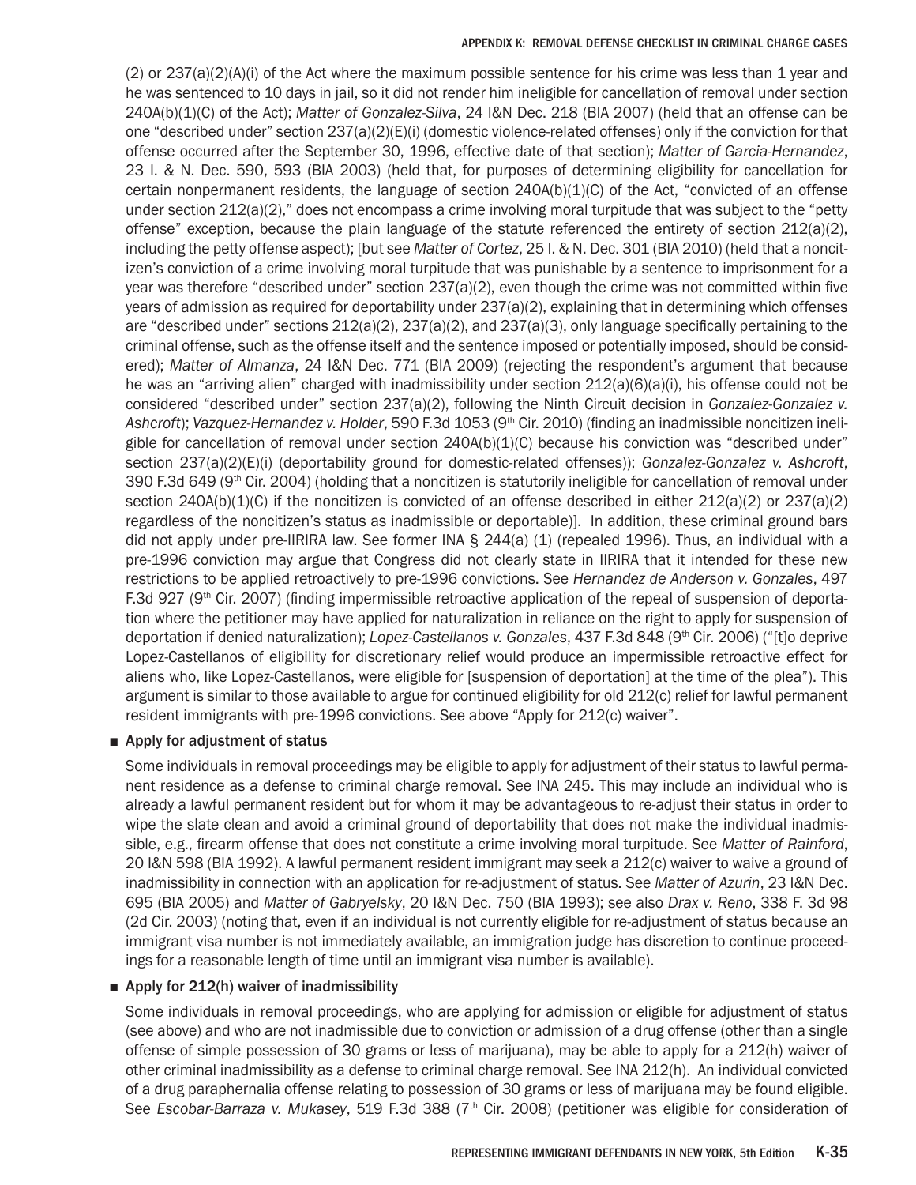(2) or 237(a)(2)(A)(i) of the Act where the maximum possible sentence for his crime was less than 1 year and he was sentenced to 10 days in jail, so it did not render him ineligible for cancellation of removal under section 240A(b)(1)(C) of the Act); *Matter of Gonzalez-Silva*, 24 I&N Dec. 218 (BIA 2007) (held that an offense can be one "described under" section 237(a)(2)(E)(i) (domestic violence-related offenses) only if the conviction for that offense occurred after the September 30, 1996, effective date of that section); *Matter of Garcia-Hernandez*, 23 I. & N. Dec. 590, 593 (BIA 2003) (held that, for purposes of determining eligibility for cancellation for certain nonpermanent residents, the language of section 240A(b)(1)(C) of the Act, "convicted of an offense under section 212(a)(2)," does not encompass a crime involving moral turpitude that was subject to the "petty offense" exception, because the plain language of the statute referenced the entirety of section 212(a)(2), including the petty offense aspect); [but see *Matter of Cortez*, 25 I. & N. Dec. 301 (BIA 2010) (held that a noncitizen's conviction of a crime involving moral turpitude that was punishable by a sentence to imprisonment for a year was therefore "described under" section 237(a)(2), even though the crime was not committed within five years of admission as required for deportability under 237(a)(2), explaining that in determining which offenses are "described under" sections 212(a)(2), 237(a)(2), and 237(a)(3), only language specifically pertaining to the criminal offense, such as the offense itself and the sentence imposed or potentially imposed, should be considered); *Matter of Almanza*, 24 I&N Dec. 771 (BIA 2009) (rejecting the respondent's argument that because he was an "arriving alien" charged with inadmissibility under section 212(a)(6)(a)(i), his offense could not be considered "described under" section 237(a)(2), following the Ninth Circuit decision in *Gonzalez-Gonzalez v. Ashcroft*); *Vazquez-Hernandez v. Holder*, 590 F.3d 1053 (9th Cir. 2010) (finding an inadmissible noncitizen ineligible for cancellation of removal under section 240A(b)(1)(C) because his conviction was "described under" section 237(a)(2)(E)(i) (deportability ground for domestic-related offenses)); *Gonzalez-Gonzalez v. Ashcroft*, 390 F.3d 649 (9th Cir. 2004) (holding that a noncitizen is statutorily ineligible for cancellation of removal under section 240A(b)(1)(C) if the noncitizen is convicted of an offense described in either 212(a)(2) or 237(a)(2) regardless of the noncitizen's status as inadmissible or deportable)]. In addition, these criminal ground bars did not apply under pre-IIRIRA law. See former INA § 244(a) (1) (repealed 1996). Thus, an individual with a pre-1996 conviction may argue that Congress did not clearly state in IIRIRA that it intended for these new restrictions to be applied retroactively to pre-1996 convictions. See *Hernandez de Anderson v. Gonzales*, 497 F.3d 927 (9th Cir. 2007) (finding impermissible retroactive application of the repeal of suspension of deportation where the petitioner may have applied for naturalization in reliance on the right to apply for suspension of deportation if denied naturalization); *Lopez-Castellanos v. Gonzales*, 437 F.3d 848 (9th Cir. 2006) ("[t]o deprive Lopez-Castellanos of eligibility for discretionary relief would produce an impermissible retroactive effect for aliens who, like Lopez-Castellanos, were eligible for [suspension of deportation] at the time of the plea"). This argument is similar to those available to argue for continued eligibility for old 212(c) relief for lawful permanent resident immigrants with pre-1996 convictions. See above "Apply for 212(c) waiver".

- **Apply for adjustment of status**

  Some individuals in removal proceedings may be eligible to apply for adjustment of their status to lawful permanent residence as a defense to criminal charge removal. See INA 245. This may include an individual who is already a lawful permanent resident but for whom it may be advantageous to re-adjust their status in order to wipe the slate clean and avoid a criminal ground of deportability that does not make the individual inadmissible, e.g., firearm offense that does not constitute a crime involving moral turpitude. See *Matter of Rainford*, 20 I&N 598 (BIA 1992). A lawful permanent resident immigrant may seek a 212(c) waiver to waive a ground of inadmissibility in connection with an application for re-adjustment of status. See *Matter of Azurin*, 23 I&N Dec. 695 (BIA 2005) and *Matter of Gabryelsky*, 20 I&N Dec. 750 (BIA 1993); see also *Drax v. Reno*, 338 F. 3d 98 (2d Cir. 2003) (noting that, even if an individual is not currently eligible for re-adjustment of status because an immigrant visa number is not immediately available, an immigration judge has discretion to continue proceedings for a reasonable length of time until an immigrant visa number is available).

- **Apply for 212(h) waiver of inadmissibility**

  Some individuals in removal proceedings, who are applying for admission or eligible for adjustment of status (see above) and who are not inadmissible due to conviction or admission of a drug offense (other than a single offense of simple possession of 30 grams or less of marijuana), may be able to apply for a 212(h) waiver of other criminal inadmissibility as a defense to criminal charge removal. See INA 212(h). An individual convicted of a drug paraphernalia offense relating to possession of 30 grams or less of marijuana may be found eligible. See *Escobar-Barraza v. Mukasey*, 519 F.3d 388 (7th Cir. 2008) (petitioner was eligible for consideration of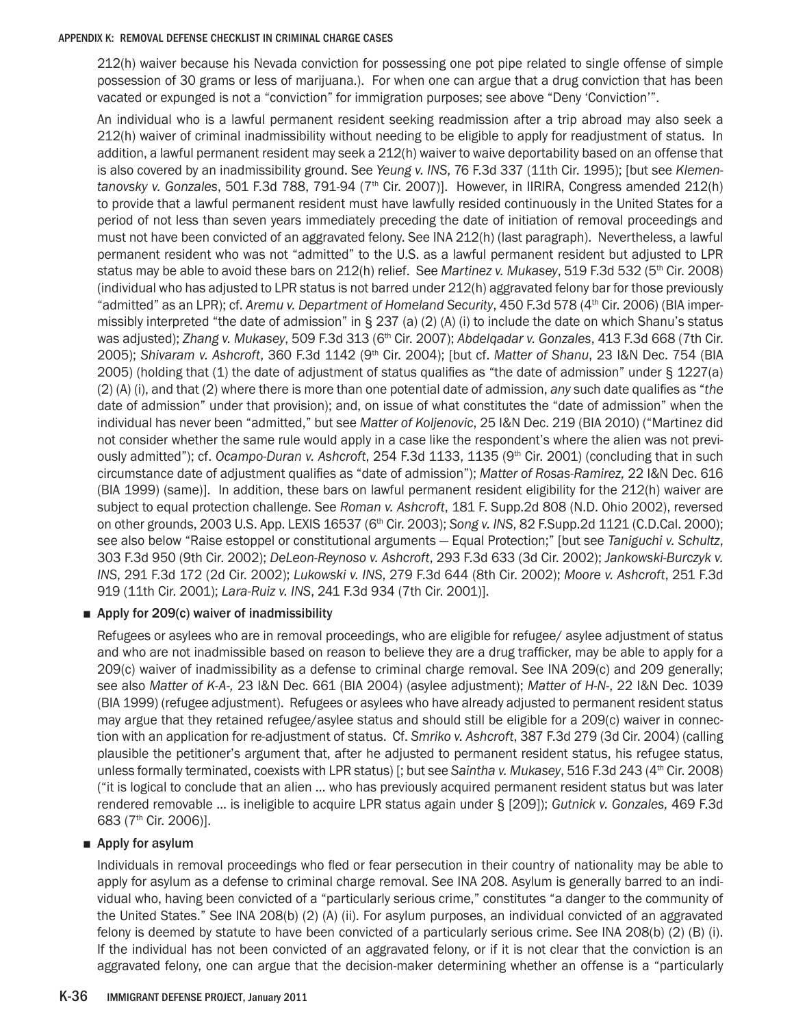212(h) waiver because his Nevada conviction for possessing one pot pipe related to single offense of simple possession of 30 grams or less of marijuana.). For when one can argue that a drug conviction that has been vacated or expunged is not a "conviction" for immigration purposes; see above "Deny 'Conviction'".

An individual who is a lawful permanent resident seeking readmission after a trip abroad may also seek a 212(h) waiver of criminal inadmissibility without needing to be eligible to apply for readjustment of status. In addition, a lawful permanent resident may seek a 212(h) waiver to waive deportability based on an offense that is also covered by an inadmissibility ground. See *Yeung v. INS*, 76 F.3d 337 (11th Cir. 1995); [but see *Klementanovsky v. Gonzales*, 501 F.3d 788, 791-94 (7th Cir. 2007)]. However, in IIRIRA, Congress amended 212(h) to provide that a lawful permanent resident must have lawfully resided continuously in the United States for a period of not less than seven years immediately preceding the date of initiation of removal proceedings and must not have been convicted of an aggravated felony. See INA 212(h) (last paragraph). Nevertheless, a lawful permanent resident who was not "admitted" to the U.S. as a lawful permanent resident but adjusted to LPR status may be able to avoid these bars on 212(h) relief. See *Martinez v. Mukasey*, 519 F.3d 532 (5th Cir. 2008) (individual who has adjusted to LPR status is not barred under 212(h) aggravated felony bar for those previously "admitted" as an LPR); cf. *Aremu v. Department of Homeland Security*, 450 F.3d 578 (4th Cir. 2006) (BIA impermissibly interpreted "the date of admission" in § 237 (a) (2) (A) (i) to include the date on which Shanu's status was adjusted); *Zhang v. Mukasey*, 509 F.3d 313 (6th Cir. 2007); *Abdelqadar v. Gonzales*, 413 F.3d 668 (7th Cir. 2005); *Shivaram v. Ashcroft*, 360 F.3d 1142 (9th Cir. 2004); [but cf. *Matter of Shanu*, 23 I&N Dec. 754 (BIA 2005) (holding that (1) the date of adjustment of status qualifies as "the date of admission" under § 1227(a) (2) (A) (i), and that (2) where there is more than one potential date of admission, *any* such date qualifies as "*the* date of admission" under that provision); and, on issue of what constitutes the "date of admission" when the individual has never been "admitted," but see *Matter of Koljenovic*, 25 I&N Dec. 219 (BIA 2010) ("Martinez did not consider whether the same rule would apply in a case like the respondent's where the alien was not previously admitted"); cf. *Ocampo-Duran v. Ashcroft*, 254 F.3d 1133, 1135 (9th Cir. 2001) (concluding that in such circumstance date of adjustment qualifies as "date of admission"); *Matter of Rosas-Ramirez,* 22 I&N Dec. 616 (BIA 1999) (same)]. In addition, these bars on lawful permanent resident eligibility for the 212(h) waiver are subject to equal protection challenge. See *Roman v. Ashcroft*, 181 F. Supp.2d 808 (N.D. Ohio 2002), reversed on other grounds, 2003 U.S. App. LEXIS 16537 (6th Cir. 2003); *Song v. INS*, 82 F.Supp.2d 1121 (C.D.Cal. 2000); see also below "Raise estoppel or constitutional arguments — Equal Protection;" [but see *Taniguchi v. Schultz*, 303 F.3d 950 (9th Cir. 2002); *DeLeon-Reynoso v. Ashcroft*, 293 F.3d 633 (3d Cir. 2002); *Jankowski-Burczyk v. INS*, 291 F.3d 172 (2d Cir. 2002); *Lukowski v. INS*, 279 F.3d 644 (8th Cir. 2002); *Moore v. Ashcroft*, 251 F.3d 919 (11th Cir. 2001); *Lara-Ruiz v. INS*, 241 F.3d 934 (7th Cir. 2001)].

- **Apply for 209(c) waiver of inadmissibility**

Refugees or asylees who are in removal proceedings, who are eligible for refugee/ asylee adjustment of status and who are not inadmissible based on reason to believe they are a drug trafficker, may be able to apply for a 209(c) waiver of inadmissibility as a defense to criminal charge removal. See INA 209(c) and 209 generally; see also *Matter of K-A-,* 23 I&N Dec. 661 (BIA 2004) (asylee adjustment); *Matter of H-N-*, 22 I&N Dec. 1039 (BIA 1999) (refugee adjustment). Refugees or asylees who have already adjusted to permanent resident status may argue that they retained refugee/asylee status and should still be eligible for a 209(c) waiver in connection with an application for re-adjustment of status. Cf. *Smriko v. Ashcroft*, 387 F.3d 279 (3d Cir. 2004) (calling plausible the petitioner's argument that, after he adjusted to permanent resident status, his refugee status, unless formally terminated, coexists with LPR status) [; but see *Saintha v. Mukasey*, 516 F.3d 243 (4th Cir. 2008) ("it is logical to conclude that an alien … who has previously acquired permanent resident status but was later rendered removable … is ineligible to acquire LPR status again under § [209]); *Gutnick v. Gonzales,* 469 F.3d 683 (7th Cir. 2006)].

- **Apply for asylum**

Individuals in removal proceedings who fled or fear persecution in their country of nationality may be able to apply for asylum as a defense to criminal charge removal. See INA 208. Asylum is generally barred to an individual who, having been convicted of a "particularly serious crime," constitutes "a danger to the community of the United States." See INA 208(b) (2) (A) (ii). For asylum purposes, an individual convicted of an aggravated felony is deemed by statute to have been convicted of a particularly serious crime. See INA 208(b) (2) (B) (i). If the individual has not been convicted of an aggravated felony, or if it is not clear that the conviction is an aggravated felony, one can argue that the decision-maker determining whether an offense is a "particularly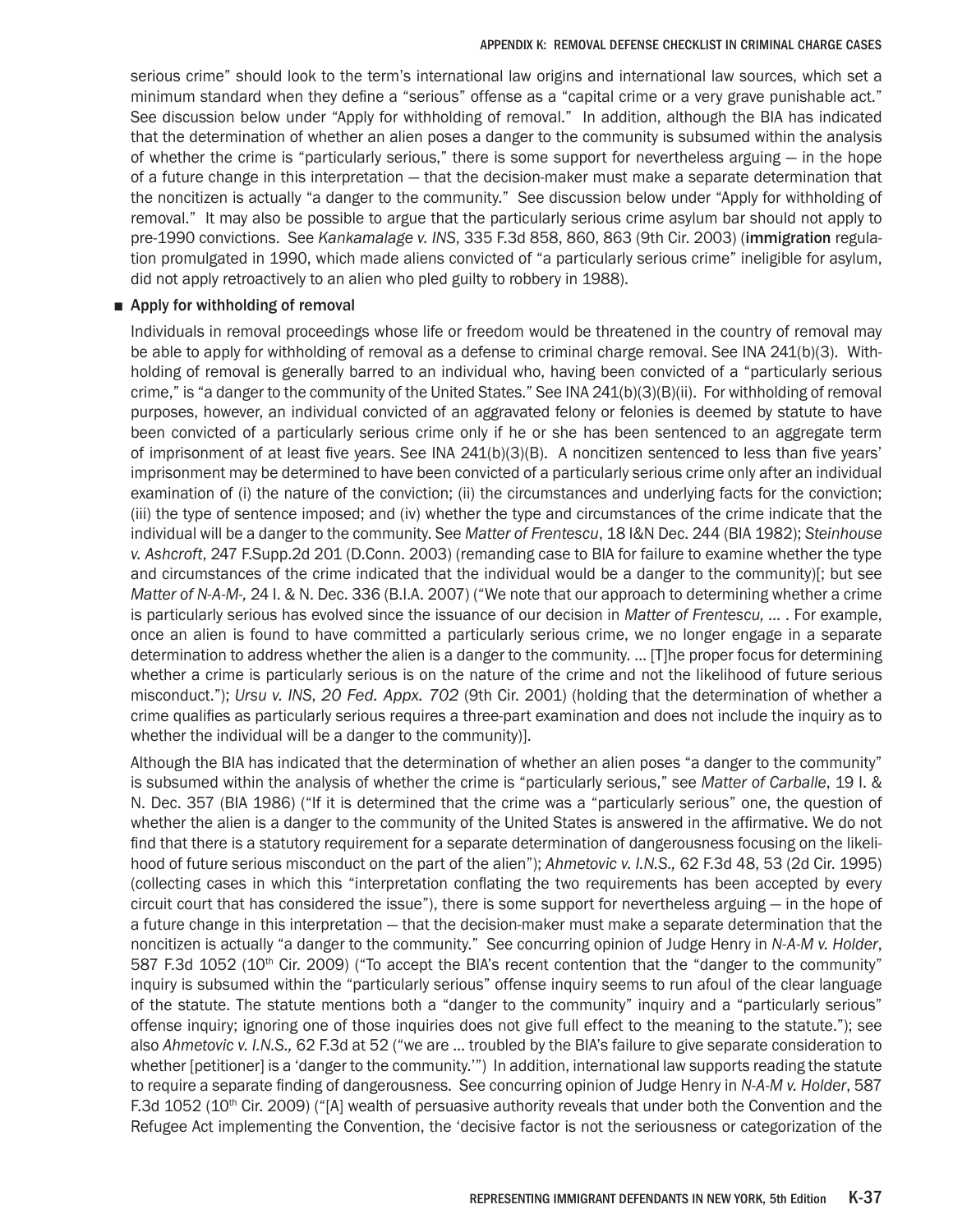serious crime" should look to the term's international law origins and international law sources, which set a minimum standard when they define a "serious" offense as a "capital crime or a very grave punishable act." See discussion below under "Apply for withholding of removal." In addition, although the BIA has indicated that the determination of whether an alien poses a danger to the community is subsumed within the analysis of whether the crime is "particularly serious," there is some support for nevertheless arguing — in the hope of a future change in this interpretation — that the decision-maker must make a separate determination that the noncitizen is actually "a danger to the community." See discussion below under "Apply for withholding of removal." It may also be possible to argue that the particularly serious crime asylum bar should not apply to pre-1990 convictions. See *Kankamalage v. INS*, 335 F.3d 858, 860, 863 (9th Cir. 2003) (**immigration** regulation promulgated in 1990, which made aliens convicted of "a particularly serious crime" ineligible for asylum, did not apply retroactively to an alien who pled guilty to robbery in 1988).

- **Apply for withholding of removal**

  Individuals in removal proceedings whose life or freedom would be threatened in the country of removal may be able to apply for withholding of removal as a defense to criminal charge removal. See INA 241(b)(3). Withholding of removal is generally barred to an individual who, having been convicted of a "particularly serious crime," is "a danger to the community of the United States." See INA 241(b)(3)(B)(ii). For withholding of removal purposes, however, an individual convicted of an aggravated felony or felonies is deemed by statute to have been convicted of a particularly serious crime only if he or she has been sentenced to an aggregate term of imprisonment of at least five years. See INA 241(b)(3)(B). A noncitizen sentenced to less than five years' imprisonment may be determined to have been convicted of a particularly serious crime only after an individual examination of (i) the nature of the conviction; (ii) the circumstances and underlying facts for the conviction; (iii) the type of sentence imposed; and (iv) whether the type and circumstances of the crime indicate that the individual will be a danger to the community. See *Matter of Frentescu*, 18 I&N Dec. 244 (BIA 1982); *Steinhouse v. Ashcroft*, 247 F.Supp.2d 201 (D.Conn. 2003) (remanding case to BIA for failure to examine whether the type and circumstances of the crime indicated that the individual would be a danger to the community)[; but see *Matter of N-A-M-,* 24 I. & N. Dec. 336 (B.I.A. 2007) ("We note that our approach to determining whether a crime is particularly serious has evolved since the issuance of our decision in *Matter of Frentescu, ...* . For example, once an alien is found to have committed a particularly serious crime, we no longer engage in a separate determination to address whether the alien is a danger to the community. ... [T]he proper focus for determining whether a crime is particularly serious is on the nature of the crime and not the likelihood of future serious misconduct."); *Ursu v. INS, 20 Fed. Appx. 702* (9th Cir. 2001) (holding that the determination of whether a crime qualifies as particularly serious requires a three-part examination and does not include the inquiry as to whether the individual will be a danger to the community)].

  Although the BIA has indicated that the determination of whether an alien poses "a danger to the community" is subsumed within the analysis of whether the crime is "particularly serious," see *Matter of Carballe*, 19 I. & N. Dec. 357 (BIA 1986) ("If it is determined that the crime was a "particularly serious" one, the question of whether the alien is a danger to the community of the United States is answered in the affirmative. We do not find that there is a statutory requirement for a separate determination of dangerousness focusing on the likelihood of future serious misconduct on the part of the alien"); *Ahmetovic v. I.N.S.,* 62 F.3d 48, 53 (2d Cir. 1995) (collecting cases in which this "interpretation conflating the two requirements has been accepted by every circuit court that has considered the issue"), there is some support for nevertheless arguing — in the hope of a future change in this interpretation — that the decision-maker must make a separate determination that the noncitizen is actually "a danger to the community." See concurring opinion of Judge Henry in *N-A-M v. Holder*, 587 F.3d 1052 (10th Cir. 2009) ("To accept the BIA's recent contention that the "danger to the community" inquiry is subsumed within the "particularly serious" offense inquiry seems to run afoul of the clear language of the statute. The statute mentions both a "danger to the community" inquiry and a "particularly serious" offense inquiry; ignoring one of those inquiries does not give full effect to the meaning to the statute."); see also *Ahmetovic v. I.N.S.,* 62 F.3d at 52 ("we are ... troubled by the BIA's failure to give separate consideration to whether [petitioner] is a 'danger to the community.'") In addition, international law supports reading the statute to require a separate finding of dangerousness. See concurring opinion of Judge Henry in *N-A-M v. Holder*, 587 F.3d 1052 (10th Cir. 2009) ("[A] wealth of persuasive authority reveals that under both the Convention and the Refugee Act implementing the Convention, the 'decisive factor is not the seriousness or categorization of the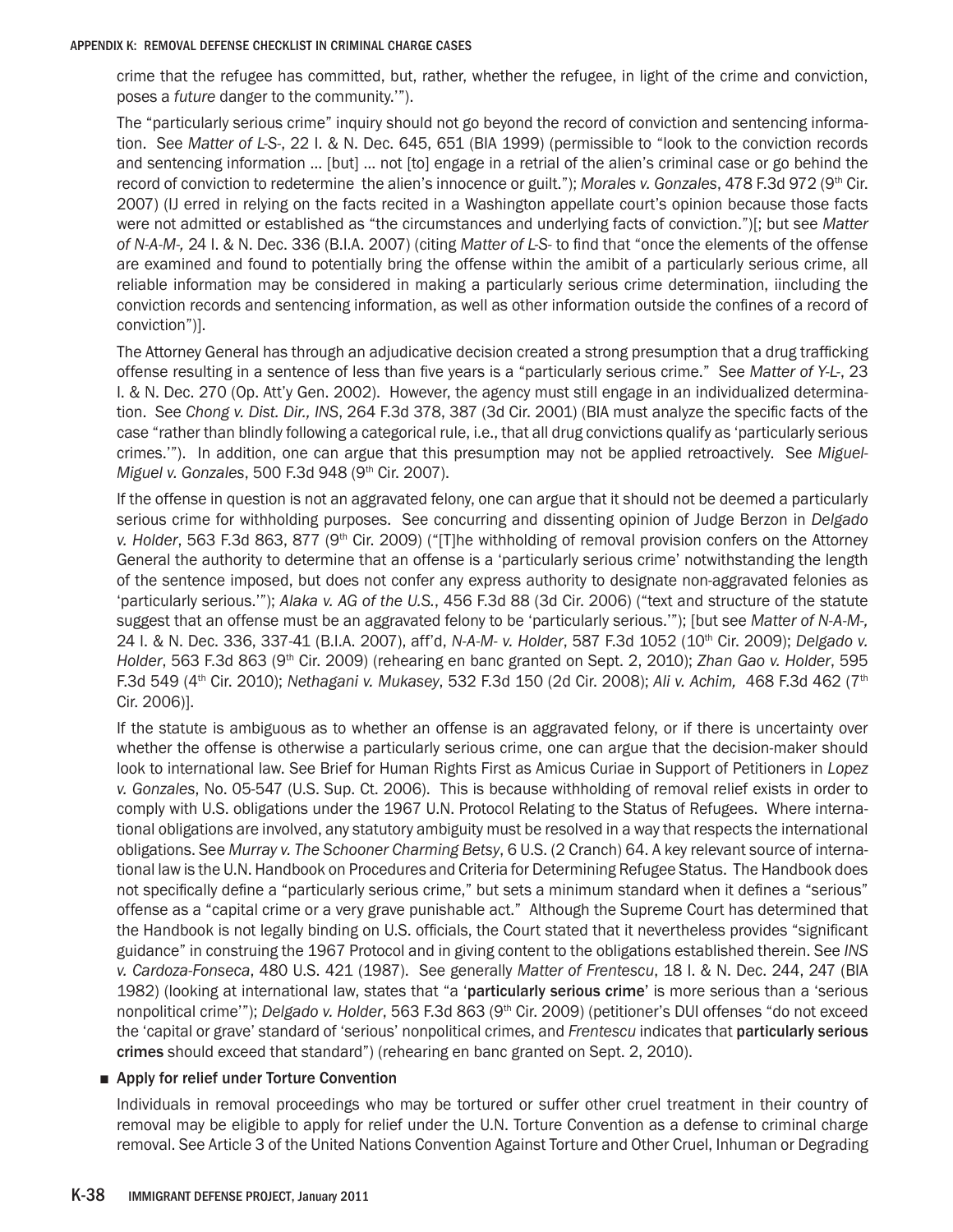crime that the refugee has committed, but, rather, whether the refugee, in light of the crime and conviction, poses a *future* danger to the community.'").

The "particularly serious crime" inquiry should not go beyond the record of conviction and sentencing information. See *Matter of L-S-*, 22 I. & N. Dec. 645, 651 (BIA 1999) (permissible to "look to the conviction records and sentencing information … [but] … not [to] engage in a retrial of the alien's criminal case or go behind the record of conviction to redetermine the alien's innocence or guilt."); *Morales v. Gonzales*, 478 F.3d 972 (9th Cir. 2007) (IJ erred in relying on the facts recited in a Washington appellate court's opinion because those facts were not admitted or established as "the circumstances and underlying facts of conviction.")[; but see *Matter of N-A-M-,* 24 I. & N. Dec. 336 (B.I.A. 2007) (citing *Matter of L-S-* to find that "once the elements of the offense are examined and found to potentially bring the offense within the amibit of a particularly serious crime, all reliable information may be considered in making a particularly serious crime determination, iincluding the conviction records and sentencing information, as well as other information outside the confines of a record of conviction")].

The Attorney General has through an adjudicative decision created a strong presumption that a drug trafficking offense resulting in a sentence of less than five years is a "particularly serious crime." See *Matter of Y-L-*, 23 I. & N. Dec. 270 (Op. Att'y Gen. 2002). However, the agency must still engage in an individualized determination. See *Chong v. Dist. Dir., INS*, 264 F.3d 378, 387 (3d Cir. 2001) (BIA must analyze the specific facts of the case "rather than blindly following a categorical rule, i.e., that all drug convictions qualify as 'particularly serious crimes.'"). In addition, one can argue that this presumption may not be applied retroactively. See *Miguel-Miguel v. Gonzales*, 500 F.3d 948 (9th Cir. 2007).

If the offense in question is not an aggravated felony, one can argue that it should not be deemed a particularly serious crime for withholding purposes. See concurring and dissenting opinion of Judge Berzon in *Delgado v. Holder*, 563 F.3d 863, 877 (9th Cir. 2009) ("[T]he withholding of removal provision confers on the Attorney General the authority to determine that an offense is a 'particularly serious crime' notwithstanding the length of the sentence imposed, but does not confer any express authority to designate non-aggravated felonies as 'particularly serious.'"); *Alaka v. AG of the U.S.*, 456 F.3d 88 (3d Cir. 2006) ("text and structure of the statute suggest that an offense must be an aggravated felony to be 'particularly serious.'"); [but see *Matter of N-A-M-,* 24 I. & N. Dec. 336, 337-41 (B.I.A. 2007), aff'd, *N-A-M- v. Holder*, 587 F.3d 1052 (10th Cir. 2009); *Delgado v. Holder*, 563 F.3d 863 (9th Cir. 2009) (rehearing en banc granted on Sept. 2, 2010); *Zhan Gao v. Holder*, 595 F.3d 549 (4th Cir. 2010); *Nethagani v. Mukasey*, 532 F.3d 150 (2d Cir. 2008); *Ali v. Achim,* 468 F.3d 462 (7th Cir. 2006)].

If the statute is ambiguous as to whether an offense is an aggravated felony, or if there is uncertainty over whether the offense is otherwise a particularly serious crime, one can argue that the decision-maker should look to international law. See Brief for Human Rights First as Amicus Curiae in Support of Petitioners in *Lopez v. Gonzales*, No. 05-547 (U.S. Sup. Ct. 2006). This is because withholding of removal relief exists in order to comply with U.S. obligations under the 1967 U.N. Protocol Relating to the Status of Refugees. Where international obligations are involved, any statutory ambiguity must be resolved in a way that respects the international obligations. See *Murray v. The Schooner Charming Betsy*, 6 U.S. (2 Cranch) 64. A key relevant source of international law is the U.N. Handbook on Procedures and Criteria for Determining Refugee Status. The Handbook does not specifically define a "particularly serious crime," but sets a minimum standard when it defines a "serious" offense as a "capital crime or a very grave punishable act." Although the Supreme Court has determined that the Handbook is not legally binding on U.S. officials, the Court stated that it nevertheless provides "significant guidance" in construing the 1967 Protocol and in giving content to the obligations established therein. See *INS v. Cardoza-Fonseca*, 480 U.S. 421 (1987). See generally *Matter of Frentescu*, 18 I. & N. Dec. 244, 247 (BIA 1982) (looking at international law, states that "a '**particularly serious crime**' is more serious than a 'serious nonpolitical crime'"); *Delgado v. Holder*, 563 F.3d 863 (9th Cir. 2009) (petitioner's DUI offenses "do not exceed the 'capital or grave' standard of 'serious' nonpolitical crimes, and *Frentescu* indicates that **particularly serious crimes** should exceed that standard") (rehearing en banc granted on Sept. 2, 2010).

- **Apply for relief under Torture Convention**

Individuals in removal proceedings who may be tortured or suffer other cruel treatment in their country of removal may be eligible to apply for relief under the U.N. Torture Convention as a defense to criminal charge removal. See Article 3 of the United Nations Convention Against Torture and Other Cruel, Inhuman or Degrading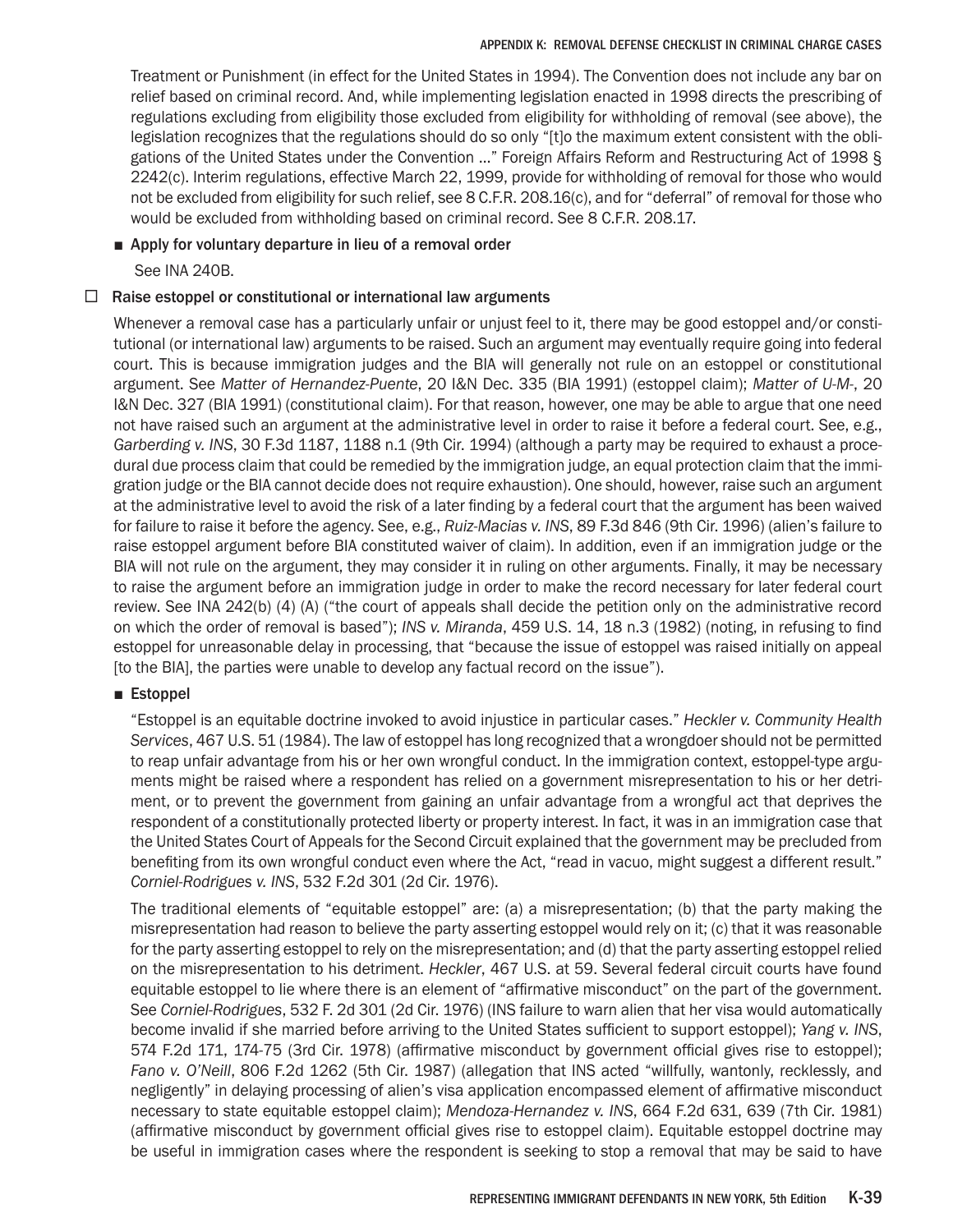Treatment or Punishment (in effect for the United States in 1994). The Convention does not include any bar on relief based on criminal record. And, while implementing legislation enacted in 1998 directs the prescribing of regulations excluding from eligibility those excluded from eligibility for withholding of removal (see above), the legislation recognizes that the regulations should do so only "[t]o the maximum extent consistent with the obligations of the United States under the Convention ..." Foreign Affairs Reform and Restructuring Act of 1998 § 2242(c). Interim regulations, effective March 22, 1999, provide for withholding of removal for those who would not be excluded from eligibility for such relief, see 8 C.F.R. 208.16(c), and for "deferral" of removal for those who would be excluded from withholding based on criminal record. See 8 C.F.R. 208.17.

- **Apply for voluntary departure in lieu of a removal order**

  See INA 240B.

☐ **Raise estoppel or constitutional or international law arguments**

Whenever a removal case has a particularly unfair or unjust feel to it, there may be good estoppel and/or constitutional (or international law) arguments to be raised. Such an argument may eventually require going into federal court. This is because immigration judges and the BIA will generally not rule on an estoppel or constitutional argument. See *Matter of Hernandez-Puente*, 20 I&N Dec. 335 (BIA 1991) (estoppel claim); *Matter of U-M-*, 20 I&N Dec. 327 (BIA 1991) (constitutional claim). For that reason, however, one may be able to argue that one need not have raised such an argument at the administrative level in order to raise it before a federal court. See, e.g., *Garberding v. INS*, 30 F.3d 1187, 1188 n.1 (9th Cir. 1994) (although a party may be required to exhaust a procedural due process claim that could be remedied by the immigration judge, an equal protection claim that the immigration judge or the BIA cannot decide does not require exhaustion). One should, however, raise such an argument at the administrative level to avoid the risk of a later finding by a federal court that the argument has been waived for failure to raise it before the agency. See, e.g., *Ruiz-Macias v. INS*, 89 F.3d 846 (9th Cir. 1996) (alien's failure to raise estoppel argument before BIA constituted waiver of claim). In addition, even if an immigration judge or the BIA will not rule on the argument, they may consider it in ruling on other arguments. Finally, it may be necessary to raise the argument before an immigration judge in order to make the record necessary for later federal court review. See INA 242(b) (4) (A) ("the court of appeals shall decide the petition only on the administrative record on which the order of removal is based"); *INS v. Miranda*, 459 U.S. 14, 18 n.3 (1982) (noting, in refusing to find estoppel for unreasonable delay in processing, that "because the issue of estoppel was raised initially on appeal [to the BIA], the parties were unable to develop any factual record on the issue").

- **Estoppel**

  "Estoppel is an equitable doctrine invoked to avoid injustice in particular cases." *Heckler v. Community Health Services*, 467 U.S. 51 (1984). The law of estoppel has long recognized that a wrongdoer should not be permitted to reap unfair advantage from his or her own wrongful conduct. In the immigration context, estoppel-type arguments might be raised where a respondent has relied on a government misrepresentation to his or her detriment, or to prevent the government from gaining an unfair advantage from a wrongful act that deprives the respondent of a constitutionally protected liberty or property interest. In fact, it was in an immigration case that the United States Court of Appeals for the Second Circuit explained that the government may be precluded from benefiting from its own wrongful conduct even where the Act, "read in vacuo, might suggest a different result." *Corniel-Rodrigues v. INS*, 532 F.2d 301 (2d Cir. 1976).

  The traditional elements of "equitable estoppel" are: (a) a misrepresentation; (b) that the party making the misrepresentation had reason to believe the party asserting estoppel would rely on it; (c) that it was reasonable for the party asserting estoppel to rely on the misrepresentation; and (d) that the party asserting estoppel relied on the misrepresentation to his detriment. *Heckler*, 467 U.S. at 59. Several federal circuit courts have found equitable estoppel to lie where there is an element of "affirmative misconduct" on the part of the government. See *Corniel-Rodrigues*, 532 F. 2d 301 (2d Cir. 1976) (INS failure to warn alien that her visa would automatically become invalid if she married before arriving to the United States sufficient to support estoppel); *Yang v. INS*, 574 F.2d 171, 174-75 (3rd Cir. 1978) (affirmative misconduct by government official gives rise to estoppel); *Fano v. O'Neill*, 806 F.2d 1262 (5th Cir. 1987) (allegation that INS acted "willfully, wantonly, recklessly, and negligently" in delaying processing of alien's visa application encompassed element of affirmative misconduct necessary to state equitable estoppel claim); *Mendoza-Hernandez v. INS*, 664 F.2d 631, 639 (7th Cir. 1981) (affirmative misconduct by government official gives rise to estoppel claim). Equitable estoppel doctrine may be useful in immigration cases where the respondent is seeking to stop a removal that may be said to have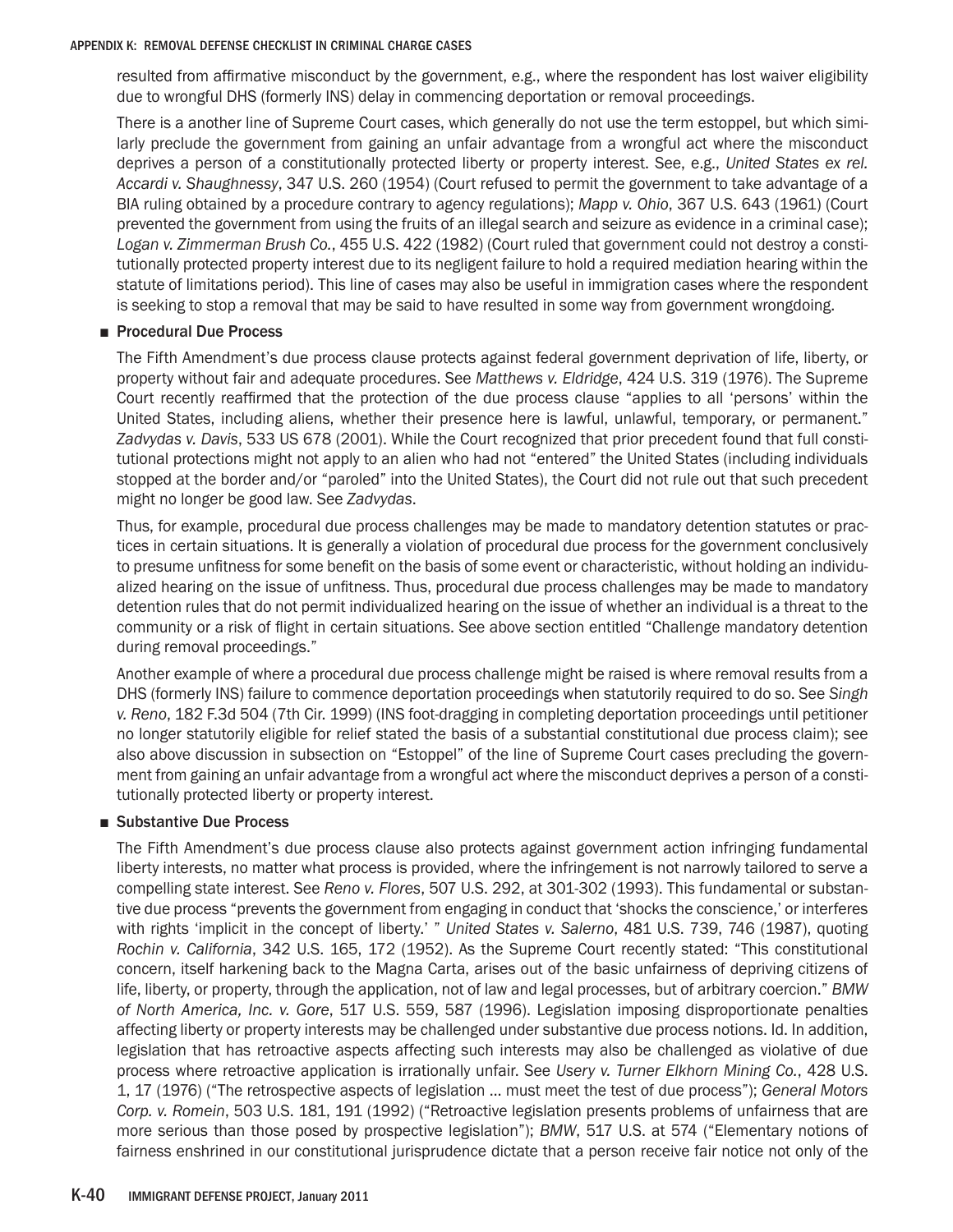resulted from affirmative misconduct by the government, e.g., where the respondent has lost waiver eligibility due to wrongful DHS (formerly INS) delay in commencing deportation or removal proceedings.

There is a another line of Supreme Court cases, which generally do not use the term estoppel, but which similarly preclude the government from gaining an unfair advantage from a wrongful act where the misconduct deprives a person of a constitutionally protected liberty or property interest. See, e.g., *United States ex rel. Accardi v. Shaughnessy*, 347 U.S. 260 (1954) (Court refused to permit the government to take advantage of a BIA ruling obtained by a procedure contrary to agency regulations); *Mapp v. Ohio*, 367 U.S. 643 (1961) (Court prevented the government from using the fruits of an illegal search and seizure as evidence in a criminal case); *Logan v. Zimmerman Brush Co.*, 455 U.S. 422 (1982) (Court ruled that government could not destroy a constitutionally protected property interest due to its negligent failure to hold a required mediation hearing within the statute of limitations period). This line of cases may also be useful in immigration cases where the respondent is seeking to stop a removal that may be said to have resulted in some way from government wrongdoing.

- **Procedural Due Process**

The Fifth Amendment's due process clause protects against federal government deprivation of life, liberty, or property without fair and adequate procedures. See *Matthews v. Eldridge*, 424 U.S. 319 (1976). The Supreme Court recently reaffirmed that the protection of the due process clause "applies to all 'persons' within the United States, including aliens, whether their presence here is lawful, unlawful, temporary, or permanent." *Zadvydas v. Davis*, 533 US 678 (2001). While the Court recognized that prior precedent found that full constitutional protections might not apply to an alien who had not "entered" the United States (including individuals stopped at the border and/or "paroled" into the United States), the Court did not rule out that such precedent might no longer be good law. See *Zadvydas*.

Thus, for example, procedural due process challenges may be made to mandatory detention statutes or practices in certain situations. It is generally a violation of procedural due process for the government conclusively to presume unfitness for some benefit on the basis of some event or characteristic, without holding an individualized hearing on the issue of unfitness. Thus, procedural due process challenges may be made to mandatory detention rules that do not permit individualized hearing on the issue of whether an individual is a threat to the community or a risk of flight in certain situations. See above section entitled "Challenge mandatory detention during removal proceedings."

Another example of where a procedural due process challenge might be raised is where removal results from a DHS (formerly INS) failure to commence deportation proceedings when statutorily required to do so. See *Singh v. Reno*, 182 F.3d 504 (7th Cir. 1999) (INS foot-dragging in completing deportation proceedings until petitioner no longer statutorily eligible for relief stated the basis of a substantial constitutional due process claim); see also above discussion in subsection on "Estoppel" of the line of Supreme Court cases precluding the government from gaining an unfair advantage from a wrongful act where the misconduct deprives a person of a constitutionally protected liberty or property interest.

- **Substantive Due Process**

The Fifth Amendment's due process clause also protects against government action infringing fundamental liberty interests, no matter what process is provided, where the infringement is not narrowly tailored to serve a compelling state interest. See *Reno v. Flores*, 507 U.S. 292, at 301-302 (1993). This fundamental or substantive due process "prevents the government from engaging in conduct that 'shocks the conscience,' or interferes with rights 'implicit in the concept of liberty.' " *United States v. Salerno*, 481 U.S. 739, 746 (1987), quoting *Rochin v. California*, 342 U.S. 165, 172 (1952). As the Supreme Court recently stated: "This constitutional concern, itself harkening back to the Magna Carta, arises out of the basic unfairness of depriving citizens of life, liberty, or property, through the application, not of law and legal processes, but of arbitrary coercion." *BMW of North America, Inc. v. Gore*, 517 U.S. 559, 587 (1996). Legislation imposing disproportionate penalties affecting liberty or property interests may be challenged under substantive due process notions. Id. In addition, legislation that has retroactive aspects affecting such interests may also be challenged as violative of due process where retroactive application is irrationally unfair. See *Usery v. Turner Elkhorn Mining Co.*, 428 U.S. 1, 17 (1976) ("The retrospective aspects of legislation ... must meet the test of due process"); *General Motors Corp. v. Romein*, 503 U.S. 181, 191 (1992) ("Retroactive legislation presents problems of unfairness that are more serious than those posed by prospective legislation"); *BMW*, 517 U.S. at 574 ("Elementary notions of fairness enshrined in our constitutional jurisprudence dictate that a person receive fair notice not only of the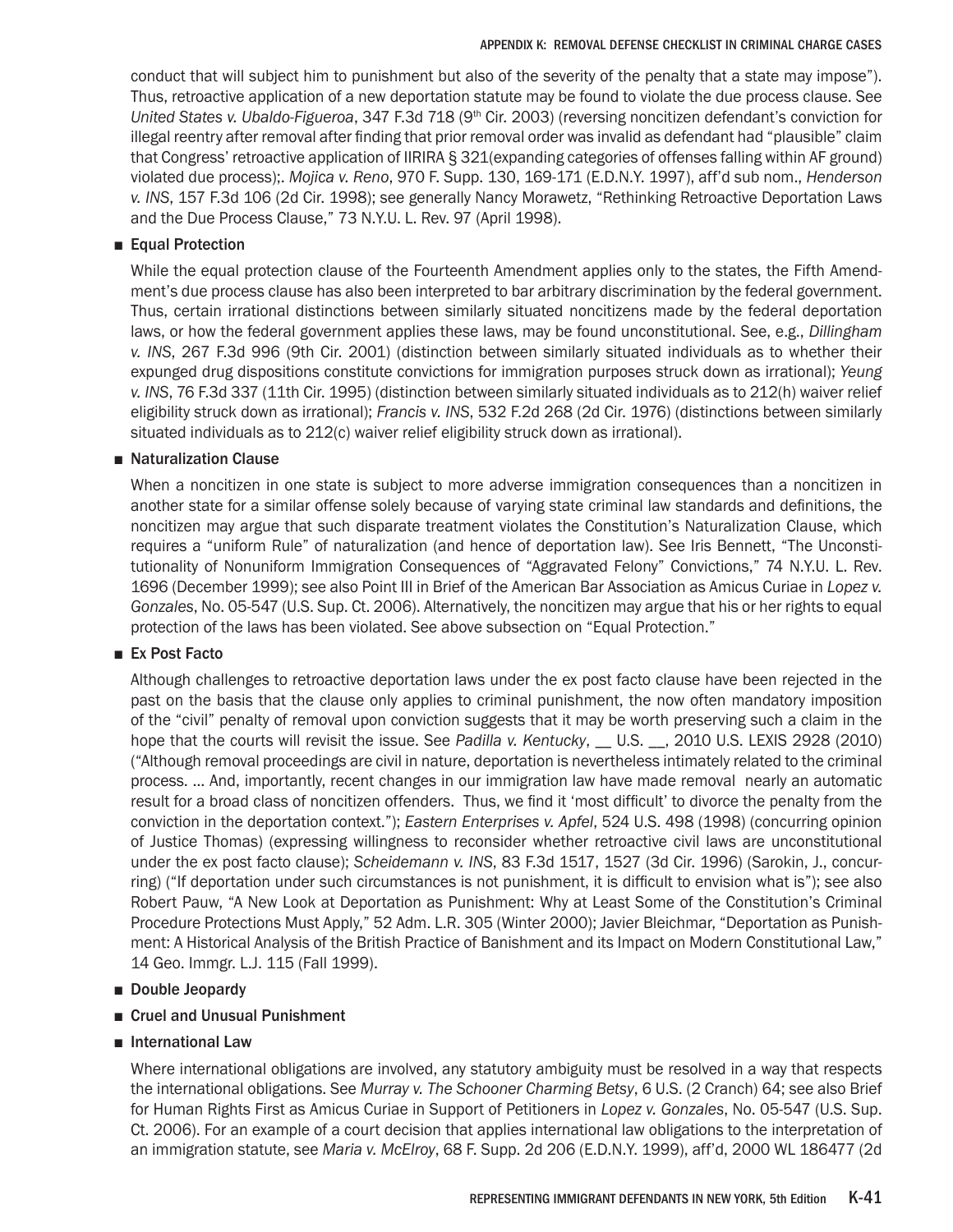conduct that will subject him to punishment but also of the severity of the penalty that a state may impose"). Thus, retroactive application of a new deportation statute may be found to violate the due process clause. See *United States v. Ubaldo-Figueroa*, 347 F.3d 718 (9th Cir. 2003) (reversing noncitizen defendant's conviction for illegal reentry after removal after finding that prior removal order was invalid as defendant had "plausible" claim that Congress' retroactive application of IIRIRA § 321(expanding categories of offenses falling within AF ground) violated due process);. *Mojica v. Reno*, 970 F. Supp. 130, 169-171 (E.D.N.Y. 1997), aff'd sub nom., *Henderson v. INS*, 157 F.3d 106 (2d Cir. 1998); see generally Nancy Morawetz, "Rethinking Retroactive Deportation Laws and the Due Process Clause," 73 N.Y.U. L. Rev. 97 (April 1998).

- Equal Protection

  While the equal protection clause of the Fourteenth Amendment applies only to the states, the Fifth Amendment's due process clause has also been interpreted to bar arbitrary discrimination by the federal government. Thus, certain irrational distinctions between similarly situated noncitizens made by the federal deportation laws, or how the federal government applies these laws, may be found unconstitutional. See, e.g., *Dillingham v. INS*, 267 F.3d 996 (9th Cir. 2001) (distinction between similarly situated individuals as to whether their expunged drug dispositions constitute convictions for immigration purposes struck down as irrational); *Yeung v. INS*, 76 F.3d 337 (11th Cir. 1995) (distinction between similarly situated individuals as to 212(h) waiver relief eligibility struck down as irrational); *Francis v. INS*, 532 F.2d 268 (2d Cir. 1976) (distinctions between similarly situated individuals as to 212(c) waiver relief eligibility struck down as irrational).

- Naturalization Clause

  When a noncitizen in one state is subject to more adverse immigration consequences than a noncitizen in another state for a similar offense solely because of varying state criminal law standards and definitions, the noncitizen may argue that such disparate treatment violates the Constitution's Naturalization Clause, which requires a "uniform Rule" of naturalization (and hence of deportation law). See Iris Bennett, "The Unconstitutionality of Nonuniform Immigration Consequences of "Aggravated Felony" Convictions," 74 N.Y.U. L. Rev. 1696 (December 1999); see also Point III in Brief of the American Bar Association as Amicus Curiae in *Lopez v. Gonzales*, No. 05-547 (U.S. Sup. Ct. 2006). Alternatively, the noncitizen may argue that his or her rights to equal protection of the laws has been violated. See above subsection on "Equal Protection."

- Ex Post Facto

  Although challenges to retroactive deportation laws under the ex post facto clause have been rejected in the past on the basis that the clause only applies to criminal punishment, the now often mandatory imposition of the "civil" penalty of removal upon conviction suggests that it may be worth preserving such a claim in the hope that the courts will revisit the issue. See *Padilla v. Kentucky*, __ U.S. __, 2010 U.S. LEXIS 2928 (2010) ("Although removal proceedings are civil in nature, deportation is nevertheless intimately related to the criminal process. ... And, importantly, recent changes in our immigration law have made removal nearly an automatic result for a broad class of noncitizen offenders. Thus, we find it 'most difficult' to divorce the penalty from the conviction in the deportation context."); *Eastern Enterprises v. Apfel*, 524 U.S. 498 (1998) (concurring opinion of Justice Thomas) (expressing willingness to reconsider whether retroactive civil laws are unconstitutional under the ex post facto clause); *Scheidemann v. INS*, 83 F.3d 1517, 1527 (3d Cir. 1996) (Sarokin, J., concurring) ("If deportation under such circumstances is not punishment, it is difficult to envision what is"); see also Robert Pauw, "A New Look at Deportation as Punishment: Why at Least Some of the Constitution's Criminal Procedure Protections Must Apply," 52 Adm. L.R. 305 (Winter 2000); Javier Bleichmar, "Deportation as Punishment: A Historical Analysis of the British Practice of Banishment and its Impact on Modern Constitutional Law," 14 Geo. Immgr. L.J. 115 (Fall 1999).

- Double Jeopardy

- Cruel and Unusual Punishment

- International Law

  Where international obligations are involved, any statutory ambiguity must be resolved in a way that respects the international obligations. See *Murray v. The Schooner Charming Betsy*, 6 U.S. (2 Cranch) 64; see also Brief for Human Rights First as Amicus Curiae in Support of Petitioners in *Lopez v. Gonzales*, No. 05-547 (U.S. Sup. Ct. 2006). For an example of a court decision that applies international law obligations to the interpretation of an immigration statute, see *Maria v. McElroy*, 68 F. Supp. 2d 206 (E.D.N.Y. 1999), aff'd, 2000 WL 186477 (2d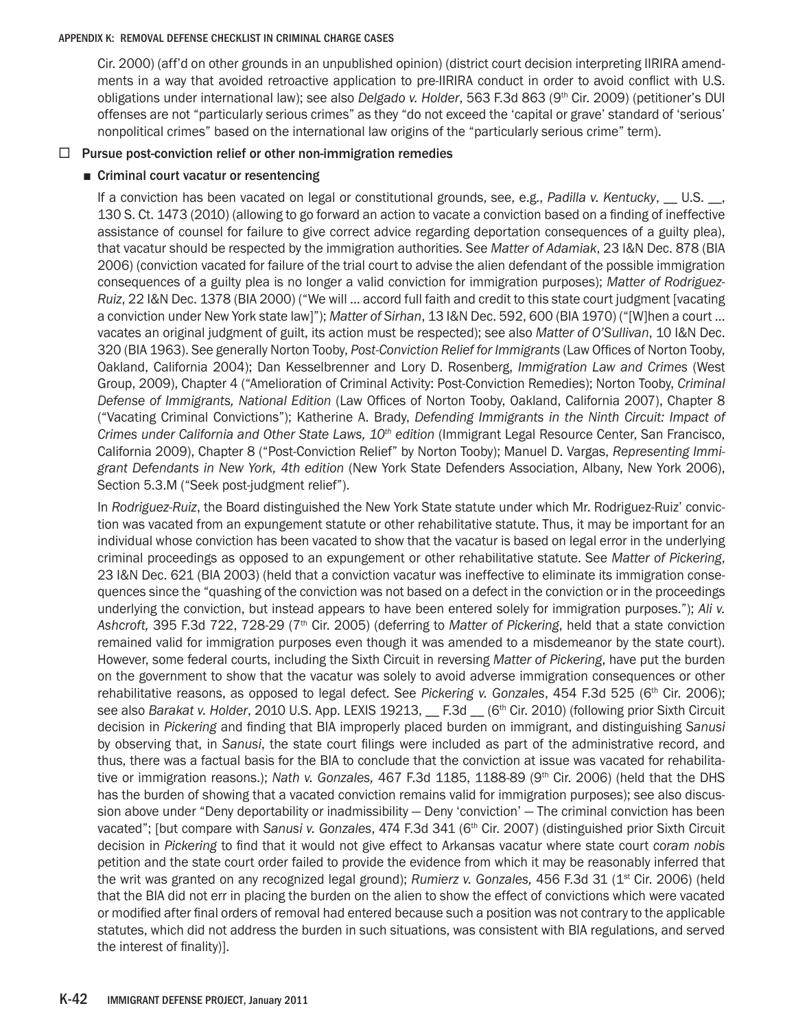Cir. 2000) (aff'd on other grounds in an unpublished opinion) (district court decision interpreting IIRIRA amendments in a way that avoided retroactive application to pre-IIRIRA conduct in order to avoid conflict with U.S. obligations under international law); see also *Delgado v. Holder*, 563 F.3d 863 (9th Cir. 2009) (petitioner's DUI offenses are not "particularly serious crimes" as they "do not exceed the 'capital or grave' standard of 'serious' nonpolitical crimes" based on the international law origins of the "particularly serious crime" term).

☐ **Pursue post-conviction relief or other non-immigration remedies**

- **Criminal court vacatur or resentencing**

  If a conviction has been vacated on legal or constitutional grounds, see, e.g., *Padilla v. Kentucky*, __ U.S. __, 130 S. Ct. 1473 (2010) (allowing to go forward an action to vacate a conviction based on a finding of ineffective assistance of counsel for failure to give correct advice regarding deportation consequences of a guilty plea), that vacatur should be respected by the immigration authorities. See *Matter of Adamiak*, 23 I&N Dec. 878 (BIA 2006) (conviction vacated for failure of the trial court to advise the alien defendant of the possible immigration consequences of a guilty plea is no longer a valid conviction for immigration purposes); *Matter of Rodriguez-Ruiz*, 22 I&N Dec. 1378 (BIA 2000) ("We will … accord full faith and credit to this state court judgment [vacating a conviction under New York state law]"); *Matter of Sirhan*, 13 I&N Dec. 592, 600 (BIA 1970) ("[W]hen a court … vacates an original judgment of guilt, its action must be respected); see also *Matter of O'Sullivan*, 10 I&N Dec. 320 (BIA 1963). See generally Norton Tooby, *Post-Conviction Relief for Immigrants* (Law Offices of Norton Tooby, Oakland, California 2004); Dan Kesselbrenner and Lory D. Rosenberg, *Immigration Law and Crimes* (West Group, 2009), Chapter 4 ("Amelioration of Criminal Activity: Post-Conviction Remedies); Norton Tooby, *Criminal Defense of Immigrants, National Edition* (Law Offices of Norton Tooby, Oakland, California 2007), Chapter 8 ("Vacating Criminal Convictions"); Katherine A. Brady, *Defending Immigrants in the Ninth Circuit: Impact of Crimes under California and Other State Laws, 10th edition* (Immigrant Legal Resource Center, San Francisco, California 2009), Chapter 8 ("Post-Conviction Relief" by Norton Tooby); Manuel D. Vargas, *Representing Immigrant Defendants in New York, 4th edition* (New York State Defenders Association, Albany, New York 2006), Section 5.3.M ("Seek post-judgment relief").

  In *Rodriguez-Ruiz*, the Board distinguished the New York State statute under which Mr. Rodriguez-Ruiz' conviction was vacated from an expungement statute or other rehabilitative statute. Thus, it may be important for an individual whose conviction has been vacated to show that the vacatur is based on legal error in the underlying criminal proceedings as opposed to an expungement or other rehabilitative statute. See *Matter of Pickering*, 23 I&N Dec. 621 (BIA 2003) (held that a conviction vacatur was ineffective to eliminate its immigration consequences since the "quashing of the conviction was not based on a defect in the conviction or in the proceedings underlying the conviction, but instead appears to have been entered solely for immigration purposes."); *Ali v. Ashcroft,* 395 F.3d 722, 728-29 (7th Cir. 2005) (deferring to *Matter of Pickering*, held that a state conviction remained valid for immigration purposes even though it was amended to a misdemeanor by the state court). However, some federal courts, including the Sixth Circuit in reversing *Matter of Pickering*, have put the burden on the government to show that the vacatur was solely to avoid adverse immigration consequences or other rehabilitative reasons, as opposed to legal defect. See *Pickering v. Gonzales*, 454 F.3d 525 (6th Cir. 2006); see also *Barakat v. Holder*, 2010 U.S. App. LEXIS 19213, __ F.3d __ (6th Cir. 2010) (following prior Sixth Circuit decision in *Pickering* and finding that BIA improperly placed burden on immigrant, and distinguishing *Sanusi* by observing that, in *Sanusi*, the state court filings were included as part of the administrative record, and thus, there was a factual basis for the BIA to conclude that the conviction at issue was vacated for rehabilitative or immigration reasons.); *Nath v. Gonzales,* 467 F.3d 1185, 1188-89 (9th Cir. 2006) (held that the DHS has the burden of showing that a vacated conviction remains valid for immigration purposes); see also discussion above under "Deny deportability or inadmissibility — Deny 'conviction' — The criminal conviction has been vacated"; [but compare with *Sanusi v. Gonzales*, 474 F.3d 341 (6th Cir. 2007) (distinguished prior Sixth Circuit decision in *Pickering* to find that it would not give effect to Arkansas vacatur where state court *coram nobis* petition and the state court order failed to provide the evidence from which it may be reasonably inferred that the writ was granted on any recognized legal ground); *Rumierz v. Gonzales,* 456 F.3d 31 (1st Cir. 2006) (held that the BIA did not err in placing the burden on the alien to show the effect of convictions which were vacated or modified after final orders of removal had entered because such a position was not contrary to the applicable statutes, which did not address the burden in such situations, was consistent with BIA regulations, and served the interest of finality)].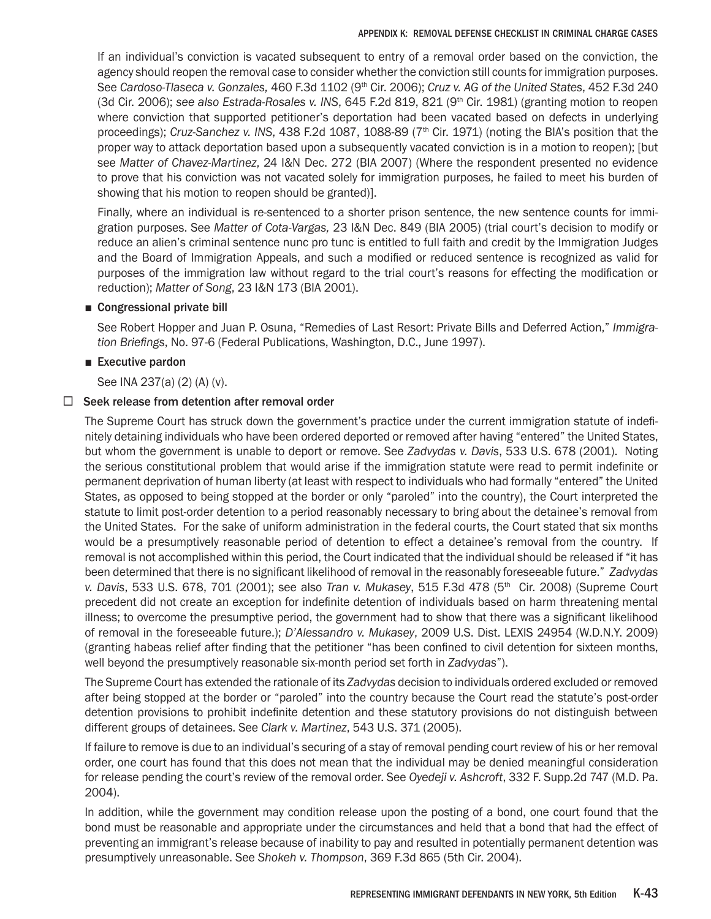If an individual's conviction is vacated subsequent to entry of a removal order based on the conviction, the agency should reopen the removal case to consider whether the conviction still counts for immigration purposes. See *Cardoso-Tlaseca v. Gonzales,* 460 F.3d 1102 (9th Cir. 2006); *Cruz v. AG of the United States*, 452 F.3d 240 (3d Cir. 2006); *see also Estrada-Rosales v. INS*, 645 F.2d 819, 821 (9th Cir. 1981) (granting motion to reopen where conviction that supported petitioner's deportation had been vacated based on defects in underlying proceedings); *Cruz-Sanchez v. INS*, 438 F.2d 1087, 1088-89 (7th Cir. 1971) (noting the BIA's position that the proper way to attack deportation based upon a subsequently vacated conviction is in a motion to reopen); [but see *Matter of Chavez-Martinez*, 24 I&N Dec. 272 (BIA 2007) (Where the respondent presented no evidence to prove that his conviction was not vacated solely for immigration purposes, he failed to meet his burden of showing that his motion to reopen should be granted)].

Finally, where an individual is re-sentenced to a shorter prison sentence, the new sentence counts for immigration purposes. See *Matter of Cota-Vargas,* 23 I&N Dec. 849 (BIA 2005) (trial court's decision to modify or reduce an alien's criminal sentence nunc pro tunc is entitled to full faith and credit by the Immigration Judges and the Board of Immigration Appeals, and such a modified or reduced sentence is recognized as valid for purposes of the immigration law without regard to the trial court's reasons for effecting the modification or reduction); *Matter of Song*, 23 I&N 173 (BIA 2001).

- Congressional private bill

  See Robert Hopper and Juan P. Osuna, "Remedies of Last Resort: Private Bills and Deferred Action," *Immigration Briefings*, No. 97-6 (Federal Publications, Washington, D.C., June 1997).

- Executive pardon

  See INA 237(a) (2) (A) (v).

☐ Seek release from detention after removal order

The Supreme Court has struck down the government's practice under the current immigration statute of indefinitely detaining individuals who have been ordered deported or removed after having "entered" the United States, but whom the government is unable to deport or remove. See *Zadvydas v. Davis*, 533 U.S. 678 (2001). Noting the serious constitutional problem that would arise if the immigration statute were read to permit indefinite or permanent deprivation of human liberty (at least with respect to individuals who had formally "entered" the United States, as opposed to being stopped at the border or only "paroled" into the country), the Court interpreted the statute to limit post-order detention to a period reasonably necessary to bring about the detainee's removal from the United States. For the sake of uniform administration in the federal courts, the Court stated that six months would be a presumptively reasonable period of detention to effect a detainee's removal from the country. If removal is not accomplished within this period, the Court indicated that the individual should be released if "it has been determined that there is no significant likelihood of removal in the reasonably foreseeable future." *Zadvydas v. Davis*, 533 U.S. 678, 701 (2001); see also *Tran v. Mukasey*, 515 F.3d 478 (5th Cir. 2008) (Supreme Court precedent did not create an exception for indefinite detention of individuals based on harm threatening mental illness; to overcome the presumptive period, the government had to show that there was a significant likelihood of removal in the foreseeable future.); *D'Alessandro v. Mukasey*, 2009 U.S. Dist. LEXIS 24954 (W.D.N.Y. 2009) (granting habeas relief after finding that the petitioner "has been confined to civil detention for sixteen months, well beyond the presumptively reasonable six-month period set forth in *Zadvydas*").

The Supreme Court has extended the rationale of its *Zadvydas* decision to individuals ordered excluded or removed after being stopped at the border or "paroled" into the country because the Court read the statute's post-order detention provisions to prohibit indefinite detention and these statutory provisions do not distinguish between different groups of detainees. See *Clark v. Martinez*, 543 U.S. 371 (2005).

If failure to remove is due to an individual's securing of a stay of removal pending court review of his or her removal order, one court has found that this does not mean that the individual may be denied meaningful consideration for release pending the court's review of the removal order. See *Oyedeji v. Ashcroft*, 332 F. Supp.2d 747 (M.D. Pa. 2004).

In addition, while the government may condition release upon the posting of a bond, one court found that the bond must be reasonable and appropriate under the circumstances and held that a bond that had the effect of preventing an immigrant's release because of inability to pay and resulted in potentially permanent detention was presumptively unreasonable. See *Shokeh v. Thompson*, 369 F.3d 865 (5th Cir. 2004).